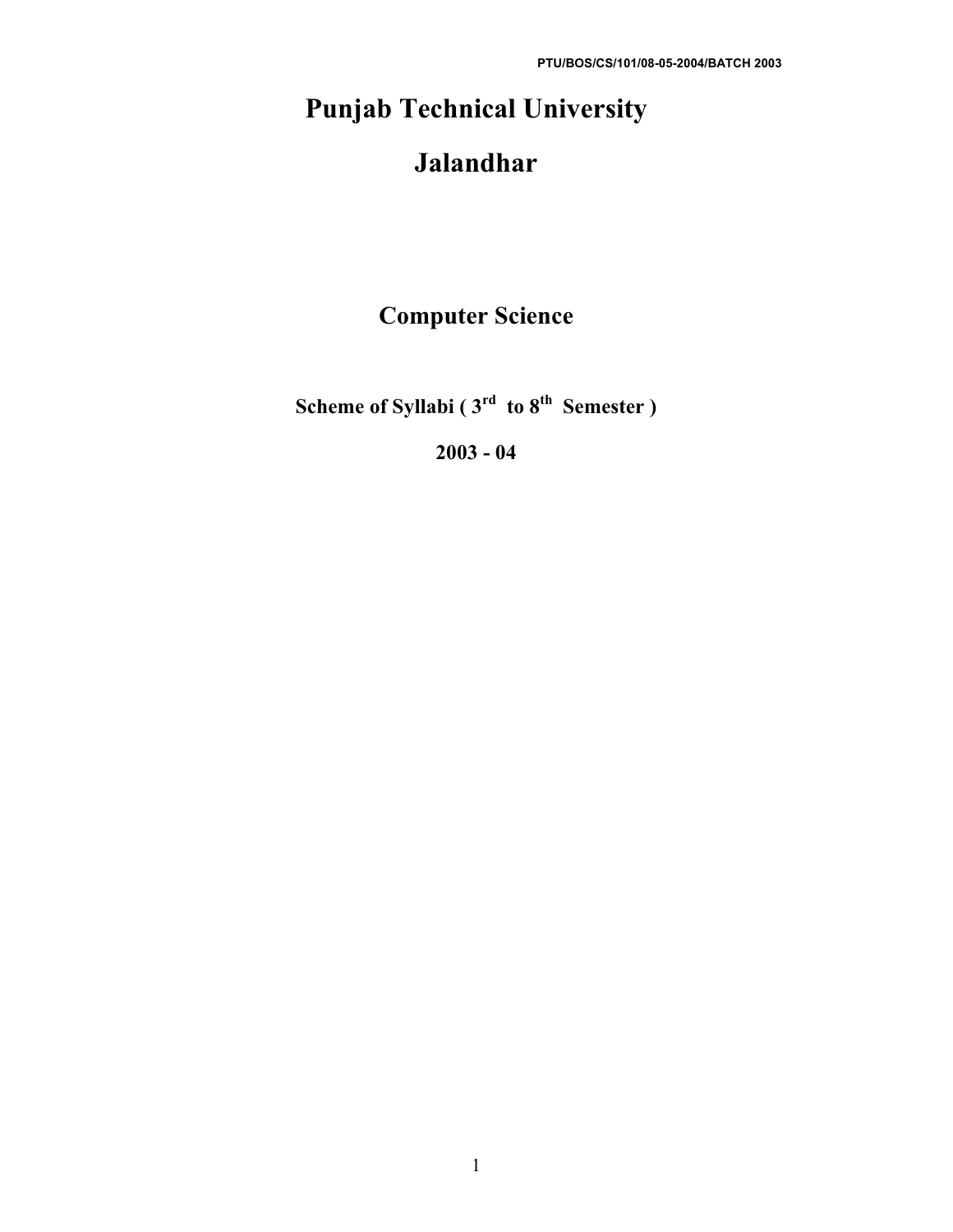PTU/BOS/CS/101/08-05-2004/BATCH 2003

# Punjab Technical University

# Jalandhar

## Computer Science

### Scheme of Syllabi ( 3rd to 8th Semester )

### 2003 - 04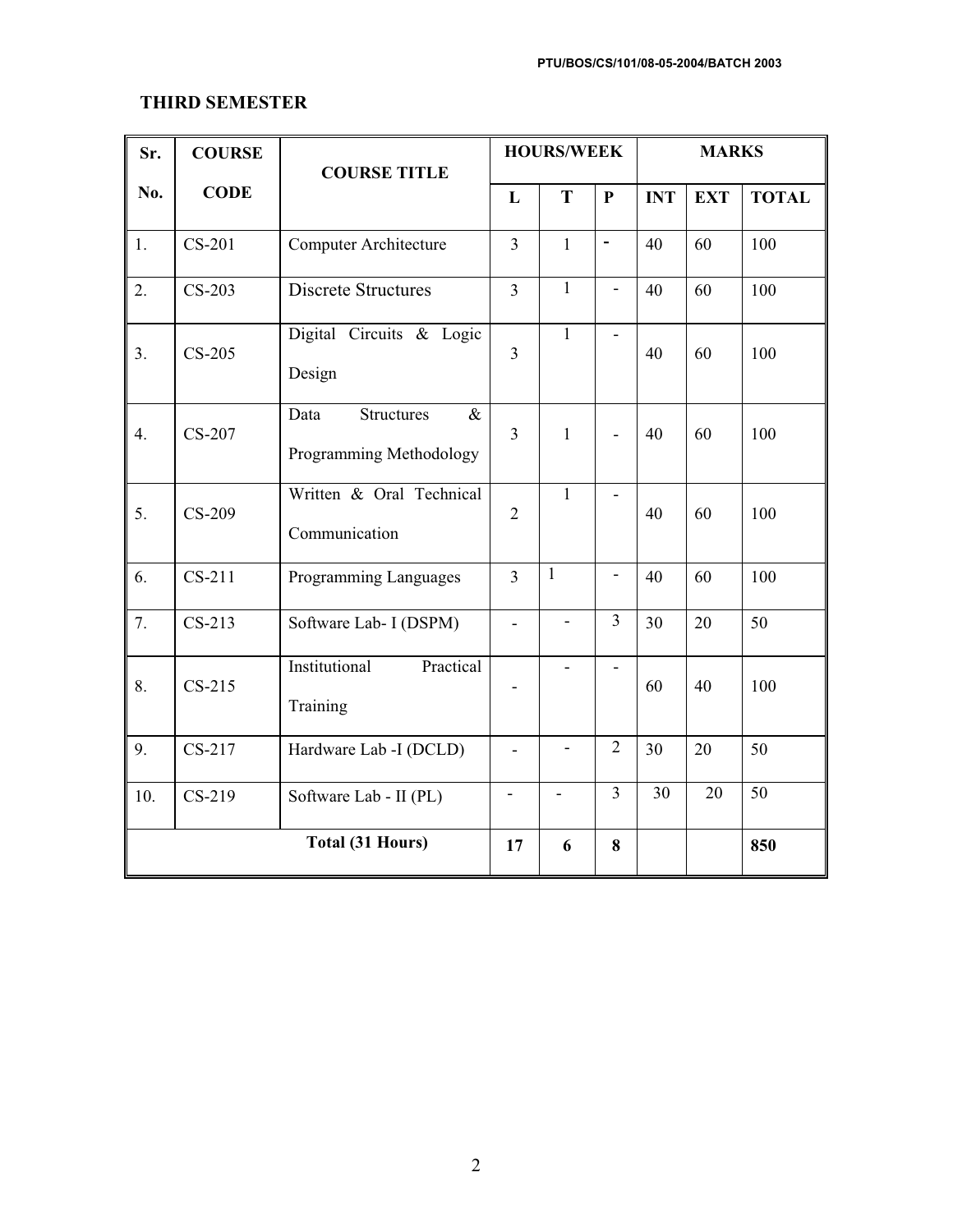## THIRD SEMESTER

| Sr. No. | COURSE CODE | COURSE TITLE | HOURS/WEEK | | | MARKS | | |
|---|---|---|---|---|---|---|---|---|
| | | | L | T | P | INT | EXT | TOTAL |
| 1. | CS-201 | Computer Architecture | 3 | 1 | - | 40 | 60 | 100 |
| 2. | CS-203 | Discrete Structures | 3 | 1 | - | 40 | 60 | 100 |
| 3. | CS-205 | Digital Circuits & Logic Design | 3 | 1 | - | 40 | 60 | 100 |
| 4. | CS-207 | Data Structures & Programming Methodology | 3 | 1 | - | 40 | 60 | 100 |
| 5. | CS-209 | Written & Oral Technical Communication | 2 | 1 | - | 40 | 60 | 100 |
| 6. | CS-211 | Programming Languages | 3 | 1 | - | 40 | 60 | 100 |
| 7. | CS-213 | Software Lab- I (DSPM) | - | - | 3 | 30 | 20 | 50 |
| 8. | CS-215 | Institutional Practical Training | - | - | - | 60 | 40 | 100 |
| 9. | CS-217 | Hardware Lab -I (DCLD) | - | - | 2 | 30 | 20 | 50 |
| 10. | CS-219 | Software Lab - II (PL) | - | - | 3 | 30 | 20 | 50 |
| **Total (31 Hours)** | | | **17** | **6** | **8** | | | **850** |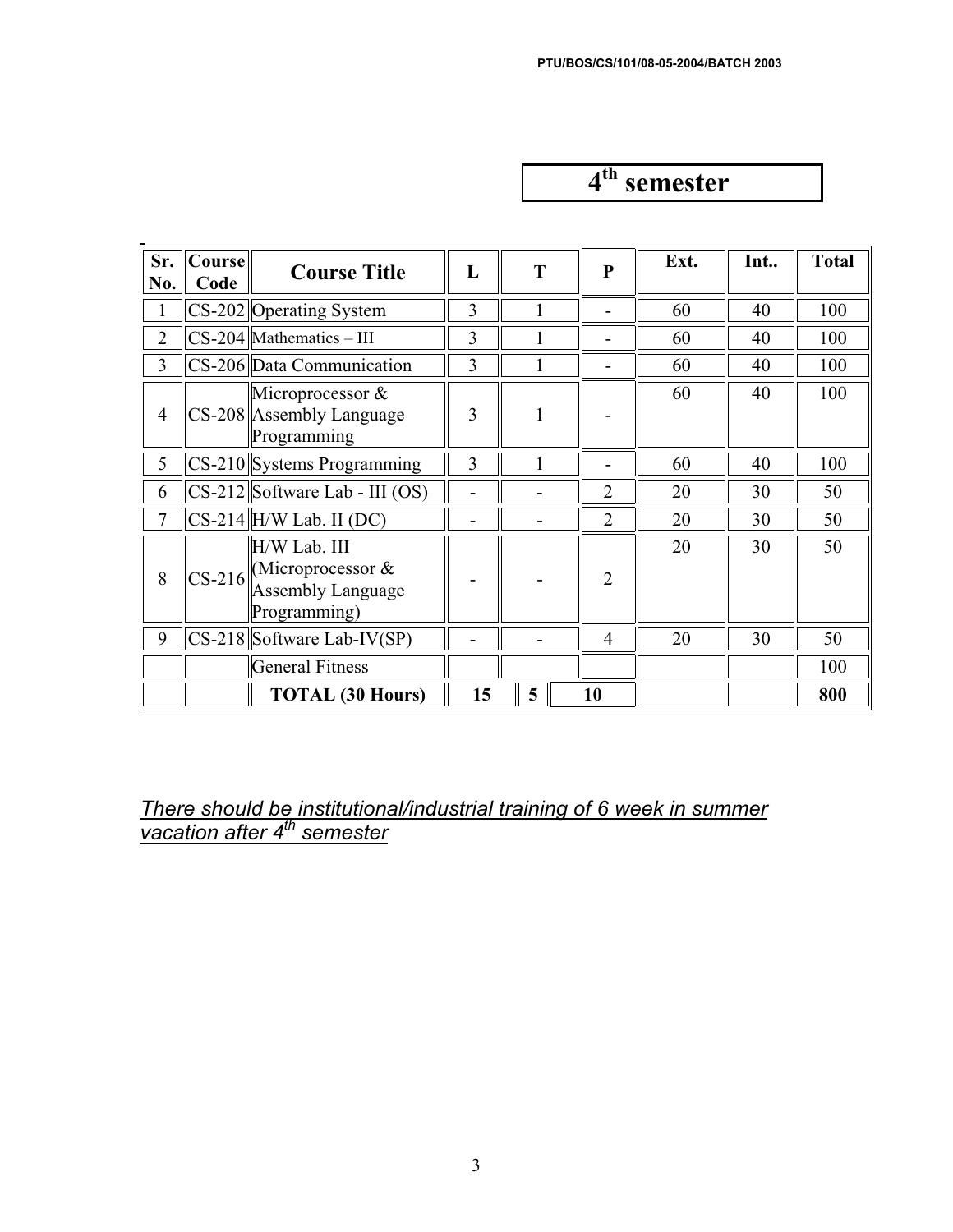# 4[th] semester

| Sr. No. | Course Code | Course Title | L | T | P | Ext. | Int.. | Total |
|---|---|---|---|---|---|---|---|---|
| 1 | CS-202 | Operating System | 3 | 1 | - | 60 | 40 | 100 |
| 2 | CS-204 | Mathematics – III | 3 | 1 | - | 60 | 40 | 100 |
| 3 | CS-206 | Data Communication | 3 | 1 | - | 60 | 40 | 100 |
| 4 | CS-208 | Microprocessor & Assembly Language Programming | 3 | 1 | - | 60 | 40 | 100 |
| 5 | CS-210 | Systems Programming | 3 | 1 | - | 60 | 40 | 100 |
| 6 | CS-212 | Software Lab - III (OS) | - | - | 2 | 20 | 30 | 50 |
| 7 | CS-214 | H/W Lab. II (DC) | - | - | 2 | 20 | 30 | 50 |
| 8 | CS-216 | H/W Lab. III (Microprocessor & Assembly Language Programming) | - | - | 2 | 20 | 30 | 50 |
| 9 | CS-218 | Software Lab-IV(SP) | - | - | 4 | 20 | 30 | 50 |
| | | General Fitness | | | | | | 100 |
| | | **TOTAL (30 Hours)** | **15** | **5** | **10** | | | **800** |

*There should be institutional/industrial training of 6 week in summer vacation after 4[th] semester*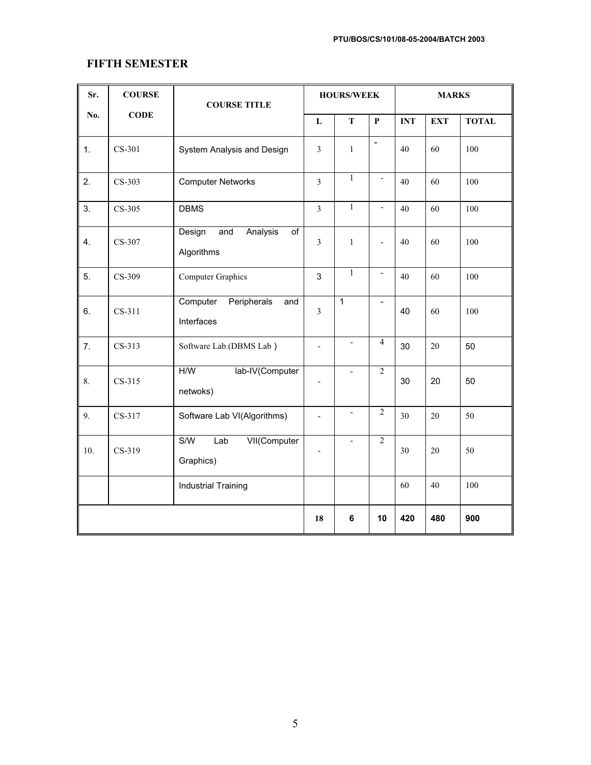## FIFTH SEMESTER

| Sr. No. | COURSE CODE | COURSE TITLE | HOURS/WEEK | | | MARKS | | |
|---|---|---|---|---|---|---|---|---|
| | | | L | T | P | INT | EXT | TOTAL |
| 1. | CS-301 | System Analysis and Design | 3 | 1 | - | 40 | 60 | 100 |
| 2. | CS-303 | Computer Networks | 3 | 1 | - | 40 | 60 | 100 |
| 3. | CS-305 | DBMS | 3 | 1 | - | 40 | 60 | 100 |
| 4. | CS-307 | Design and Analysis of Algorithms | 3 | 1 | - | 40 | 60 | 100 |
| 5. | CS-309 | Computer Graphics | 3 | 1 | - | 40 | 60 | 100 |
| 6. | CS-311 | Computer Peripherals and Interfaces | 3 | 1 | - | 40 | 60 | 100 |
| 7. | CS-313 | Software Lab.(DBMS Lab ) | - | - | 4 | 30 | 20 | 50 |
| 8. | CS-315 | H/W lab-IV(Computer netwoks) | - | - | 2 | 30 | 20 | 50 |
| 9. | CS-317 | Software Lab VI(Algorithms) | - | - | 2 | 30 | 20 | 50 |
| 10. | CS-319 | S/W Lab VII(Computer Graphics) | - | - | 2 | 30 | 20 | 50 |
| | | Industrial Training | | | | 60 | 40 | 100 |
| | | | 18 | 6 | 10 | 420 | 480 | 900 |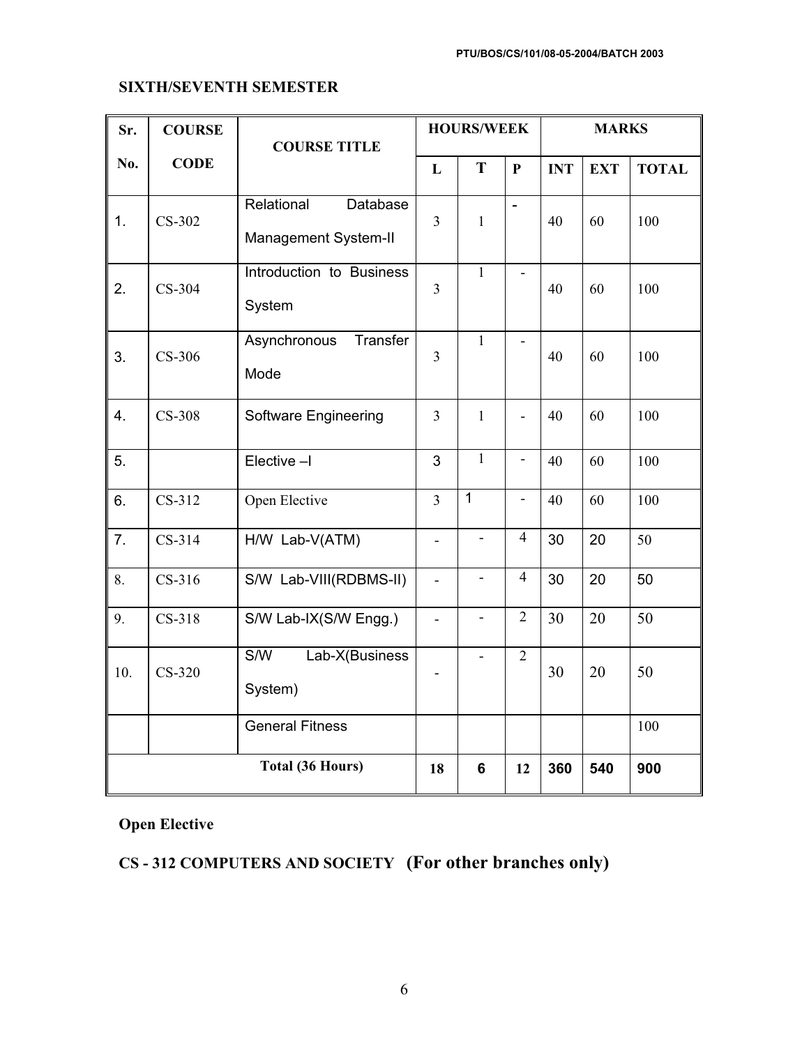**SIXTH/SEVENTH SEMESTER**

| Sr. No. | COURSE CODE | COURSE TITLE | HOURS/WEEK | | | MARKS | | |
|---|---|---|---|---|---|---|---|---|
| | | | L | T | P | INT | EXT | TOTAL |
| 1. | CS-302 | Relational Database Management System-II | 3 | 1 | - | 40 | 60 | 100 |
| 2. | CS-304 | Introduction to Business System | 3 | 1 | - | 40 | 60 | 100 |
| 3. | CS-306 | Asynchronous Transfer Mode | 3 | 1 | - | 40 | 60 | 100 |
| 4. | CS-308 | Software Engineering | 3 | 1 | - | 40 | 60 | 100 |
| 5. | | Elective –I | 3 | 1 | - | 40 | 60 | 100 |
| 6. | CS-312 | Open Elective | 3 | 1 | - | 40 | 60 | 100 |
| 7. | CS-314 | H/W Lab-V(ATM) | - | - | 4 | 30 | 20 | 50 |
| 8. | CS-316 | S/W Lab-VIII(RDBMS-II) | - | - | 4 | 30 | 20 | 50 |
| 9. | CS-318 | S/W Lab-IX(S/W Engg.) | - | - | 2 | 30 | 20 | 50 |
| 10. | CS-320 | S/W Lab-X(Business System) | - | - | 2 | 30 | 20 | 50 |
| | | General Fitness | | | | | | 100 |
| Total (36 Hours) | | | 18 | 6 | 12 | 360 | 540 | 900 |

**Open Elective**

**CS - 312 COMPUTERS AND SOCIETY (For other branches only)**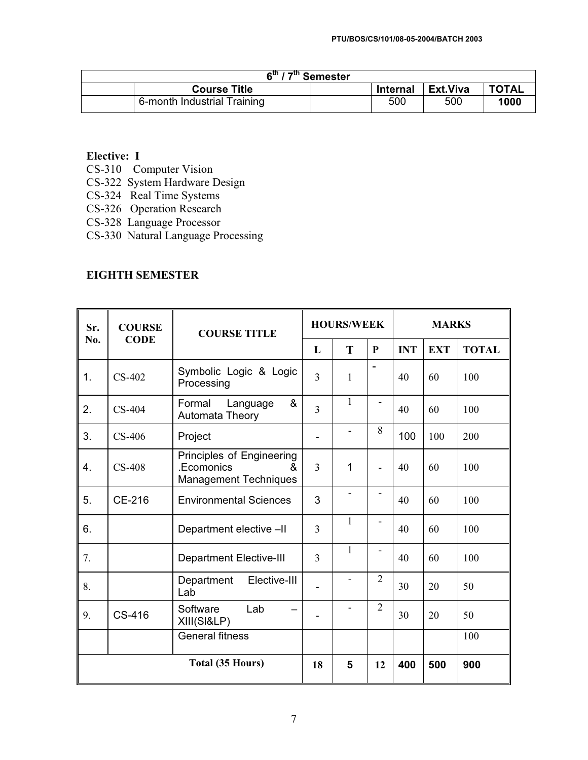| 6th / 7th Semester | | | | | |
|---|---|---|---|---|---|
| | Course Title | | Internal | Ext.Viva | TOTAL |
| | 6-month Industrial Training | | 500 | 500 | **1000** |

**Elective: I**

CS-310 Computer Vision
CS-322 System Hardware Design
CS-324 Real Time Systems
CS-326 Operation Research
CS-328 Language Processor
CS-330 Natural Language Processing

## EIGHTH SEMESTER

| Sr. No. | COURSE CODE | COURSE TITLE | HOURS/WEEK | | | MARKS | | |
|---|---|---|---|---|---|---|---|---|
| | | | L | T | P | INT | EXT | TOTAL |
| 1. | CS-402 | Symbolic Logic & Logic Processing | 3 | 1 | - | 40 | 60 | 100 |
| 2. | CS-404 | Formal Language & Automata Theory | 3 | 1 | - | 40 | 60 | 100 |
| 3. | CS-406 | Project | - | - | 8 | 100 | 100 | 200 |
| 4. | CS-408 | Principles of Engineering .Ecomonics & Management Techniques | 3 | 1 | - | 40 | 60 | 100 |
| 5. | CE-216 | Environmental Sciences | 3 | - | - | 40 | 60 | 100 |
| 6. | | Department elective –II | 3 | 1 | - | 40 | 60 | 100 |
| 7. | | Department Elective-III | 3 | 1 | - | 40 | 60 | 100 |
| 8. | | Department Elective-III Lab | - | - | 2 | 30 | 20 | 50 |
| 9. | CS-416 | Software Lab –XIII(Sl&LP) | - | - | 2 | 30 | 20 | 50 |
| | | General fitness | | | | | | 100 |
| **Total (35 Hours)** | | | **18** | **5** | **12** | **400** | **500** | **900** |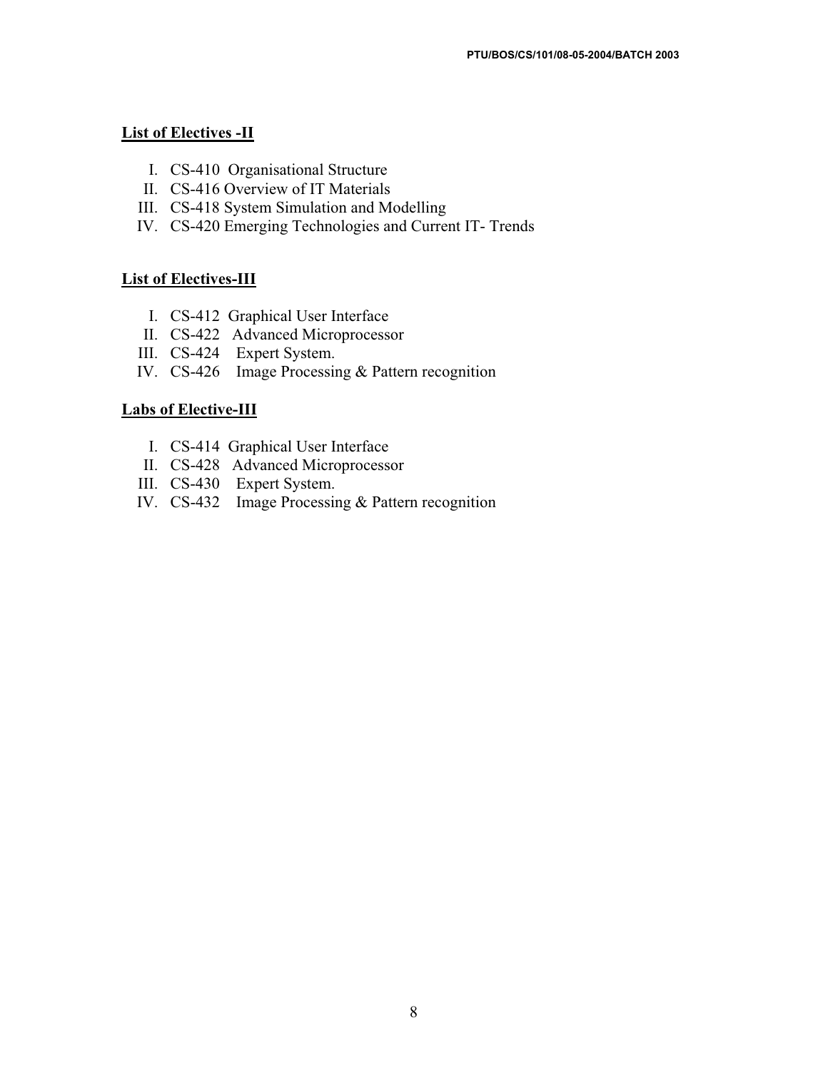**List of Electives -II**

I. CS-410 Organisational Structure
II. CS-416 Overview of IT Materials
III. CS-418 System Simulation and Modelling
IV. CS-420 Emerging Technologies and Current IT- Trends

**List of Electives-III**

I. CS-412 Graphical User Interface
II. CS-422 Advanced Microprocessor
III. CS-424 Expert System.
IV. CS-426 Image Processing & Pattern recognition

**Labs of Elective-III**

I. CS-414 Graphical User Interface
II. CS-428 Advanced Microprocessor
III. CS-430 Expert System.
IV. CS-432 Image Processing & Pattern recognition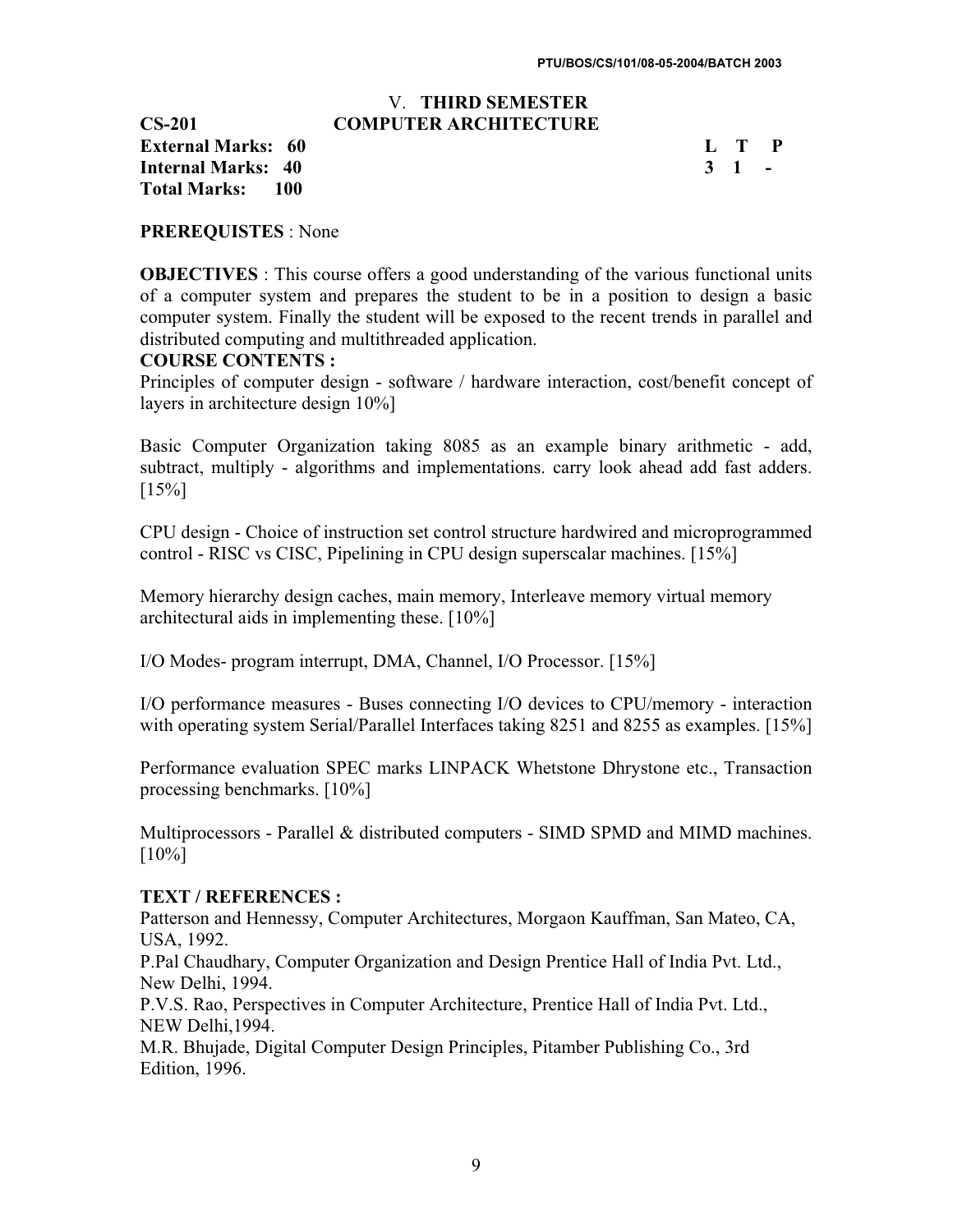## V. THIRD SEMESTER

**CS-201 COMPUTER ARCHITECTURE**

| | | |
|---|---|---|
| **External Marks: 60** | | **L T P** |
| **Internal Marks: 40** | | **3 1 -** |
| **Total Marks: 100** | | |

**PREREQUISTES** : None

**OBJECTIVES** : This course offers a good understanding of the various functional units of a computer system and prepares the student to be in a position to design a basic computer system. Finally the student will be exposed to the recent trends in parallel and distributed computing and multithreaded application.

**COURSE CONTENTS :**

Principles of computer design - software / hardware interaction, cost/benefit concept of layers in architecture design 10%]

Basic Computer Organization taking 8085 as an example binary arithmetic - add, subtract, multiply - algorithms and implementations. carry look ahead add fast adders. [15%]

CPU design - Choice of instruction set control structure hardwired and microprogrammed control - RISC vs CISC, Pipelining in CPU design superscalar machines. [15%]

Memory hierarchy design caches, main memory, Interleave memory virtual memory architectural aids in implementing these. [10%]

I/O Modes- program interrupt, DMA, Channel, I/O Processor. [15%]

I/O performance measures - Buses connecting I/O devices to CPU/memory - interaction with operating system Serial/Parallel Interfaces taking 8251 and 8255 as examples. [15%]

Performance evaluation SPEC marks LINPACK Whetstone Dhrystone etc., Transaction processing benchmarks. [10%]

Multiprocessors - Parallel & distributed computers - SIMD SPMD and MIMD machines. [10%]

**TEXT / REFERENCES :**

Patterson and Hennessy, Computer Architectures, Morgaon Kauffman, San Mateo, CA, USA, 1992.

P.Pal Chaudhary, Computer Organization and Design Prentice Hall of India Pvt. Ltd., New Delhi, 1994.

P.V.S. Rao, Perspectives in Computer Architecture, Prentice Hall of India Pvt. Ltd., NEW Delhi,1994.

M.R. Bhujade, Digital Computer Design Principles, Pitamber Publishing Co., 3rd Edition, 1996.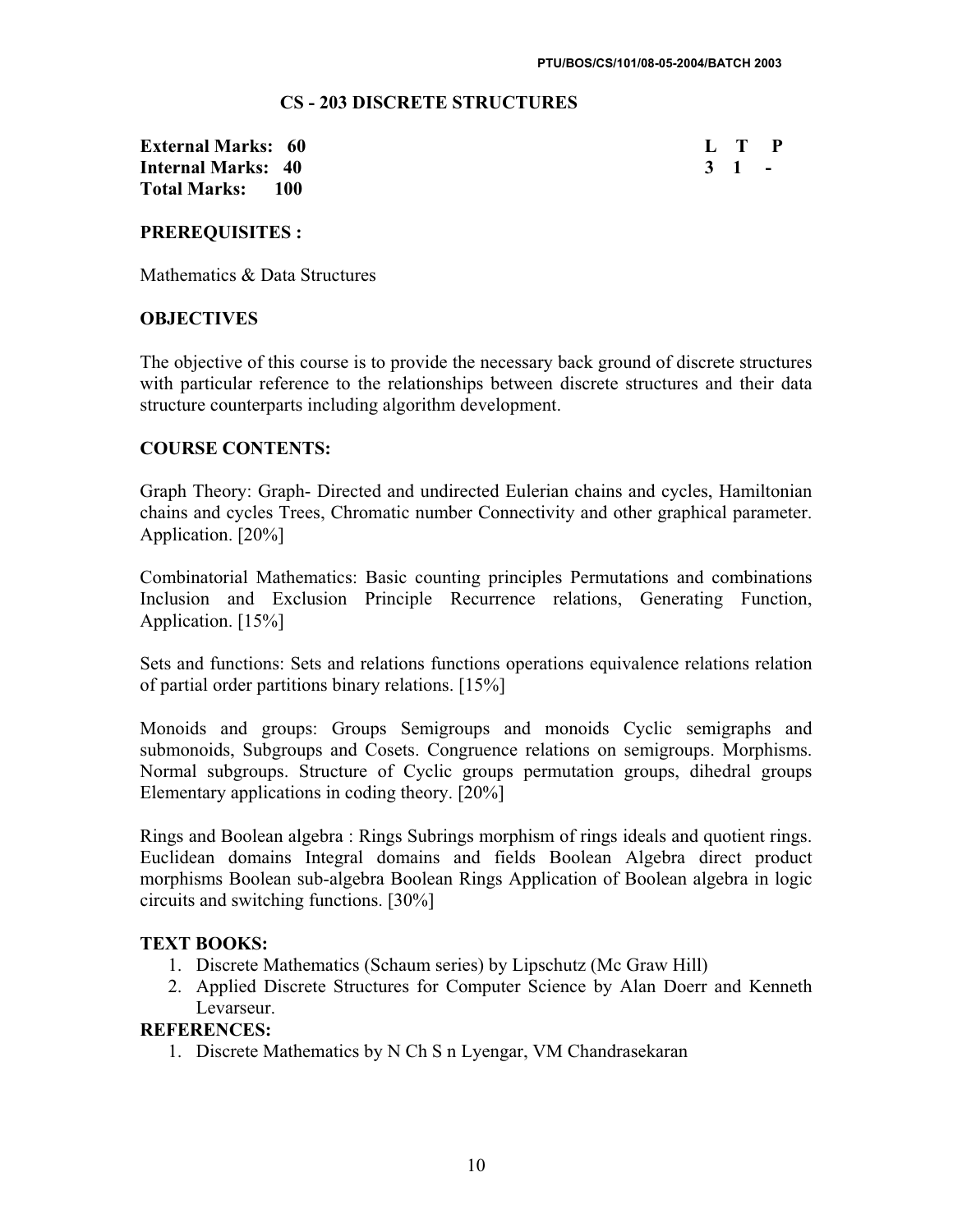## CS - 203 DISCRETE STRUCTURES

| | |
|---|---|
| **External Marks: 60** | **L T P** |
| **Internal Marks: 40** | **3 1 -** |
| **Total Marks: 100** | |

### PREREQUISITES :

Mathematics & Data Structures

### OBJECTIVES

The objective of this course is to provide the necessary back ground of discrete structures with particular reference to the relationships between discrete structures and their data structure counterparts including algorithm development.

### COURSE CONTENTS:

Graph Theory: Graph- Directed and undirected Eulerian chains and cycles, Hamiltonian chains and cycles Trees, Chromatic number Connectivity and other graphical parameter. Application. [20%]

Combinatorial Mathematics: Basic counting principles Permutations and combinations Inclusion and Exclusion Principle Recurrence relations, Generating Function, Application. [15%]

Sets and functions: Sets and relations functions operations equivalence relations relation of partial order partitions binary relations. [15%]

Monoids and groups: Groups Semigroups and monoids Cyclic semigraphs and submonoids, Subgroups and Cosets. Congruence relations on semigroups. Morphisms. Normal subgroups. Structure of Cyclic groups permutation groups, dihedral groups Elementary applications in coding theory. [20%]

Rings and Boolean algebra : Rings Subrings morphism of rings ideals and quotient rings. Euclidean domains Integral domains and fields Boolean Algebra direct product morphisms Boolean sub-algebra Boolean Rings Application of Boolean algebra in logic circuits and switching functions. [30%]

### TEXT BOOKS:

1. Discrete Mathematics (Schaum series) by Lipschutz (Mc Graw Hill)
2. Applied Discrete Structures for Computer Science by Alan Doerr and Kenneth Levarseur.

### REFERENCES:

1. Discrete Mathematics by N Ch S n Lyengar, VM Chandrasekaran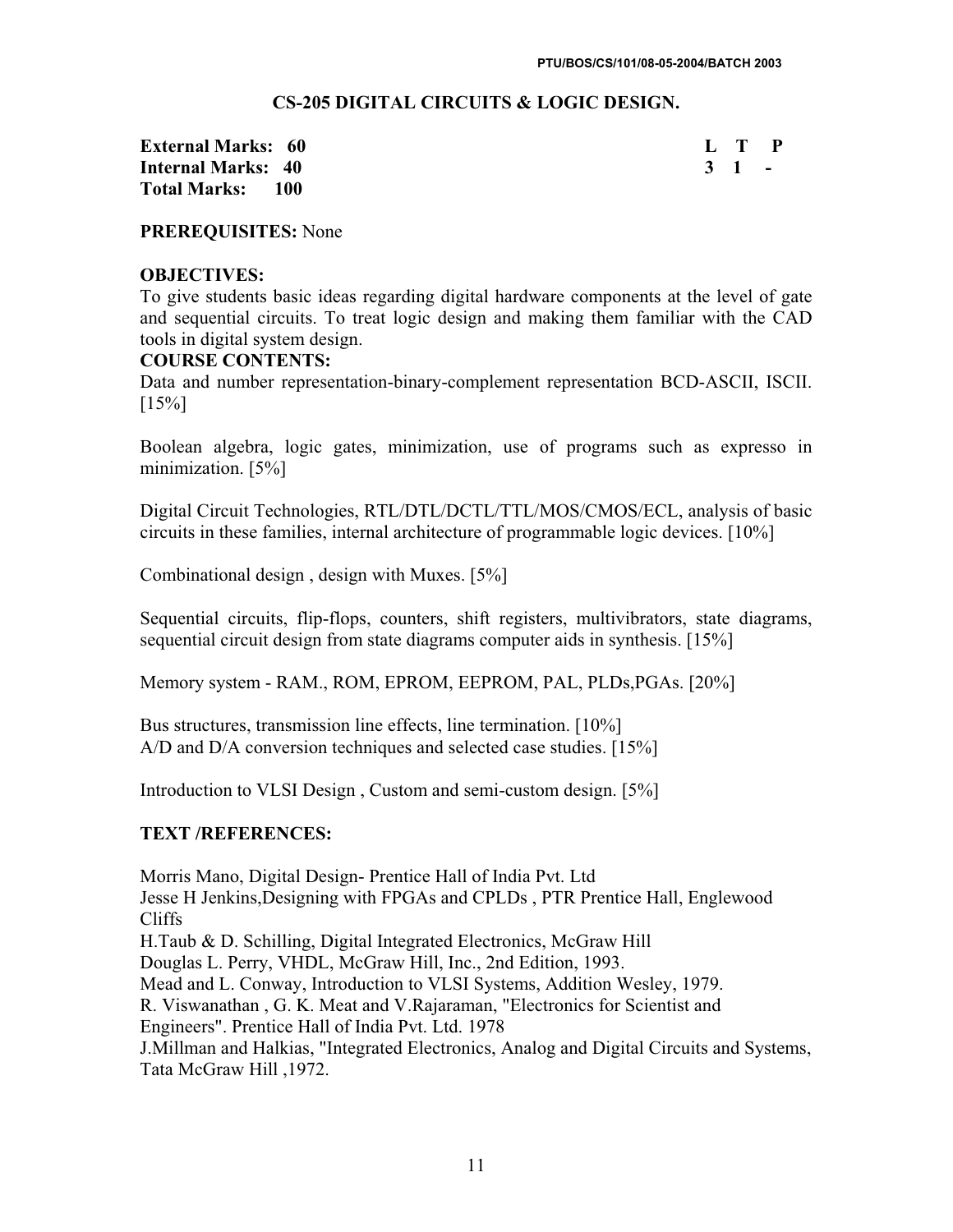## CS-205 DIGITAL CIRCUITS & LOGIC DESIGN.

| | L | T | P |
|---|---|---|---|
| **External Marks: 60** | **3** | **1** | **-** |
| **Internal Marks: 40** | | | |
| **Total Marks: 100** | | | |

**PREREQUISITES:** None

**OBJECTIVES:**
To give students basic ideas regarding digital hardware components at the level of gate and sequential circuits. To treat logic design and making them familiar with the CAD tools in digital system design.

**COURSE CONTENTS:**
Data and number representation-binary-complement representation BCD-ASCII, ISCII. [15%]

Boolean algebra, logic gates, minimization, use of programs such as expresso in minimization. [5%]

Digital Circuit Technologies, RTL/DTL/DCTL/TTL/MOS/CMOS/ECL, analysis of basic circuits in these families, internal architecture of programmable logic devices. [10%]

Combinational design , design with Muxes. [5%]

Sequential circuits, flip-flops, counters, shift registers, multivibrators, state diagrams, sequential circuit design from state diagrams computer aids in synthesis. [15%]

Memory system - RAM., ROM, EPROM, EEPROM, PAL, PLDs,PGAs. [20%]

Bus structures, transmission line effects, line termination. [10%]
A/D and D/A conversion techniques and selected case studies. [15%]

Introduction to VLSI Design , Custom and semi-custom design. [5%]

**TEXT /REFERENCES:**

Morris Mano, Digital Design- Prentice Hall of India Pvt. Ltd
Jesse H Jenkins,Designing with FPGAs and CPLDs , PTR Prentice Hall, Englewood Cliffs
H.Taub & D. Schilling, Digital Integrated Electronics, McGraw Hill
Douglas L. Perry, VHDL, McGraw Hill, Inc., 2nd Edition, 1993.
Mead and L. Conway, Introduction to VLSI Systems, Addition Wesley, 1979.
R. Viswanathan , G. K. Meat and V.Rajaraman, "Electronics for Scientist and Engineers". Prentice Hall of India Pvt. Ltd. 1978
J.Millman and Halkias, "Integrated Electronics, Analog and Digital Circuits and Systems, Tata McGraw Hill ,1972.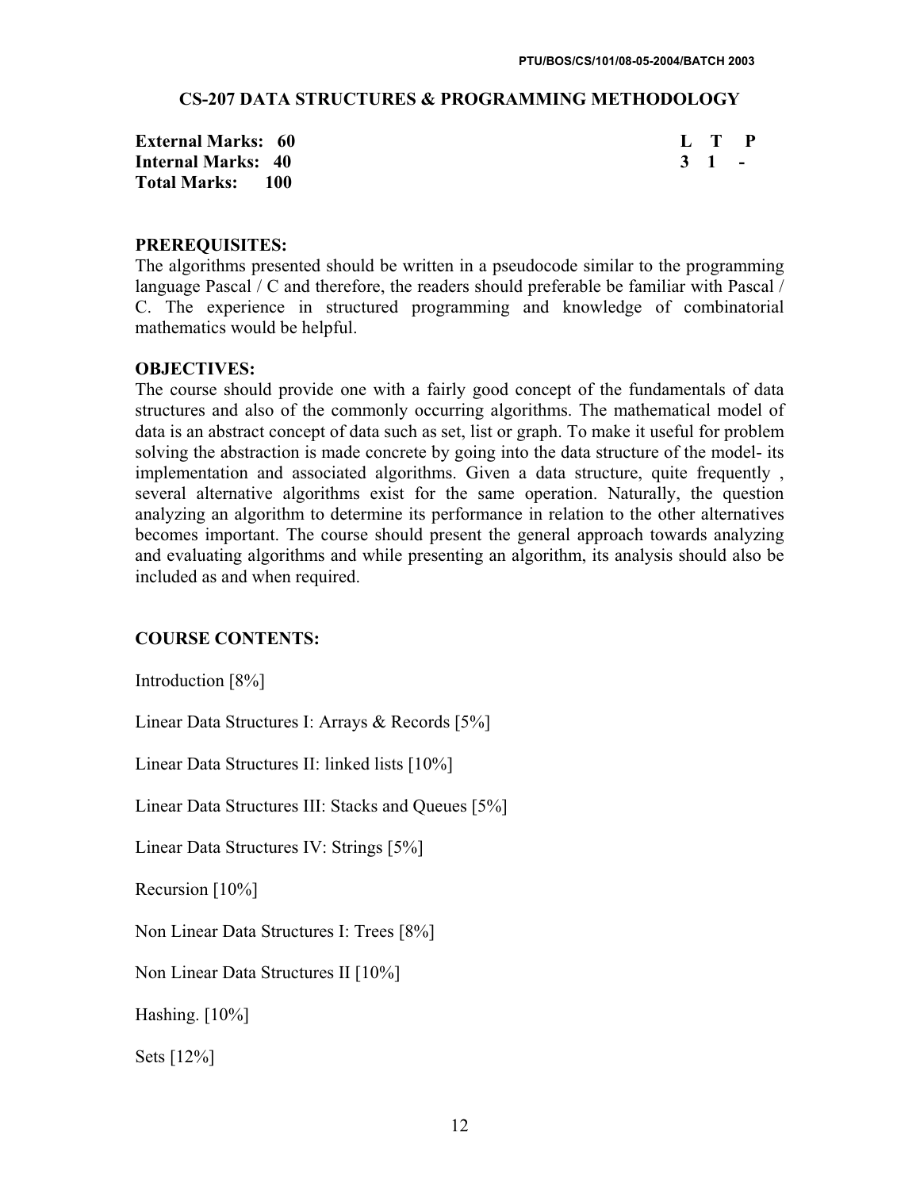## CS-207 DATA STRUCTURES & PROGRAMMING METHODOLOGY

| | L | T | P |
|---|---|---|---|
| **External Marks: 60** | **3** | **1** | **-** |
| **Internal Marks: 40** | | | |
| **Total Marks: 100** | | | |

**PREREQUISITES:**
The algorithms presented should be written in a pseudocode similar to the programming language Pascal / C and therefore, the readers should preferable be familiar with Pascal / C. The experience in structured programming and knowledge of combinatorial mathematics would be helpful.

**OBJECTIVES:**
The course should provide one with a fairly good concept of the fundamentals of data structures and also of the commonly occurring algorithms. The mathematical model of data is an abstract concept of data such as set, list or graph. To make it useful for problem solving the abstraction is made concrete by going into the data structure of the model- its implementation and associated algorithms. Given a data structure, quite frequently , several alternative algorithms exist for the same operation. Naturally, the question analyzing an algorithm to determine its performance in relation to the other alternatives becomes important. The course should present the general approach towards analyzing and evaluating algorithms and while presenting an algorithm, its analysis should also be included as and when required.

**COURSE CONTENTS:**

Introduction [8%]

Linear Data Structures I: Arrays & Records [5%]

Linear Data Structures II: linked lists [10%]

Linear Data Structures III: Stacks and Queues [5%]

Linear Data Structures IV: Strings [5%]

Recursion [10%]

Non Linear Data Structures I: Trees [8%]

Non Linear Data Structures II [10%]

Hashing. [10%]

Sets [12%]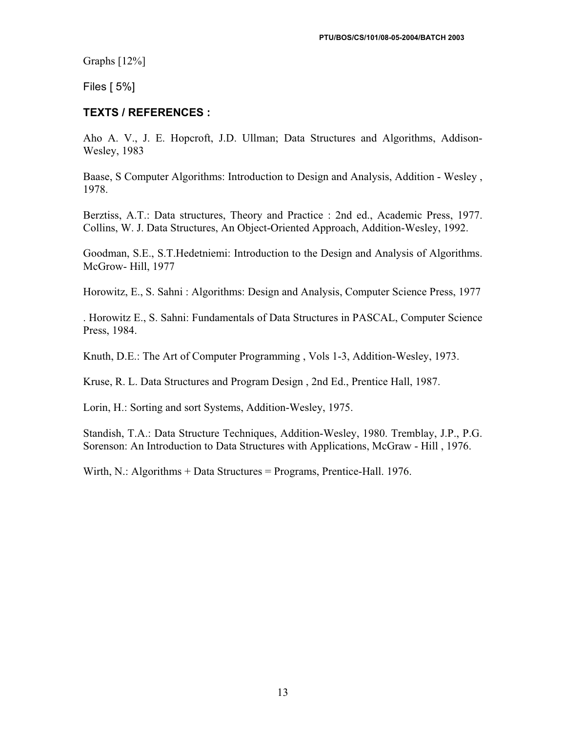Graphs [12%]

Files [ 5%]

### TEXTS / REFERENCES :

Aho A. V., J. E. Hopcroft, J.D. Ullman; Data Structures and Algorithms, Addison-Wesley, 1983

Baase, S Computer Algorithms: Introduction to Design and Analysis, Addition - Wesley , 1978.

Berztiss, A.T.: Data structures, Theory and Practice : 2nd ed., Academic Press, 1977. Collins, W. J. Data Structures, An Object-Oriented Approach, Addition-Wesley, 1992.

Goodman, S.E., S.T.Hedetniemi: Introduction to the Design and Analysis of Algorithms. McGrow- Hill, 1977

Horowitz, E., S. Sahni : Algorithms: Design and Analysis, Computer Science Press, 1977

. Horowitz E., S. Sahni: Fundamentals of Data Structures in PASCAL, Computer Science Press, 1984.

Knuth, D.E.: The Art of Computer Programming , Vols 1-3, Addition-Wesley, 1973.

Kruse, R. L. Data Structures and Program Design , 2nd Ed., Prentice Hall, 1987.

Lorin, H.: Sorting and sort Systems, Addition-Wesley, 1975.

Standish, T.A.: Data Structure Techniques, Addition-Wesley, 1980. Tremblay, J.P., P.G. Sorenson: An Introduction to Data Structures with Applications, McGraw - Hill , 1976.

Wirth, N.: Algorithms + Data Structures = Programs, Prentice-Hall. 1976.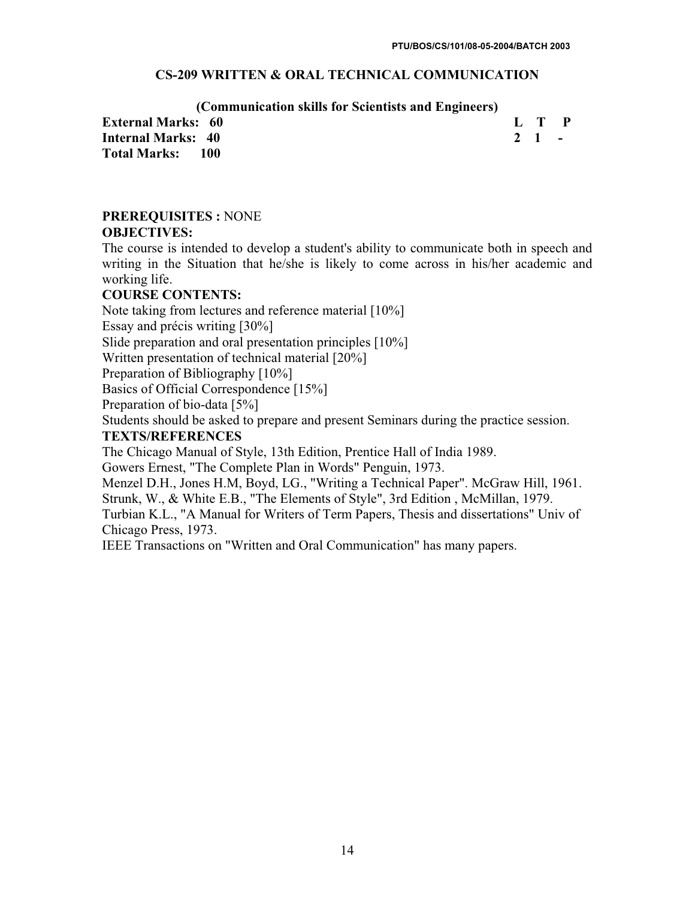## CS-209 WRITTEN & ORAL TECHNICAL COMMUNICATION

### (Communication skills for Scientists and Engineers)

**External Marks: 60**
**Internal Marks: 40**
**Total Marks: 100**

| L | T | P |
|---|---|---|
| 2 | 1 | - |

**PREREQUISITES :** NONE

**OBJECTIVES:**

The course is intended to develop a student's ability to communicate both in speech and writing in the Situation that he/she is likely to come across in his/her academic and working life.

**COURSE CONTENTS:**

Note taking from lectures and reference material [10%]

Essay and précis writing [30%]

Slide preparation and oral presentation principles [10%]

Written presentation of technical material [20%]

Preparation of Bibliography [10%]

Basics of Official Correspondence [15%]

Preparation of bio-data [5%]

Students should be asked to prepare and present Seminars during the practice session.

**TEXTS/REFERENCES**

The Chicago Manual of Style, 13th Edition, Prentice Hall of India 1989.

Gowers Ernest, "The Complete Plan in Words" Penguin, 1973.

Menzel D.H., Jones H.M, Boyd, LG., "Writing a Technical Paper". McGraw Hill, 1961.

Strunk, W., & White E.B., "The Elements of Style", 3rd Edition , McMillan, 1979.

Turbian K.L., "A Manual for Writers of Term Papers, Thesis and dissertations" Univ of Chicago Press, 1973.

IEEE Transactions on "Written and Oral Communication" has many papers.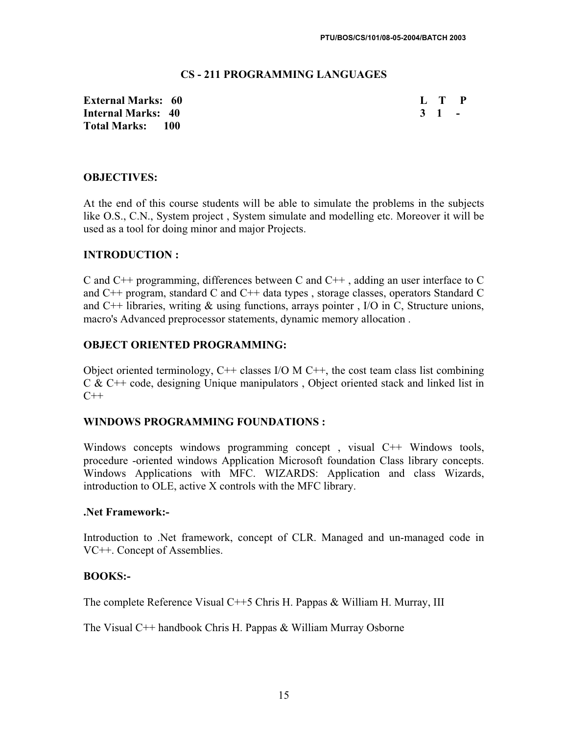## CS - 211 PROGRAMMING LANGUAGES

| | L | T | P |
|---|---|---|---|
| **External Marks: 60** | **3** | **1** | **-** |
| **Internal Marks: 40** | | | |
| **Total Marks: 100** | | | |

### OBJECTIVES:

At the end of this course students will be able to simulate the problems in the subjects like O.S., C.N., System project , System simulate and modelling etc. Moreover it will be used as a tool for doing minor and major Projects.

### INTRODUCTION :

C and C++ programming, differences between C and C++ , adding an user interface to C and C++ program, standard C and C++ data types , storage classes, operators Standard C and C++ libraries, writing & using functions, arrays pointer , I/O in C, Structure unions, macro's Advanced preprocessor statements, dynamic memory allocation .

### OBJECT ORIENTED PROGRAMMING:

Object oriented terminology, C++ classes I/O M C++, the cost team class list combining C & C++ code, designing Unique manipulators , Object oriented stack and linked list in C++

### WINDOWS PROGRAMMING FOUNDATIONS :

Windows concepts windows programming concept , visual C++ Windows tools, procedure -oriented windows Application Microsoft foundation Class library concepts. Windows Applications with MFC. WIZARDS: Application and class Wizards, introduction to OLE, active X controls with the MFC library.

### .Net Framework:-

Introduction to .Net framework, concept of CLR. Managed and un-managed code in VC++. Concept of Assemblies.

### BOOKS:-

The complete Reference Visual C++5 Chris H. Pappas & William H. Murray, III

The Visual C++ handbook Chris H. Pappas & William Murray Osborne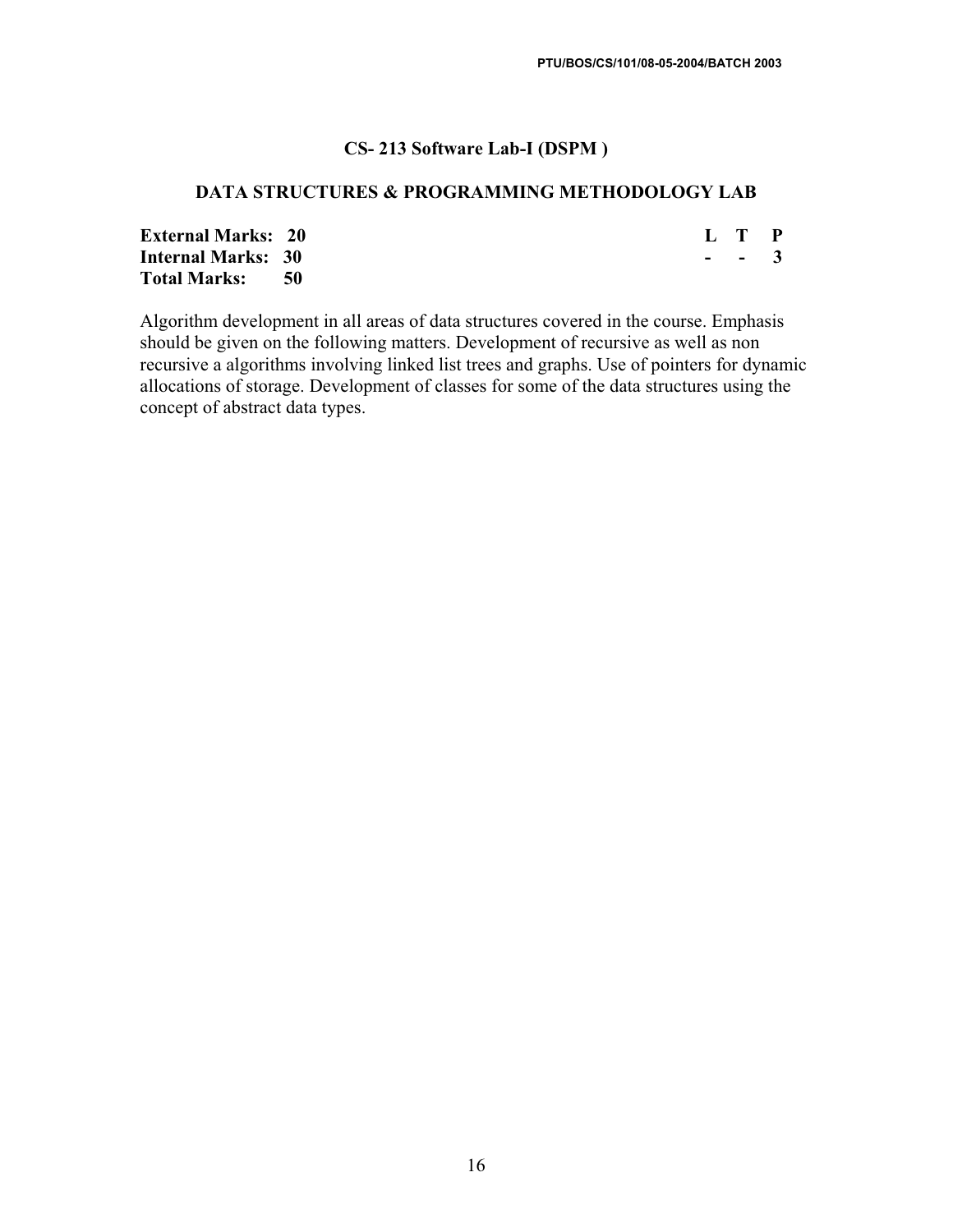## CS- 213 Software Lab-I (DSPM )

## DATA STRUCTURES & PROGRAMMING METHODOLOGY LAB

| | | L | T | P |
|---|---|---|---|---|
| **External Marks:** | **20** | | | |
| **Internal Marks:** | **30** | **-** | **-** | **3** |
| **Total Marks:** | **50** | | | |

Algorithm development in all areas of data structures covered in the course. Emphasis should be given on the following matters. Development of recursive as well as non recursive a algorithms involving linked list trees and graphs. Use of pointers for dynamic allocations of storage. Development of classes for some of the data structures using the concept of abstract data types.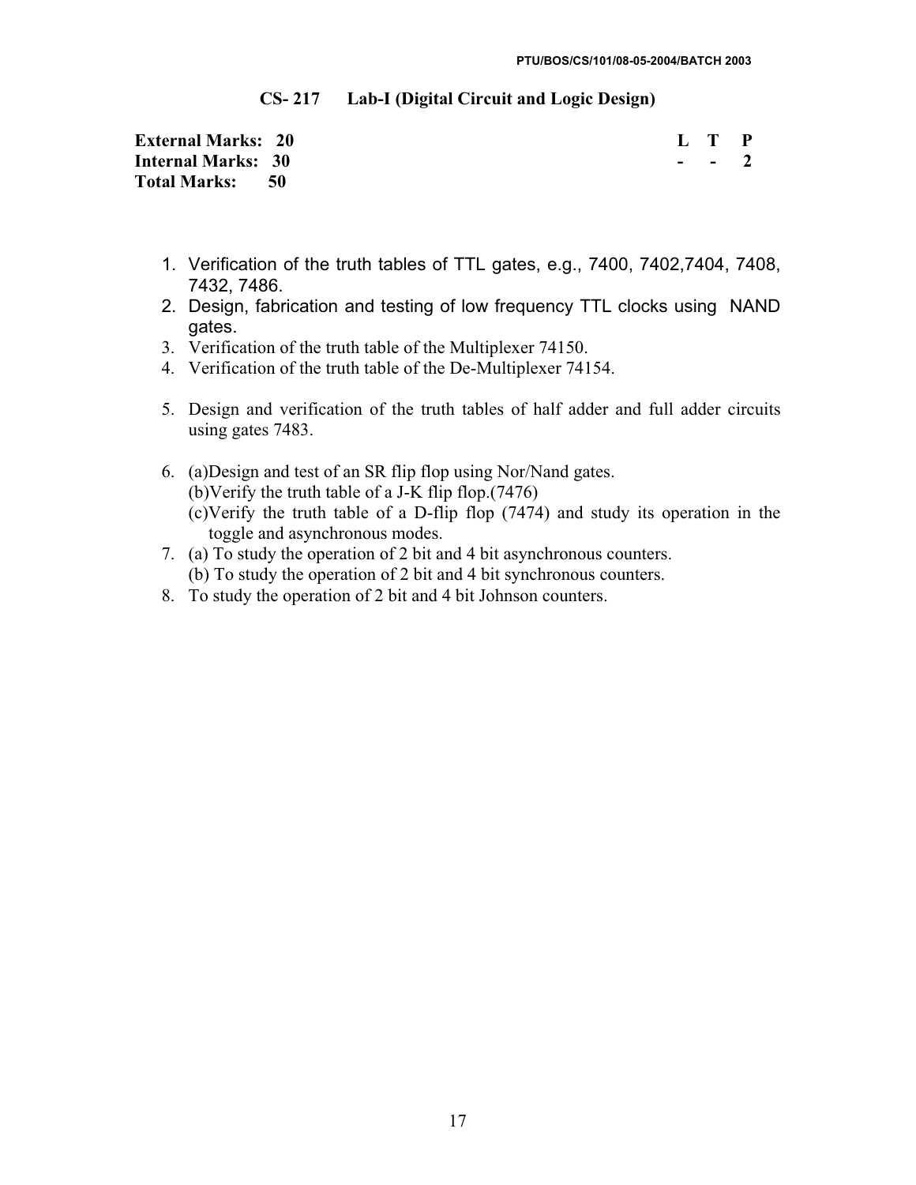## CS- 217 Lab-I (Digital Circuit and Logic Design)

| | L | T | P |
|---|---|---|---|
| **External Marks: 20** | **-** | **-** | **2** |
| **Internal Marks: 30** | | | |
| **Total Marks: 50** | | | |

1. Verification of the truth tables of TTL gates, e.g., 7400, 7402,7404, 7408, 7432, 7486.
2. Design, fabrication and testing of low frequency TTL clocks using NAND gates.
3. Verification of the truth table of the Multiplexer 74150.
4. Verification of the truth table of the De-Multiplexer 74154.
5. Design and verification of the truth tables of half adder and full adder circuits using gates 7483.
6. (a)Design and test of an SR flip flop using Nor/Nand gates.
   (b)Verify the truth table of a J-K flip flop.(7476)
   (c)Verify the truth table of a D-flip flop (7474) and study its operation in the toggle and asynchronous modes.
7. (a) To study the operation of 2 bit and 4 bit asynchronous counters.
   (b) To study the operation of 2 bit and 4 bit synchronous counters.
8. To study the operation of 2 bit and 4 bit Johnson counters.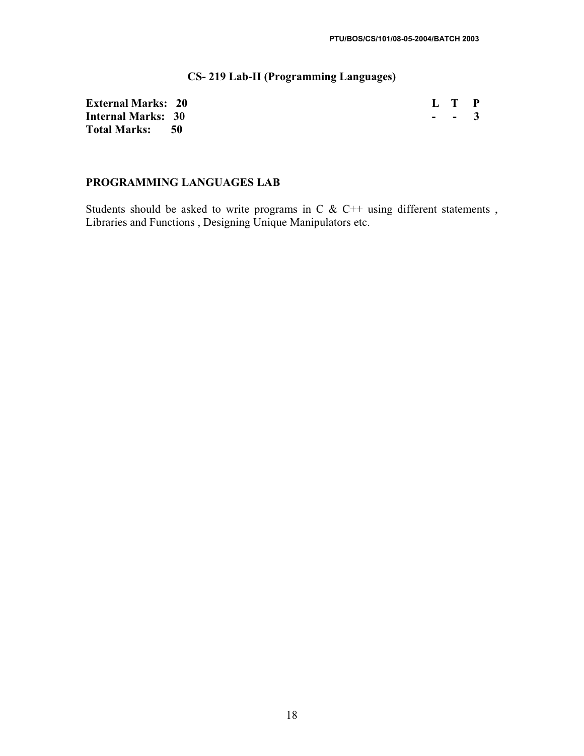## CS- 219 Lab-II (Programming Languages)

| | | L | T | P |
|---|---|---|---|---|
| **External Marks:** | **20** | | | |
| **Internal Marks:** | **30** | - | - | 3 |
| **Total Marks:** | **50** | | | |

### PROGRAMMING LANGUAGES LAB

Students should be asked to write programs in C & C++ using different statements , Libraries and Functions , Designing Unique Manipulators etc.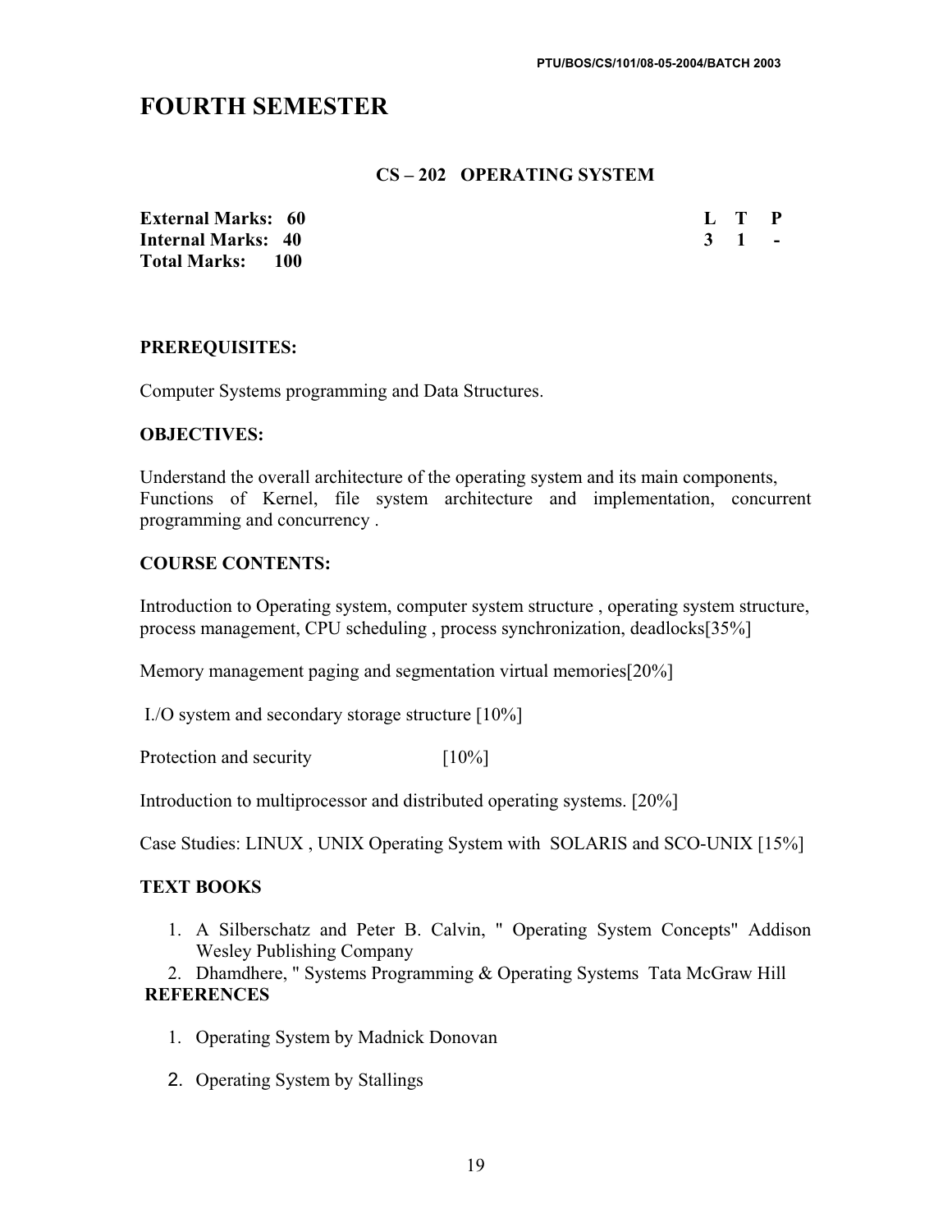# FOURTH SEMESTER

### CS – 202 OPERATING SYSTEM

| | |
|---|---|
| **External Marks: 60** | **L T P** |
| **Internal Marks: 40** | **3 1 -** |
| **Total Marks: 100** | |

**PREREQUISITES:**

Computer Systems programming and Data Structures.

**OBJECTIVES:**

Understand the overall architecture of the operating system and its main components, Functions of Kernel, file system architecture and implementation, concurrent programming and concurrency .

**COURSE CONTENTS:**

Introduction to Operating system, computer system structure , operating system structure, process management, CPU scheduling , process synchronization, deadlocks[35%]

Memory management paging and segmentation virtual memories[20%]

I./O system and secondary storage structure [10%]

Protection and security [10%]

Introduction to multiprocessor and distributed operating systems. [20%]

Case Studies: LINUX , UNIX Operating System with SOLARIS and SCO-UNIX [15%]

**TEXT BOOKS**

1. A Silberschatz and Peter B. Calvin, " Operating System Concepts" Addison Wesley Publishing Company
2. Dhamdhere, " Systems Programming & Operating Systems Tata McGraw Hill

**REFERENCES**

1. Operating System by Madnick Donovan
2. Operating System by Stallings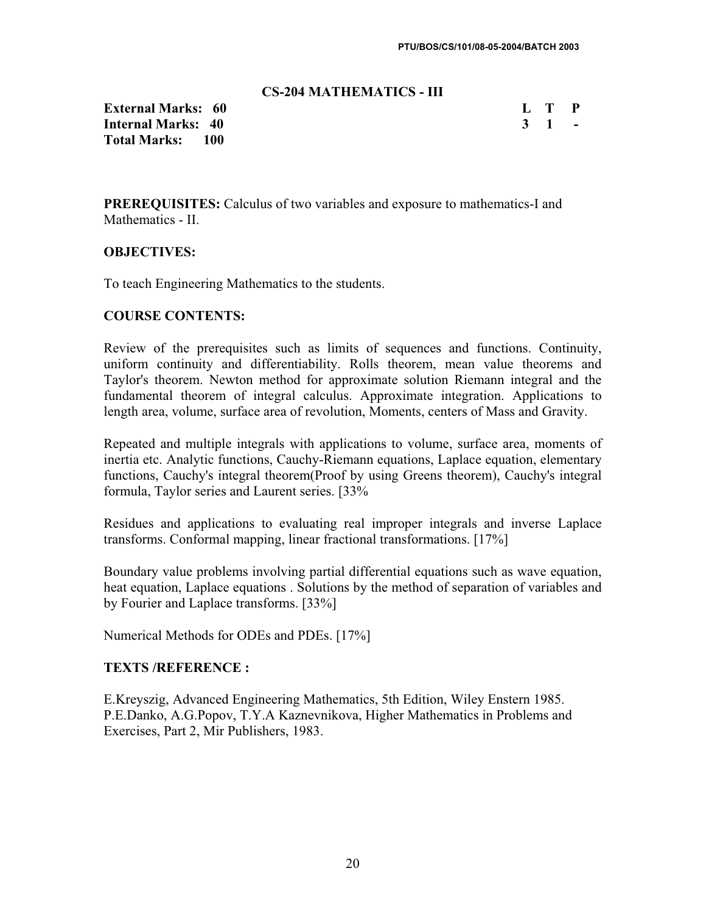## CS-204 MATHEMATICS - III

**External Marks: 60**
**Internal Marks: 40**
**Total Marks: 100**

| L | T | P |
|---|---|---|
| 3 | 1 | - |

**PREREQUISITES:** Calculus of two variables and exposure to mathematics-I and Mathematics - II.

### OBJECTIVES:

To teach Engineering Mathematics to the students.

### COURSE CONTENTS:

Review of the prerequisites such as limits of sequences and functions. Continuity, uniform continuity and differentiability. Rolls theorem, mean value theorems and Taylor's theorem. Newton method for approximate solution Riemann integral and the fundamental theorem of integral calculus. Approximate integration. Applications to length area, volume, surface area of revolution, Moments, centers of Mass and Gravity.

Repeated and multiple integrals with applications to volume, surface area, moments of inertia etc. Analytic functions, Cauchy-Riemann equations, Laplace equation, elementary functions, Cauchy's integral theorem(Proof by using Greens theorem), Cauchy's integral formula, Taylor series and Laurent series. [33%

Residues and applications to evaluating real improper integrals and inverse Laplace transforms. Conformal mapping, linear fractional transformations. [17%]

Boundary value problems involving partial differential equations such as wave equation, heat equation, Laplace equations . Solutions by the method of separation of variables and by Fourier and Laplace transforms. [33%]

Numerical Methods for ODEs and PDEs. [17%]

### TEXTS /REFERENCE :

E.Kreyszig, Advanced Engineering Mathematics, 5th Edition, Wiley Enstern 1985.
P.E.Danko, A.G.Popov, T.Y.A Kaznevnikova, Higher Mathematics in Problems and Exercises, Part 2, Mir Publishers, 1983.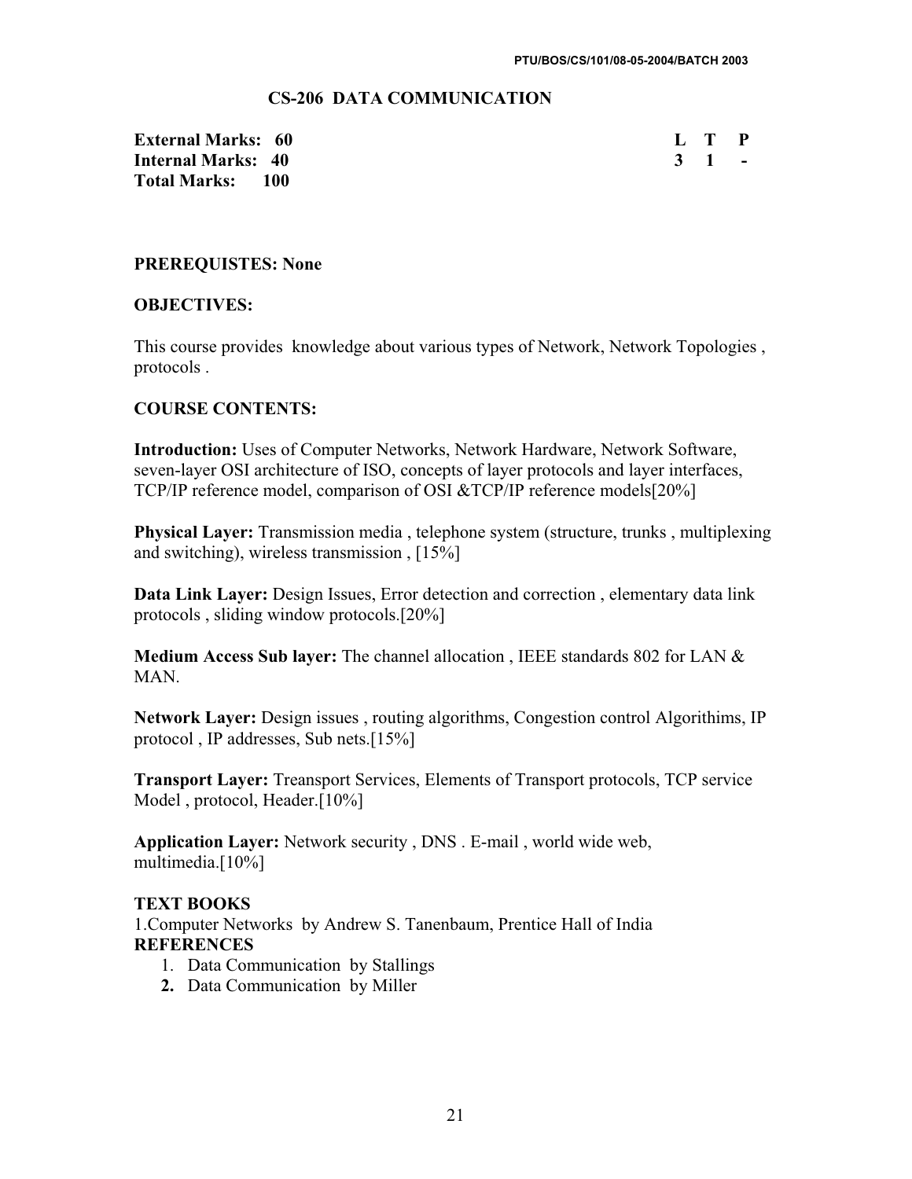## CS-206 DATA COMMUNICATION

| | | L | T | P |
|---|---|---|---|---|
| **External Marks:** | **60** | **3** | **1** | **-** |
| **Internal Marks:** | **40** | | | |
| **Total Marks:** | **100** | | | |

**PREREQUISTES: None**

**OBJECTIVES:**

This course provides knowledge about various types of Network, Network Topologies , protocols .

**COURSE CONTENTS:**

**Introduction:** Uses of Computer Networks, Network Hardware, Network Software, seven-layer OSI architecture of ISO, concepts of layer protocols and layer interfaces, TCP/IP reference model, comparison of OSI &TCP/IP reference models[20%]

**Physical Layer:** Transmission media , telephone system (structure, trunks , multiplexing and switching), wireless transmission , [15%]

**Data Link Layer:** Design Issues, Error detection and correction , elementary data link protocols , sliding window protocols.[20%]

**Medium Access Sub layer:** The channel allocation , IEEE standards 802 for LAN & MAN.

**Network Layer:** Design issues , routing algorithms, Congestion control Algorithims, IP protocol , IP addresses, Sub nets.[15%]

**Transport Layer:** Treansport Services, Elements of Transport protocols, TCP service Model , protocol, Header.[10%]

**Application Layer:** Network security , DNS . E-mail , world wide web, multimedia.[10%]

**TEXT BOOKS**

1.Computer Networks by Andrew S. Tanenbaum, Prentice Hall of India

**REFERENCES**

1. Data Communication by Stallings
2. Data Communication by Miller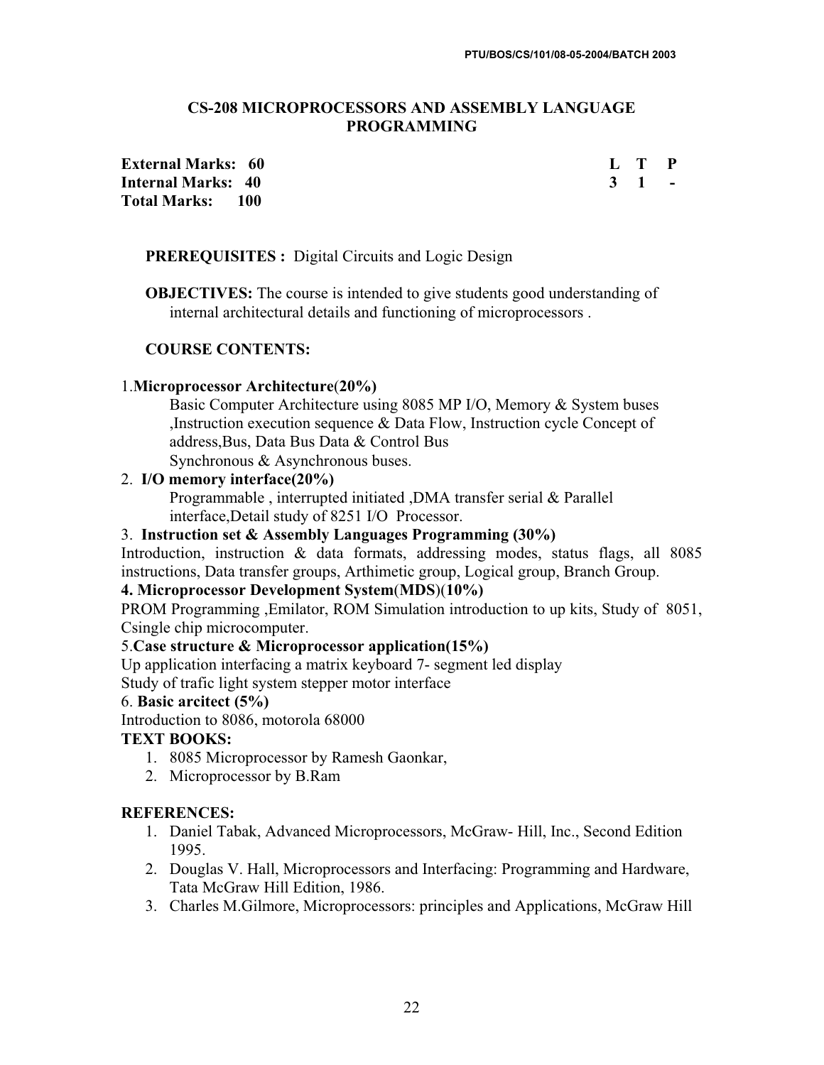PTU/BOS/CS/101/08-05-2004/BATCH 2003

## CS-208 MICROPROCESSORS AND ASSEMBLY LANGUAGE PROGRAMMING

| | L | T | P |
|---|---|---|---|
| **External Marks: 60** | **L** | **T** | **P** |
| **Internal Marks: 40** | **3** | **1** | **-** |
| **Total Marks: 100** | | | |

**PREREQUISITES :** Digital Circuits and Logic Design

**OBJECTIVES:** The course is intended to give students good understanding of internal architectural details and functioning of microprocessors .

**COURSE CONTENTS:**

1.**Microprocessor Architecture**(**20%)**

Basic Computer Architecture using 8085 MP I/O, Memory & System buses ,Instruction execution sequence & Data Flow, Instruction cycle Concept of address,Bus, Data Bus Data & Control Bus

Synchronous & Asynchronous buses.

2. **I/O memory interface(20%)**

Programmable , interrupted initiated ,DMA transfer serial & Parallel interface,Detail study of 8251 I/O Processor.

3. **Instruction set & Assembly Languages Programming (30%)**

Introduction, instruction & data formats, addressing modes, status flags, all 8085 instructions, Data transfer groups, Arthimetic group, Logical group, Branch Group.

**4. Microprocessor Development System**(**MDS**)(**10%)**

PROM Programming ,Emilator, ROM Simulation introduction to up kits, Study of 8051, Csingle chip microcomputer.

5.**Case structure & Microprocessor application(15%)**

Up application interfacing a matrix keyboard 7- segment led display

Study of trafic light system stepper motor interface

6. **Basic arcitect (5%)**

Introduction to 8086, motorola 68000

**TEXT BOOKS:**

1. 8085 Microprocessor by Ramesh Gaonkar,
2. Microprocessor by B.Ram

**REFERENCES:**

1. Daniel Tabak, Advanced Microprocessors, McGraw- Hill, Inc., Second Edition 1995.
2. Douglas V. Hall, Microprocessors and Interfacing: Programming and Hardware, Tata McGraw Hill Edition, 1986.
3. Charles M.Gilmore, Microprocessors: principles and Applications, McGraw Hill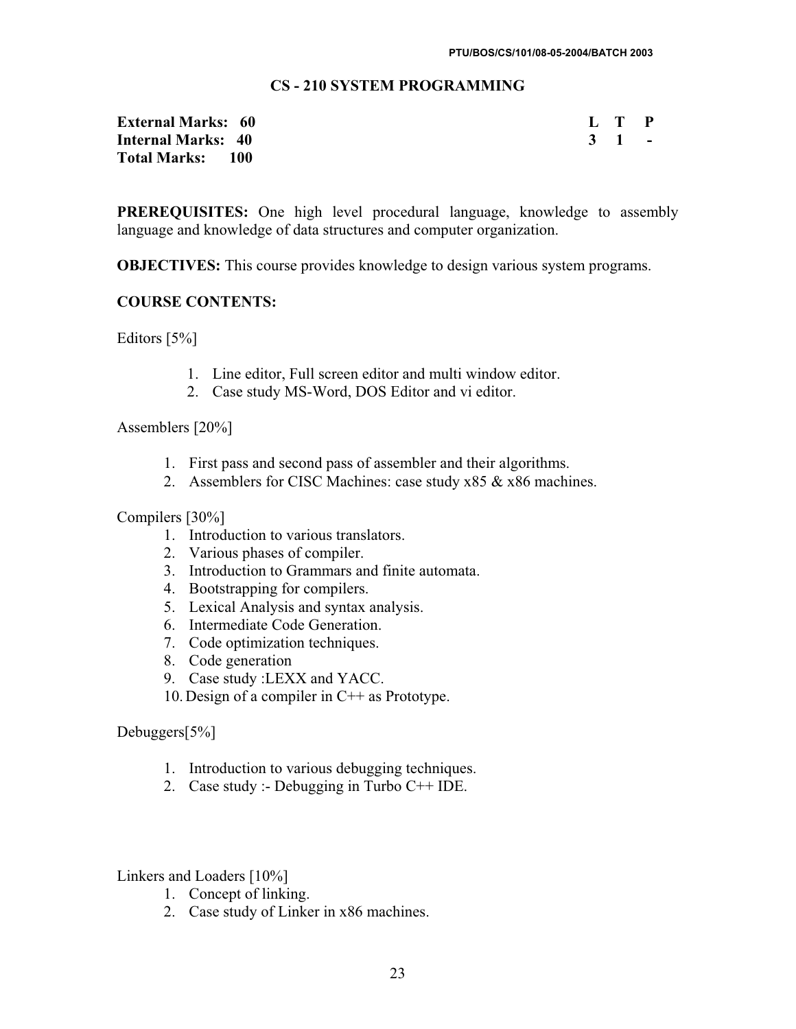PTU/BOS/CS/101/08-05-2004/BATCH 2003

## CS - 210 SYSTEM PROGRAMMING

| **External Marks: 60** | **L** | **T** | **P** |
|---|---|---|---|
| **Internal Marks: 40** | **3** | **1** | **-** |
| **Total Marks: 100** | | | |

**PREREQUISITES:** One high level procedural language, knowledge to assembly language and knowledge of data structures and computer organization.

**OBJECTIVES:** This course provides knowledge to design various system programs.

**COURSE CONTENTS:**

Editors [5%]

1. Line editor, Full screen editor and multi window editor.
2. Case study MS-Word, DOS Editor and vi editor.

Assemblers [20%]

1. First pass and second pass of assembler and their algorithms.
2. Assemblers for CISC Machines: case study x85 & x86 machines.

Compilers [30%]

1. Introduction to various translators.
2. Various phases of compiler.
3. Introduction to Grammars and finite automata.
4. Bootstrapping for compilers.
5. Lexical Analysis and syntax analysis.
6. Intermediate Code Generation.
7. Code optimization techniques.
8. Code generation
9. Case study :LEXX and YACC.
10. Design of a compiler in C++ as Prototype.

Debuggers[5%]

1. Introduction to various debugging techniques.
2. Case study :- Debugging in Turbo C++ IDE.

Linkers and Loaders [10%]

1. Concept of linking.
2. Case study of Linker in x86 machines.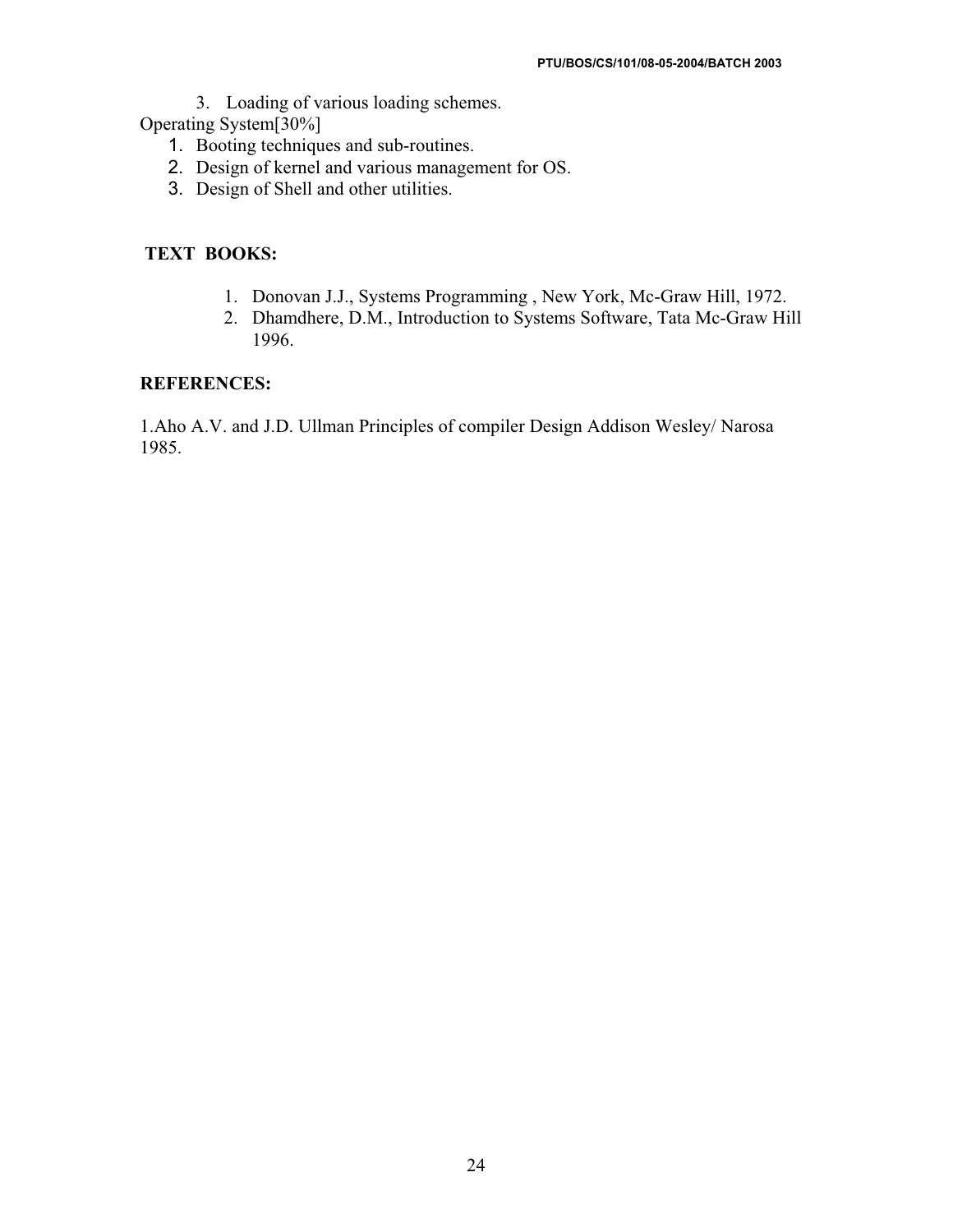3. Loading of various loading schemes.

Operating System[30%]

1. Booting techniques and sub-routines.
2. Design of kernel and various management for OS.
3. Design of Shell and other utilities.

**TEXT BOOKS:**

1. Donovan J.J., Systems Programming , New York, Mc-Graw Hill, 1972.
2. Dhamdhere, D.M., Introduction to Systems Software, Tata Mc-Graw Hill 1996.

**REFERENCES:**

1.Aho A.V. and J.D. Ullman Principles of compiler Design Addison Wesley/ Narosa 1985.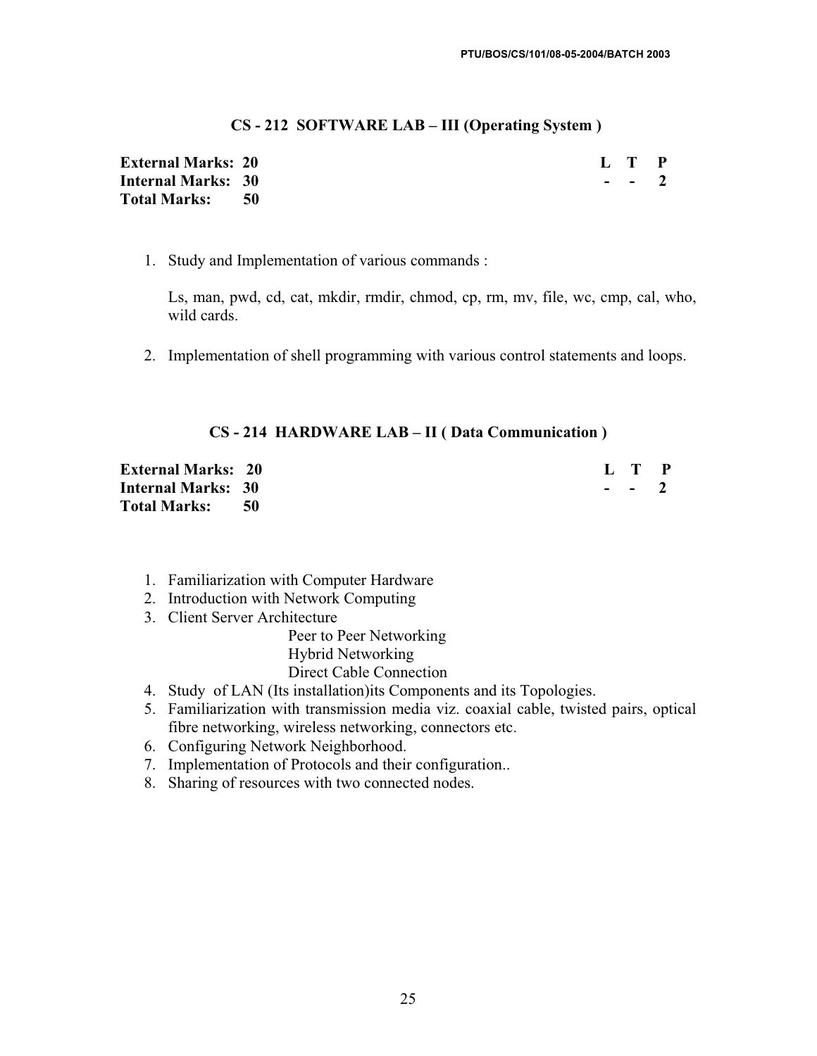### CS - 212 SOFTWARE LAB – III (Operating System )

| | L | T | P |
|---|---|---|---|
| **External Marks: 20** | - | - | 2 |
| **Internal Marks: 30** | | | |
| **Total Marks: 50** | | | |

1. Study and Implementation of various commands :

   Ls, man, pwd, cd, cat, mkdir, rmdir, chmod, cp, rm, mv, file, wc, cmp, cal, who, wild cards.

2. Implementation of shell programming with various control statements and loops.

### CS - 214 HARDWARE LAB – II ( Data Communication )

| | L | T | P |
|---|---|---|---|
| **External Marks: 20** | - | - | 2 |
| **Internal Marks: 30** | | | |
| **Total Marks: 50** | | | |

1. Familiarization with Computer Hardware
2. Introduction with Network Computing
3. Client Server Architecture
   - Peer to Peer Networking
   - Hybrid Networking
   - Direct Cable Connection
4. Study of LAN (Its installation)its Components and its Topologies.
5. Familiarization with transmission media viz. coaxial cable, twisted pairs, optical fibre networking, wireless networking, connectors etc.
6. Configuring Network Neighborhood.
7. Implementation of Protocols and their configuration..
8. Sharing of resources with two connected nodes.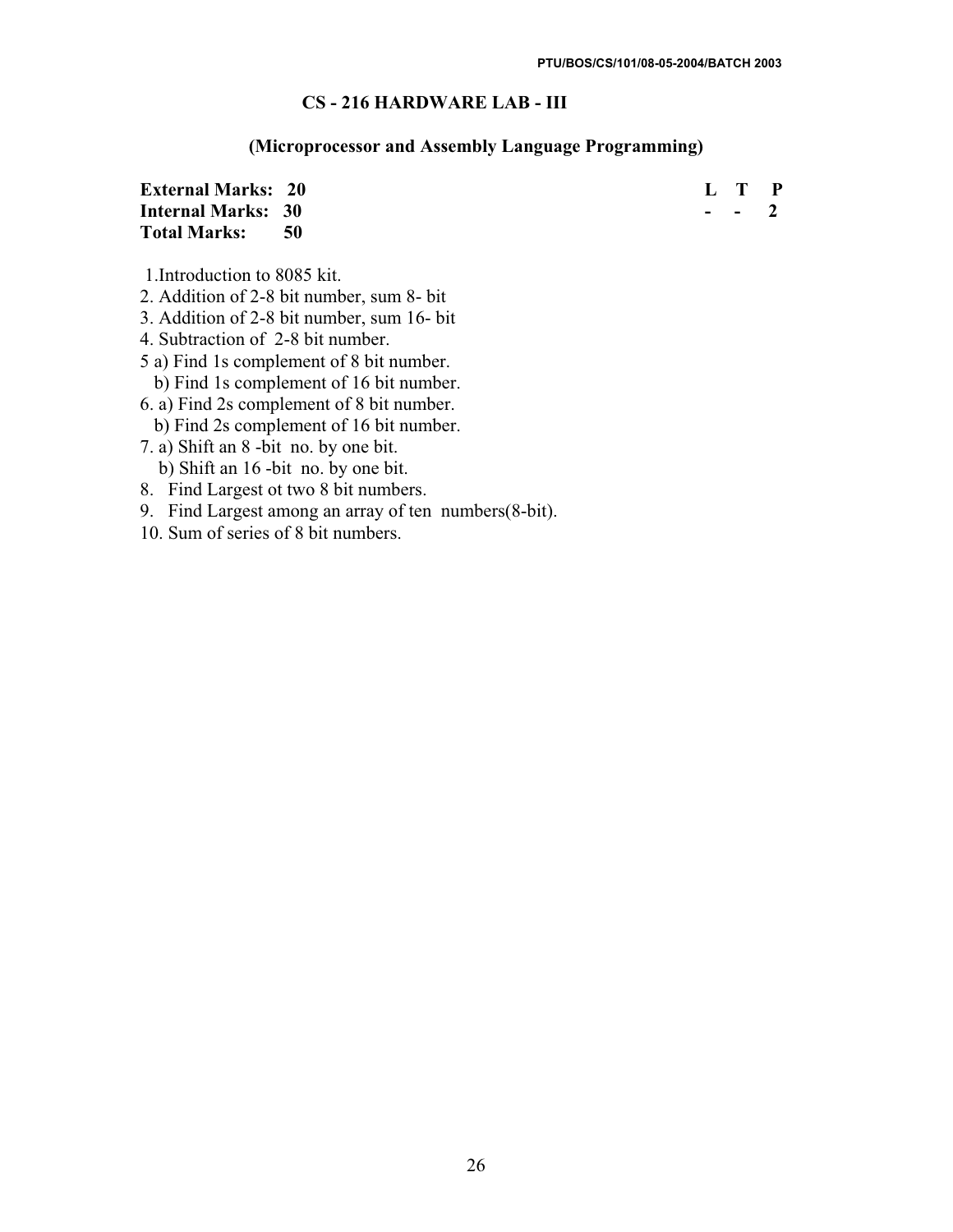## CS - 216 HARDWARE LAB - III

### (Microprocessor and Assembly Language Programming)

| | | L | T | P |
|---|---|---|---|---|
| **External Marks:** | **20** | | | |
| **Internal Marks:** | **30** | - | - | 2 |
| **Total Marks:** | **50** | | | |

1. Introduction to 8085 kit.
2. Addition of 2-8 bit number, sum 8- bit
3. Addition of 2-8 bit number, sum 16- bit
4. Subtraction of 2-8 bit number.
5. a) Find 1s complement of 8 bit number.
   b) Find 1s complement of 16 bit number.
6. a) Find 2s complement of 8 bit number.
   b) Find 2s complement of 16 bit number.
7. a) Shift an 8 -bit no. by one bit.
   b) Shift an 16 -bit no. by one bit.
8. Find Largest ot two 8 bit numbers.
9. Find Largest among an array of ten numbers(8-bit).
10. Sum of series of 8 bit numbers.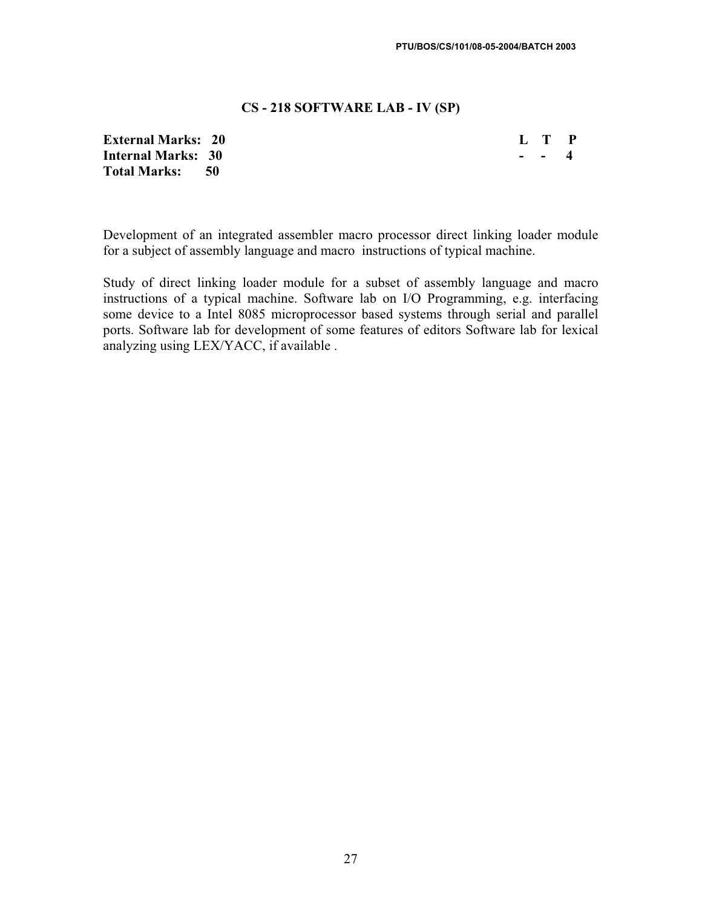## CS - 218 SOFTWARE LAB - IV (SP)

| | L | T | P |
|---|---|---|---|
| **External Marks: 20** | | | |
| **Internal Marks: 30** | - | - | 4 |
| **Total Marks: 50** | | | |

Development of an integrated assembler macro processor direct linking loader module for a subject of assembly language and macro instructions of typical machine.

Study of direct linking loader module for a subset of assembly language and macro instructions of a typical machine. Software lab on I/O Programming, e.g. interfacing some device to a Intel 8085 microprocessor based systems through serial and parallel ports. Software lab for development of some features of editors Software lab for lexical analyzing using LEX/YACC, if available .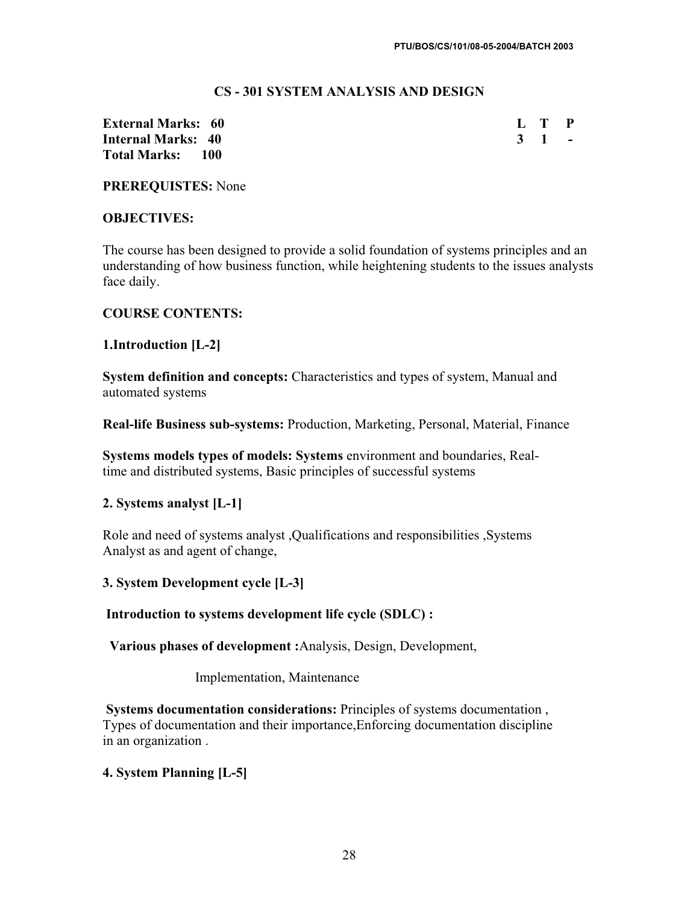## CS - 301 SYSTEM ANALYSIS AND DESIGN

**External Marks: 60**
**Internal Marks: 40**
**Total Marks: 100**

| L | T | P |
|---|---|---|
| 3 | 1 | - |

**PREREQUISTES:** None

**OBJECTIVES:**

The course has been designed to provide a solid foundation of systems principles and an understanding of how business function, while heightening students to the issues analysts face daily.

**COURSE CONTENTS:**

**1.Introduction [L-2]**

**System definition and concepts:** Characteristics and types of system, Manual and automated systems

**Real-life Business sub-systems:** Production, Marketing, Personal, Material, Finance

**Systems models types of models: Systems** environment and boundaries, Real-time and distributed systems, Basic principles of successful systems

**2. Systems analyst [L-1]**

Role and need of systems analyst ,Qualifications and responsibilities ,Systems Analyst as and agent of change,

**3. System Development cycle [L-3]**

**Introduction to systems development life cycle (SDLC) :**

**Various phases of development :**Analysis, Design, Development,

Implementation, Maintenance

**Systems documentation considerations:** Principles of systems documentation , Types of documentation and their importance,Enforcing documentation discipline in an organization .

**4. System Planning [L-5]**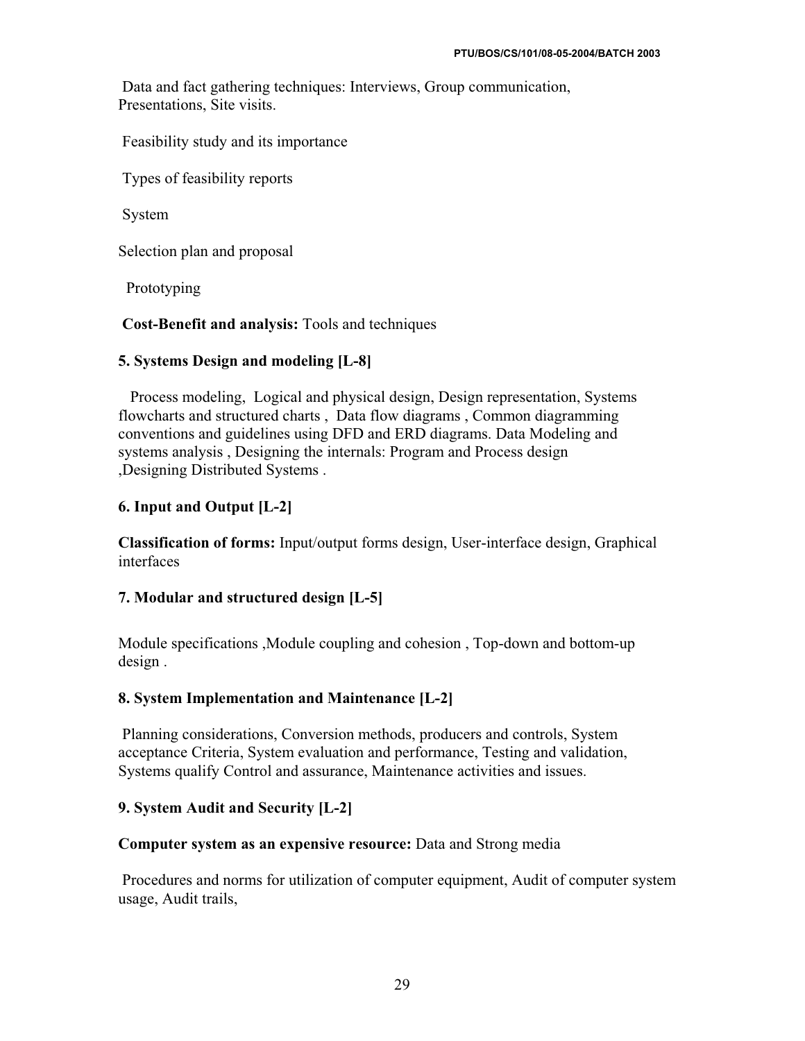Data and fact gathering techniques: Interviews, Group communication, Presentations, Site visits.

Feasibility study and its importance

Types of feasibility reports

System

Selection plan and proposal

Prototyping

**Cost-Benefit and analysis:** Tools and techniques

### 5. Systems Design and modeling [L-8]

Process modeling, Logical and physical design, Design representation, Systems flowcharts and structured charts , Data flow diagrams , Common diagramming conventions and guidelines using DFD and ERD diagrams. Data Modeling and systems analysis , Designing the internals: Program and Process design ,Designing Distributed Systems .

### 6. Input and Output [L-2]

**Classification of forms:** Input/output forms design, User-interface design, Graphical interfaces

### 7. Modular and structured design [L-5]

Module specifications ,Module coupling and cohesion , Top-down and bottom-up design .

### 8. System Implementation and Maintenance [L-2]

Planning considerations, Conversion methods, producers and controls, System acceptance Criteria, System evaluation and performance, Testing and validation, Systems qualify Control and assurance, Maintenance activities and issues.

### 9. System Audit and Security [L-2]

**Computer system as an expensive resource:** Data and Strong media

Procedures and norms for utilization of computer equipment, Audit of computer system usage, Audit trails,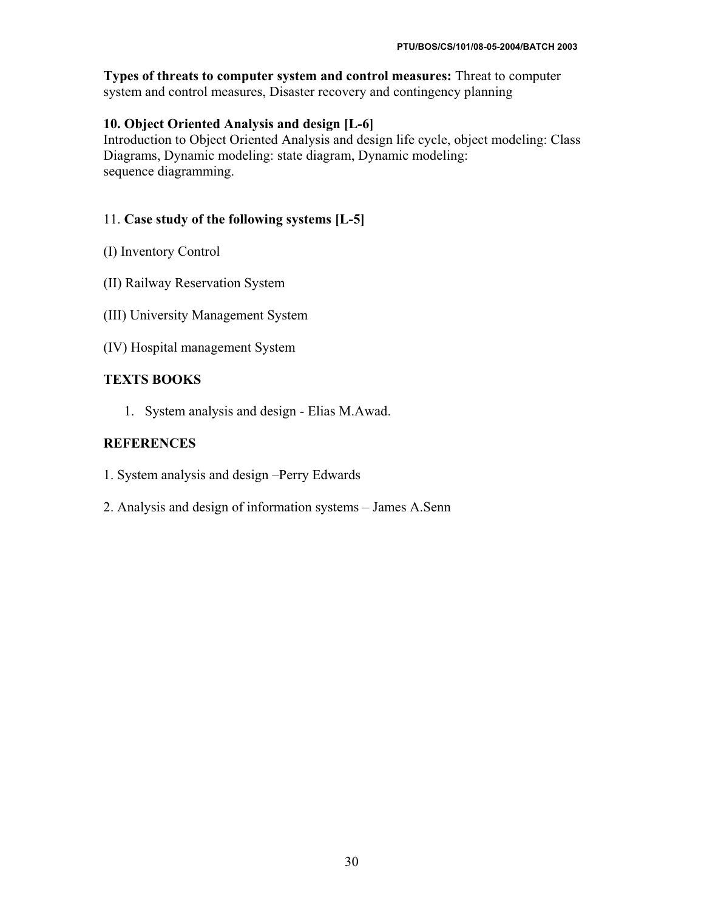**Types of threats to computer system and control measures:** Threat to computer system and control measures, Disaster recovery and contingency planning

**10. Object Oriented Analysis and design [L-6]**

Introduction to Object Oriented Analysis and design life cycle, object modeling: Class Diagrams, Dynamic modeling: state diagram, Dynamic modeling: sequence diagramming.

11. **Case study of the following systems [L-5]**

(I) Inventory Control

(II) Railway Reservation System

(III) University Management System

(IV) Hospital management System

**TEXTS BOOKS**

1. System analysis and design - Elias M.Awad.

**REFERENCES**

1. System analysis and design –Perry Edwards

2. Analysis and design of information systems – James A.Senn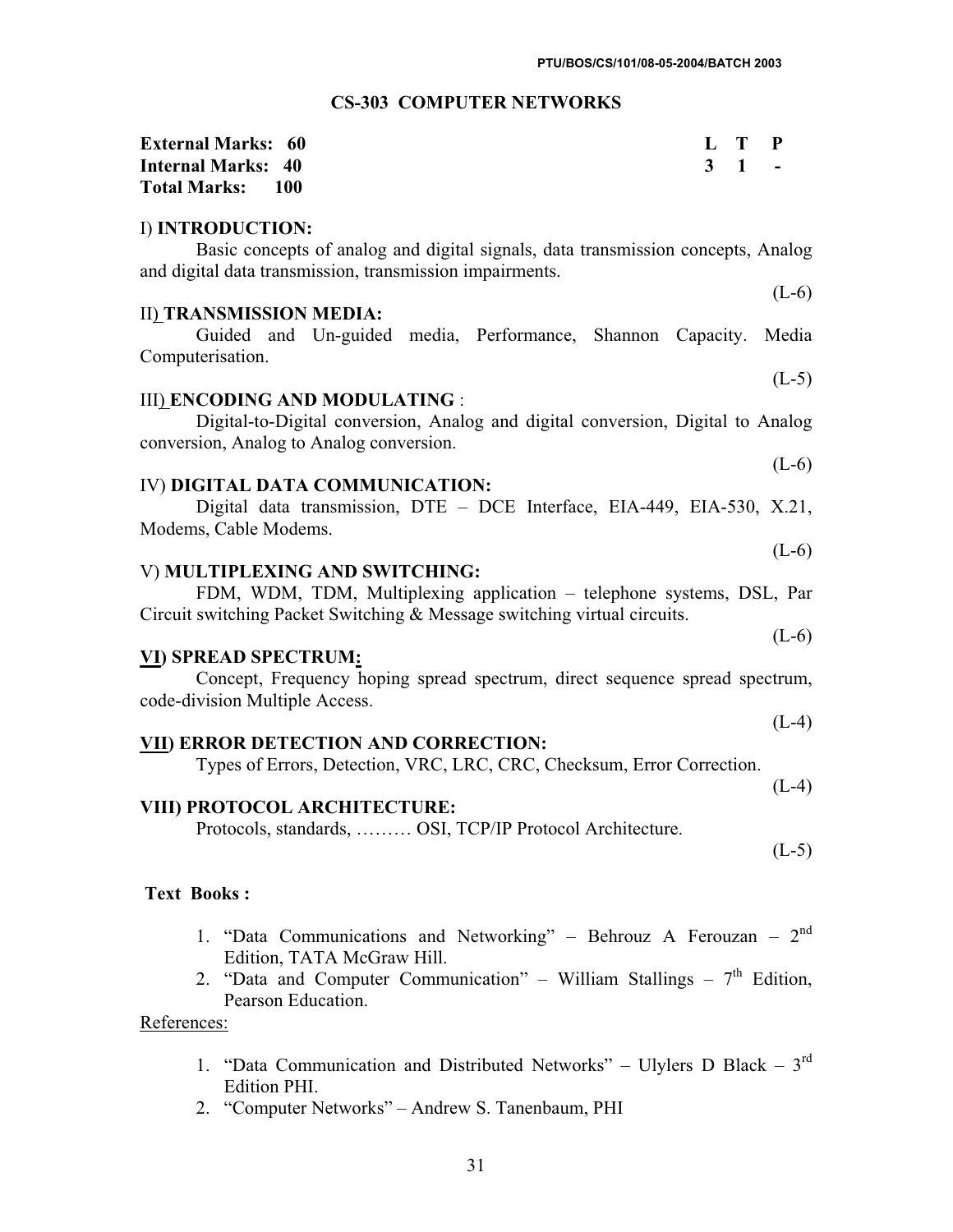PTU/BOS/CS/101/08-05-2004/BATCH 2003

## CS-303 COMPUTER NETWORKS

| | L | T | P |
|---|---|---|---|
| **External Marks: 60** | **3** | **1** | **-** |
| **Internal Marks: 40** | | | |
| **Total Marks: 100** | | | |

I) **INTRODUCTION:**

Basic concepts of analog and digital signals, data transmission concepts, Analog and digital data transmission, transmission impairments.

(L-6)

II) **TRANSMISSION MEDIA:**

Guided and Un-guided media, Performance, Shannon Capacity. Media Computerisation.

(L-5)

III) **ENCODING AND MODULATING** :

Digital-to-Digital conversion, Analog and digital conversion, Digital to Analog conversion, Analog to Analog conversion.

(L-6)

IV) **DIGITAL DATA COMMUNICATION:**

Digital data transmission, DTE – DCE Interface, EIA-449, EIA-530, X.21, Modems, Cable Modems.

(L-6)

V) **MULTIPLEXING AND SWITCHING:**

FDM, WDM, TDM, Multiplexing application – telephone systems, DSL, Par Circuit switching Packet Switching & Message switching virtual circuits.

(L-6)

**VI) SPREAD SPECTRUM:**

Concept, Frequency hoping spread spectrum, direct sequence spread spectrum, code-division Multiple Access.

(L-4)

**VII) ERROR DETECTION AND CORRECTION:**

Types of Errors, Detection, VRC, LRC, CRC, Checksum, Error Correction.

(L-4)

**VIII) PROTOCOL ARCHITECTURE:**

Protocols, standards, ……… OSI, TCP/IP Protocol Architecture.

(L-5)

**Text Books :**

1. "Data Communications and Networking" – Behrouz A Ferouzan – 2nd Edition, TATA McGraw Hill.
2. "Data and Computer Communication" – William Stallings – 7th Edition, Pearson Education.

References:

1. "Data Communication and Distributed Networks" – Ulylers D Black – 3rd Edition PHI.
2. "Computer Networks" – Andrew S. Tanenbaum, PHI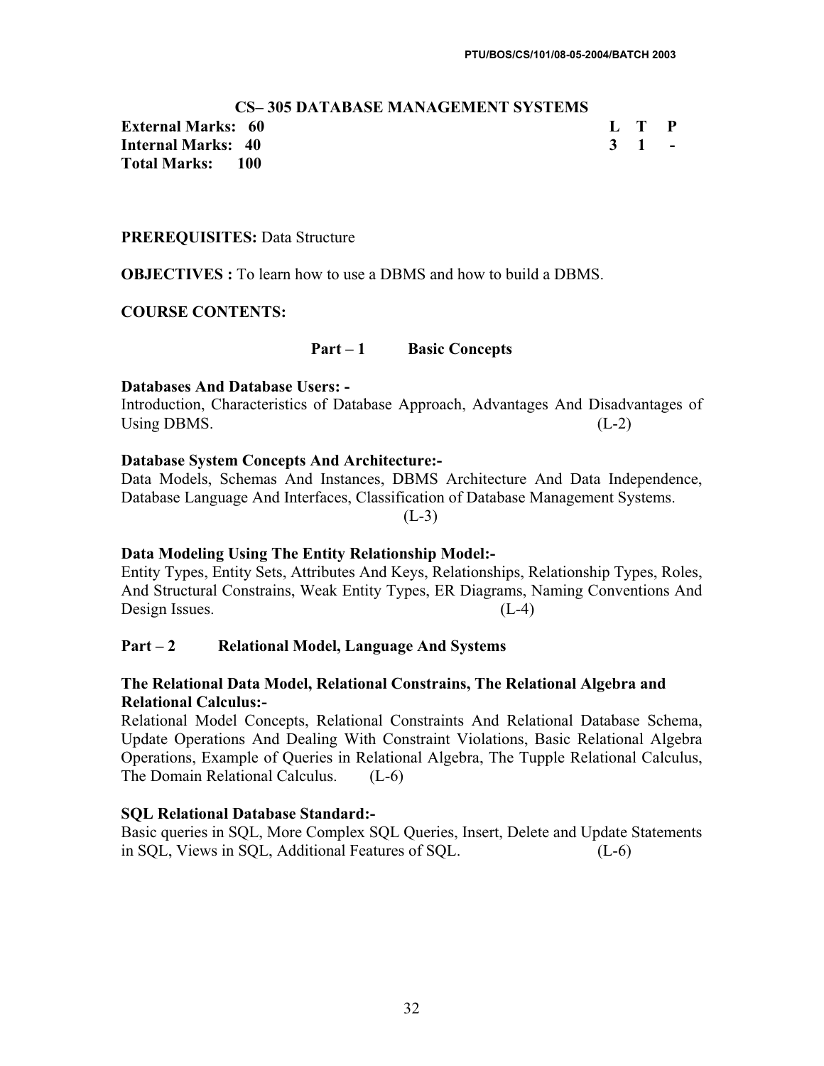## CS– 305 DATABASE MANAGEMENT SYSTEMS

| | |
|---|---|
| **External Marks: 60** | **L T P** |
| **Internal Marks: 40** | **3 1 -** |
| **Total Marks: 100** | |

**PREREQUISITES:** Data Structure

**OBJECTIVES :** To learn how to use a DBMS and how to build a DBMS.

**COURSE CONTENTS:**

### Part – 1 Basic Concepts

**Databases And Database Users: -**
Introduction, Characteristics of Database Approach, Advantages And Disadvantages of Using DBMS. (L-2)

**Database System Concepts And Architecture:-**
Data Models, Schemas And Instances, DBMS Architecture And Data Independence, Database Language And Interfaces, Classification of Database Management Systems. (L-3)

**Data Modeling Using The Entity Relationship Model:-**
Entity Types, Entity Sets, Attributes And Keys, Relationships, Relationship Types, Roles, And Structural Constrains, Weak Entity Types, ER Diagrams, Naming Conventions And Design Issues. (L-4)

### Part – 2 Relational Model, Language And Systems

**The Relational Data Model, Relational Constrains, The Relational Algebra and Relational Calculus:-**
Relational Model Concepts, Relational Constraints And Relational Database Schema, Update Operations And Dealing With Constraint Violations, Basic Relational Algebra Operations, Example of Queries in Relational Algebra, The Tupple Relational Calculus, The Domain Relational Calculus. (L-6)

**SQL Relational Database Standard:-**
Basic queries in SQL, More Complex SQL Queries, Insert, Delete and Update Statements in SQL, Views in SQL, Additional Features of SQL. (L-6)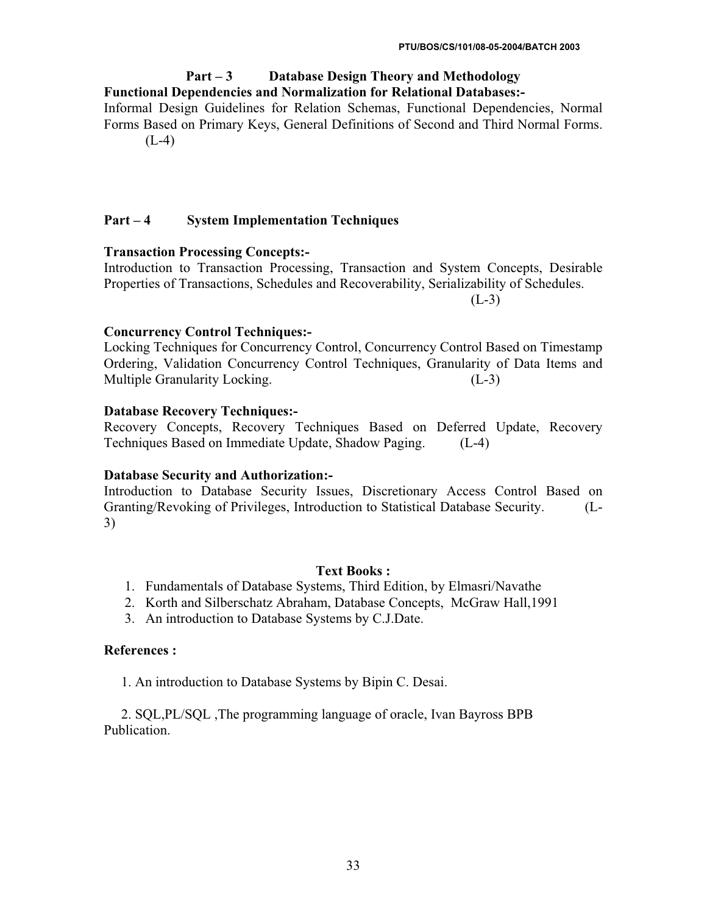## Part – 3 Database Design Theory and Methodology

**Functional Dependencies and Normalization for Relational Databases:-**

Informal Design Guidelines for Relation Schemas, Functional Dependencies, Normal Forms Based on Primary Keys, General Definitions of Second and Third Normal Forms. (L-4)

## Part – 4 System Implementation Techniques

**Transaction Processing Concepts:-**

Introduction to Transaction Processing, Transaction and System Concepts, Desirable Properties of Transactions, Schedules and Recoverability, Serializability of Schedules. (L-3)

**Concurrency Control Techniques:-**

Locking Techniques for Concurrency Control, Concurrency Control Based on Timestamp Ordering, Validation Concurrency Control Techniques, Granularity of Data Items and Multiple Granularity Locking. (L-3)

**Database Recovery Techniques:-**

Recovery Concepts, Recovery Techniques Based on Deferred Update, Recovery Techniques Based on Immediate Update, Shadow Paging. (L-4)

**Database Security and Authorization:-**

Introduction to Database Security Issues, Discretionary Access Control Based on Granting/Revoking of Privileges, Introduction to Statistical Database Security. (L-3)

### Text Books :

1. Fundamentals of Database Systems, Third Edition, by Elmasri/Navathe
2. Korth and Silberschatz Abraham, Database Concepts, McGraw Hall,1991
3. An introduction to Database Systems by C.J.Date.

### References :

1. An introduction to Database Systems by Bipin C. Desai.
2. SQL,PL/SQL ,The programming language of oracle, Ivan Bayross BPB Publication.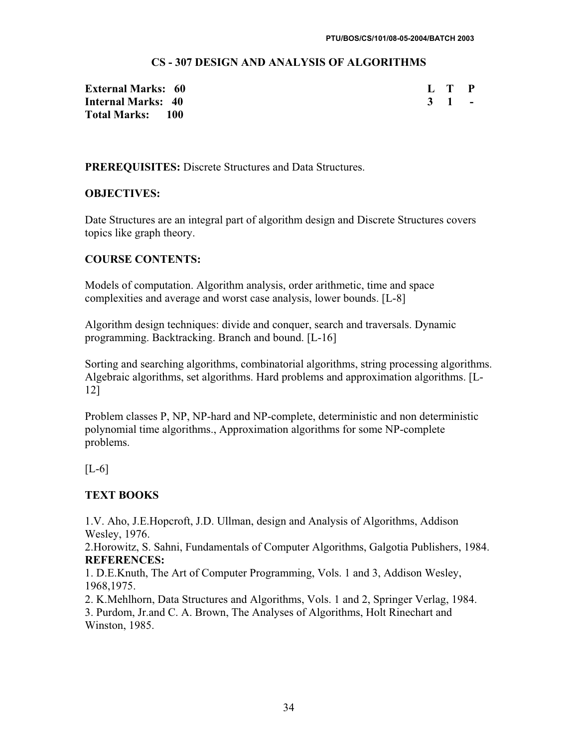## CS - 307 DESIGN AND ANALYSIS OF ALGORITHMS

**External Marks: 60**
**Internal Marks: 40**
**Total Marks: 100**

| L | T | P |
|---|---|---|
| 3 | 1 | - |

**PREREQUISITES:** Discrete Structures and Data Structures.

**OBJECTIVES:**

Date Structures are an integral part of algorithm design and Discrete Structures covers topics like graph theory.

**COURSE CONTENTS:**

Models of computation. Algorithm analysis, order arithmetic, time and space complexities and average and worst case analysis, lower bounds. [L-8]

Algorithm design techniques: divide and conquer, search and traversals. Dynamic programming. Backtracking. Branch and bound. [L-16]

Sorting and searching algorithms, combinatorial algorithms, string processing algorithms. Algebraic algorithms, set algorithms. Hard problems and approximation algorithms. [L-12]

Problem classes P, NP, NP-hard and NP-complete, deterministic and non deterministic polynomial time algorithms., Approximation algorithms for some NP-complete problems.

[L-6]

**TEXT BOOKS**

1.V. Aho, J.E.Hopcroft, J.D. Ullman, design and Analysis of Algorithms, Addison Wesley, 1976.
2.Horowitz, S. Sahni, Fundamentals of Computer Algorithms, Galgotia Publishers, 1984.

**REFERENCES:**

1. D.E.Knuth, The Art of Computer Programming, Vols. 1 and 3, Addison Wesley, 1968,1975.
2. K.Mehlhorn, Data Structures and Algorithms, Vols. 1 and 2, Springer Verlag, 1984.
3. Purdom, Jr.and C. A. Brown, The Analyses of Algorithms, Holt Rinechart and Winston, 1985.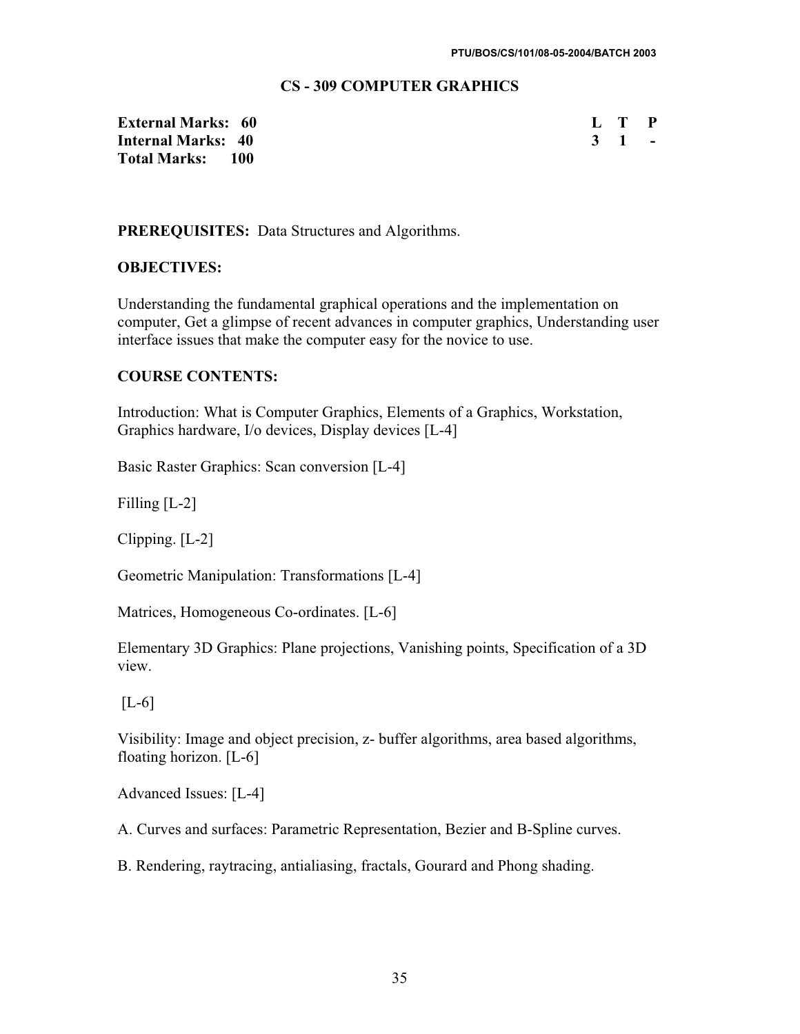## CS - 309 COMPUTER GRAPHICS

| | L | T | P |
|---|---|---|---|
| **External Marks: 60** | 3 | 1 | - |
| **Internal Marks: 40** | | | |
| **Total Marks: 100** | | | |

**PREREQUISITES:** Data Structures and Algorithms.

**OBJECTIVES:**

Understanding the fundamental graphical operations and the implementation on computer, Get a glimpse of recent advances in computer graphics, Understanding user interface issues that make the computer easy for the novice to use.

**COURSE CONTENTS:**

Introduction: What is Computer Graphics, Elements of a Graphics, Workstation, Graphics hardware, I/o devices, Display devices [L-4]

Basic Raster Graphics: Scan conversion [L-4]

Filling [L-2]

Clipping. [L-2]

Geometric Manipulation: Transformations [L-4]

Matrices, Homogeneous Co-ordinates. [L-6]

Elementary 3D Graphics: Plane projections, Vanishing points, Specification of a 3D view.

[L-6]

Visibility: Image and object precision, z- buffer algorithms, area based algorithms, floating horizon. [L-6]

Advanced Issues: [L-4]

A. Curves and surfaces: Parametric Representation, Bezier and B-Spline curves.

B. Rendering, raytracing, antialiasing, fractals, Gourard and Phong shading.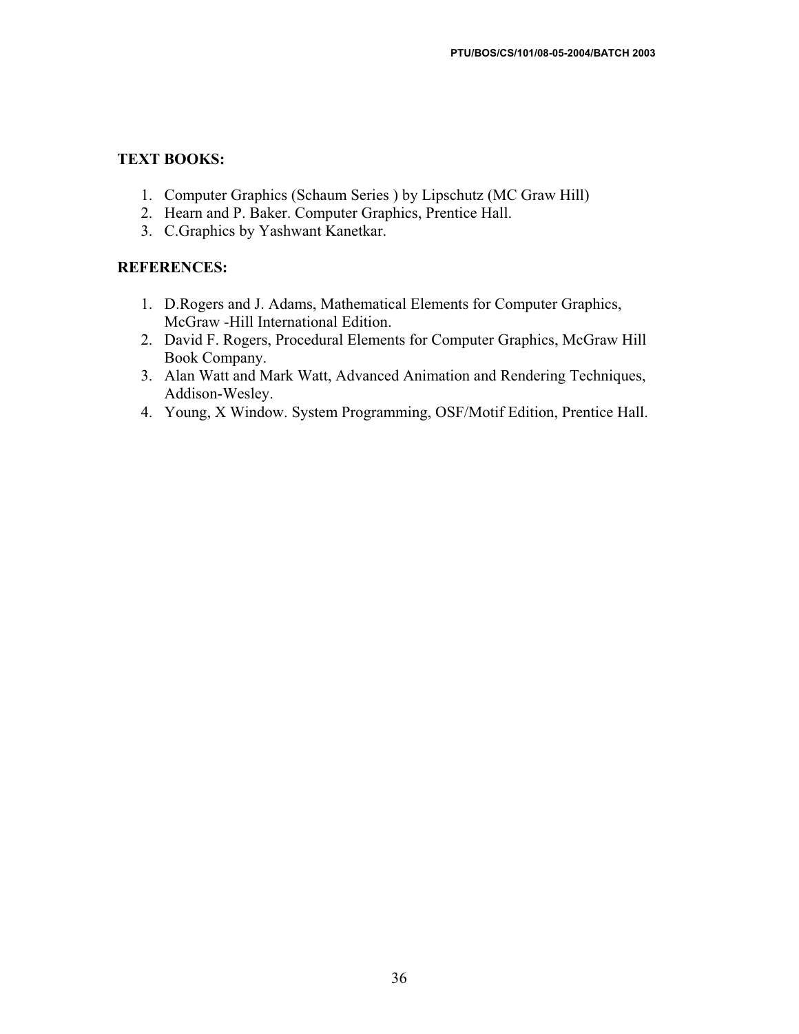**TEXT BOOKS:**

1. Computer Graphics (Schaum Series ) by Lipschutz (MC Graw Hill)
2. Hearn and P. Baker. Computer Graphics, Prentice Hall.
3. C.Graphics by Yashwant Kanetkar.

**REFERENCES:**

1. D.Rogers and J. Adams, Mathematical Elements for Computer Graphics, McGraw -Hill International Edition.
2. David F. Rogers, Procedural Elements for Computer Graphics, McGraw Hill Book Company.
3. Alan Watt and Mark Watt, Advanced Animation and Rendering Techniques, Addison-Wesley.
4. Young, X Window. System Programming, OSF/Motif Edition, Prentice Hall.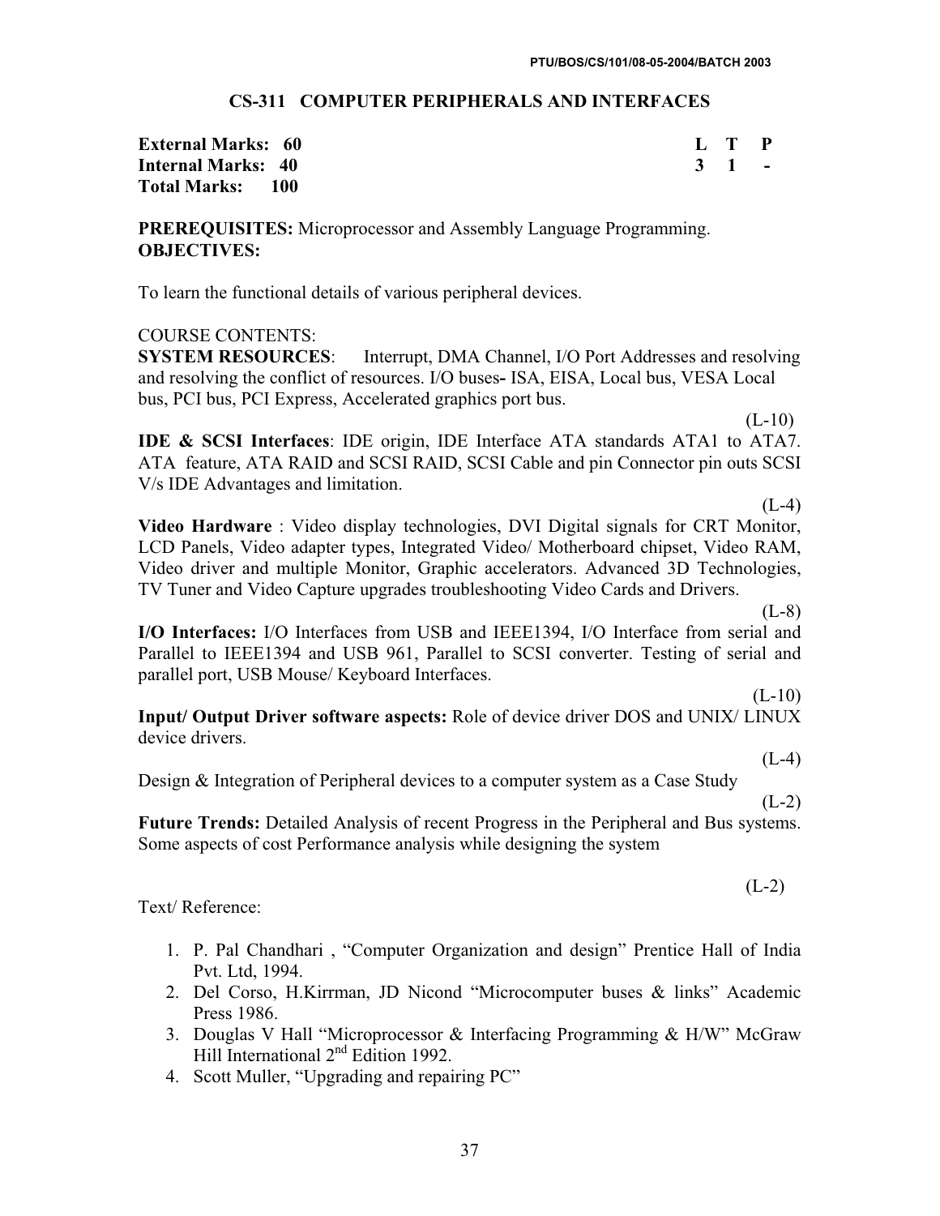# CS-311 COMPUTER PERIPHERALS AND INTERFACES

**External Marks: 60**
**Internal Marks: 40**
**Total Marks: 100**

| L | T | P |
|---|---|---|
| 3 | 1 | - |

**PREREQUISITES:** Microprocessor and Assembly Language Programming.

**OBJECTIVES:**

To learn the functional details of various peripheral devices.

COURSE CONTENTS:

**SYSTEM RESOURCES**: Interrupt, DMA Channel, I/O Port Addresses and resolving and resolving the conflict of resources. I/O buses**-** ISA, EISA, Local bus, VESA Local bus, PCI bus, PCI Express, Accelerated graphics port bus.

(L-10)

**IDE & SCSI Interfaces**: IDE origin, IDE Interface ATA standards ATA1 to ATA7. ATA feature, ATA RAID and SCSI RAID, SCSI Cable and pin Connector pin outs SCSI V/s IDE Advantages and limitation.

(L-4)

**Video Hardware** : Video display technologies, DVI Digital signals for CRT Monitor, LCD Panels, Video adapter types, Integrated Video/ Motherboard chipset, Video RAM, Video driver and multiple Monitor, Graphic accelerators. Advanced 3D Technologies, TV Tuner and Video Capture upgrades troubleshooting Video Cards and Drivers.

(L-8)

**I/O Interfaces:** I/O Interfaces from USB and IEEE1394, I/O Interface from serial and Parallel to IEEE1394 and USB 961, Parallel to SCSI converter. Testing of serial and parallel port, USB Mouse/ Keyboard Interfaces.

(L-10)

**Input/ Output Driver software aspects:** Role of device driver DOS and UNIX/ LINUX device drivers.

(L-4)

Design & Integration of Peripheral devices to a computer system as a Case Study

(L-2)

**Future Trends:** Detailed Analysis of recent Progress in the Peripheral and Bus systems. Some aspects of cost Performance analysis while designing the system

(L-2)

Text/ Reference:

1. P. Pal Chandhari , "Computer Organization and design" Prentice Hall of India Pvt. Ltd, 1994.
2. Del Corso, H.Kirrman, JD Nicond "Microcomputer buses & links" Academic Press 1986.
3. Douglas V Hall "Microprocessor & Interfacing Programming & H/W" McGraw Hill International 2nd Edition 1992.
4. Scott Muller, "Upgrading and repairing PC"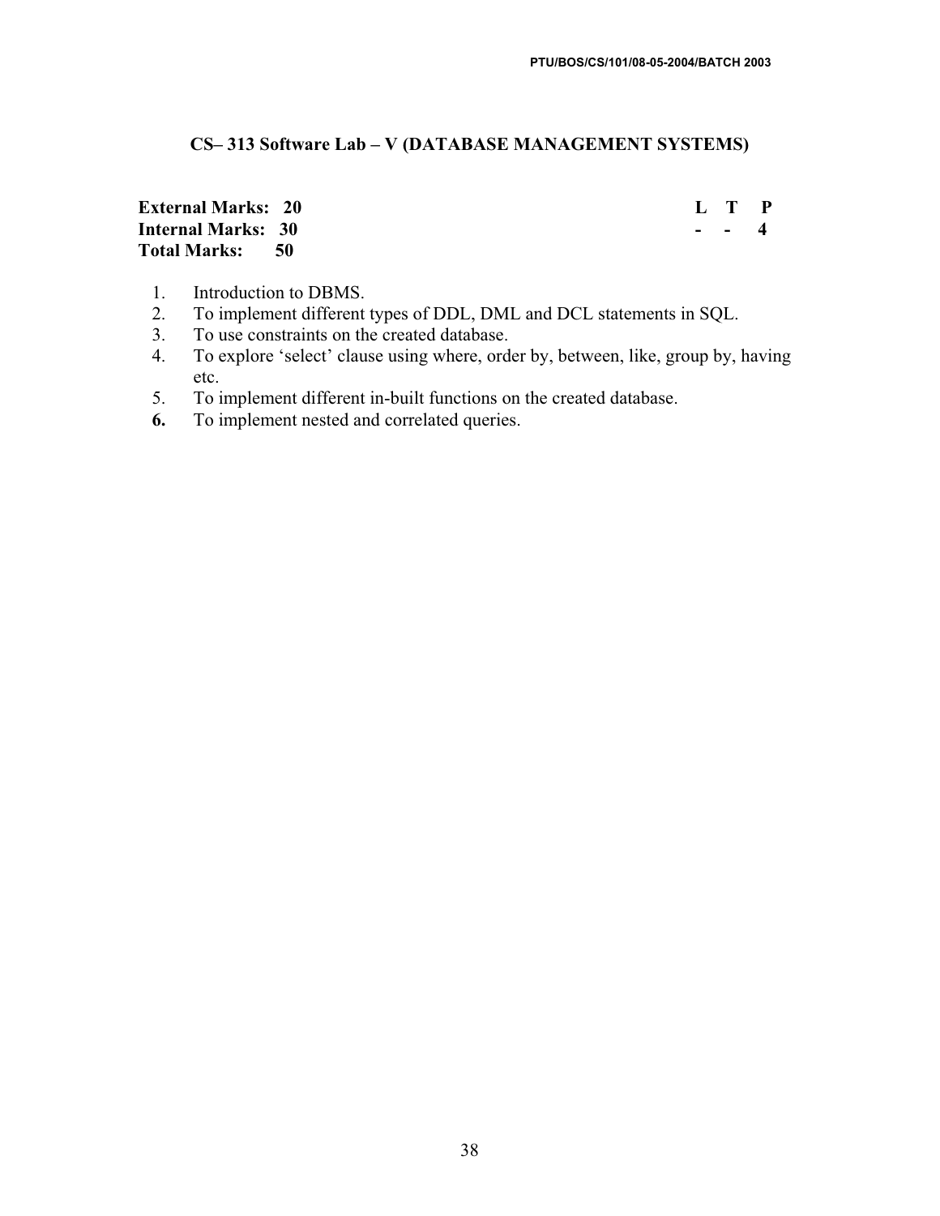## CS– 313 Software Lab – V (DATABASE MANAGEMENT SYSTEMS)

| | | | |
|---|---|---|---|
| **External Marks: 20** | **L** | **T** | **P** |
| **Internal Marks: 30** | **-** | **-** | **4** |
| **Total Marks: 50** | | | |

1. Introduction to DBMS.
2. To implement different types of DDL, DML and DCL statements in SQL.
3. To use constraints on the created database.
4. To explore 'select' clause using where, order by, between, like, group by, having etc.
5. To implement different in-built functions on the created database.
6. To implement nested and correlated queries.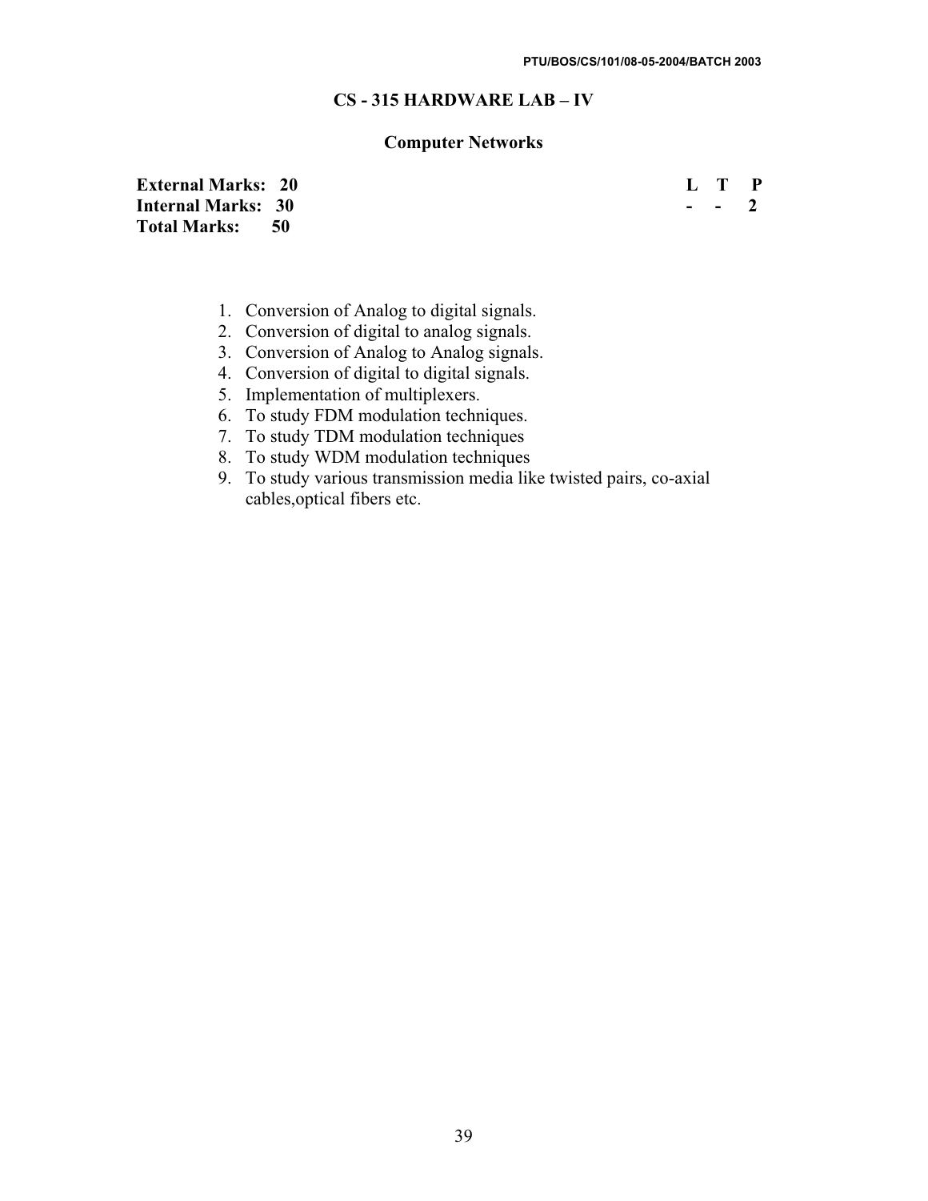## CS - 315 HARDWARE LAB – IV

### Computer Networks

**External Marks: 20**
**Internal Marks: 30**
**Total Marks: 50**

| L | T | P |
|---|---|---|
| - | - | 2 |

1. Conversion of Analog to digital signals.
2. Conversion of digital to analog signals.
3. Conversion of Analog to Analog signals.
4. Conversion of digital to digital signals.
5. Implementation of multiplexers.
6. To study FDM modulation techniques.
7. To study TDM modulation techniques
8. To study WDM modulation techniques
9. To study various transmission media like twisted pairs, co-axial cables,optical fibers etc.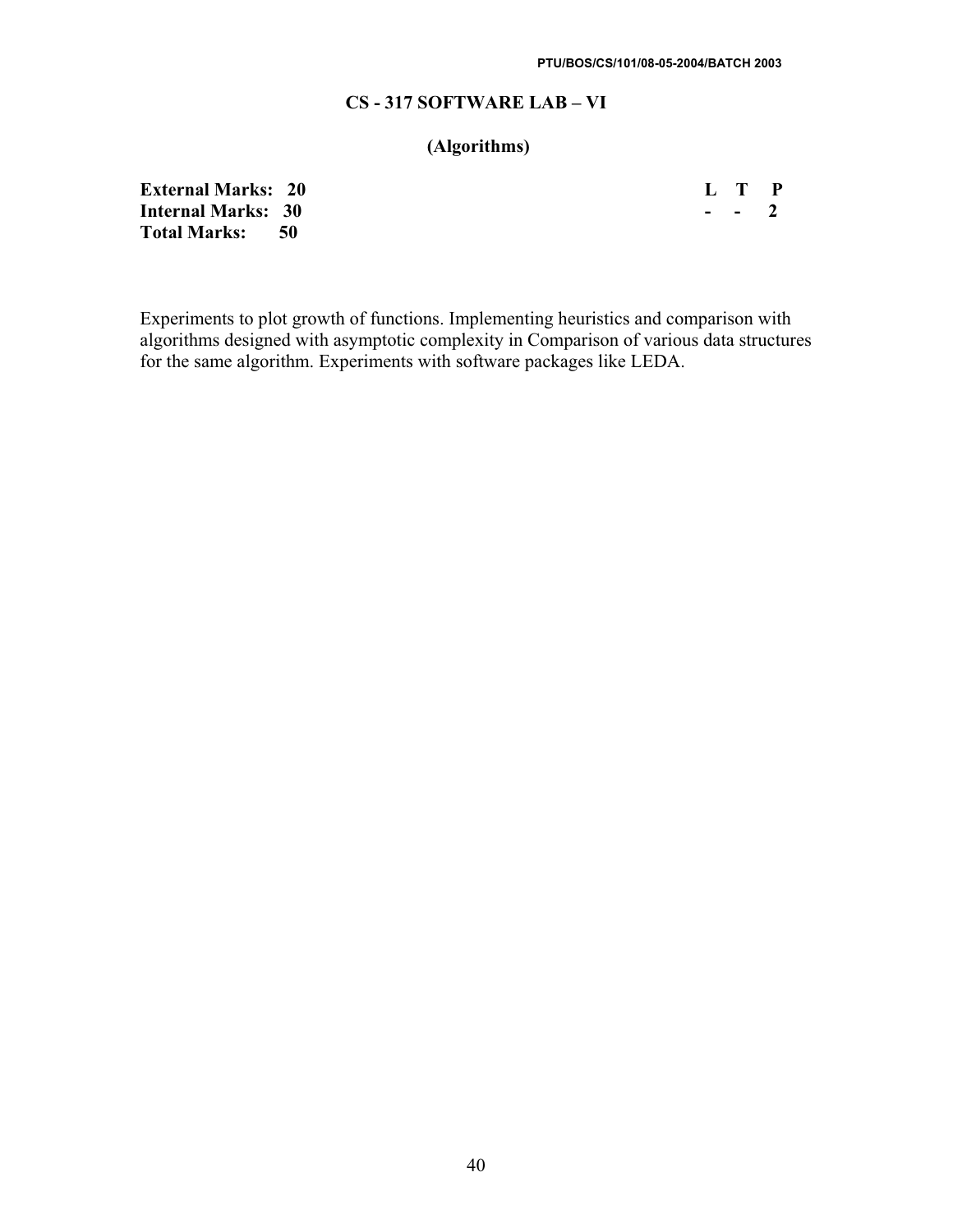## CS - 317 SOFTWARE LAB – VI

### (Algorithms)

| | L | T | P |
|---|---|---|---|
| **External Marks: 20** | - | - | 2 |
| **Internal Marks: 30** | | | |
| **Total Marks: 50** | | | |

Experiments to plot growth of functions. Implementing heuristics and comparison with algorithms designed with asymptotic complexity in Comparison of various data structures for the same algorithm. Experiments with software packages like LEDA.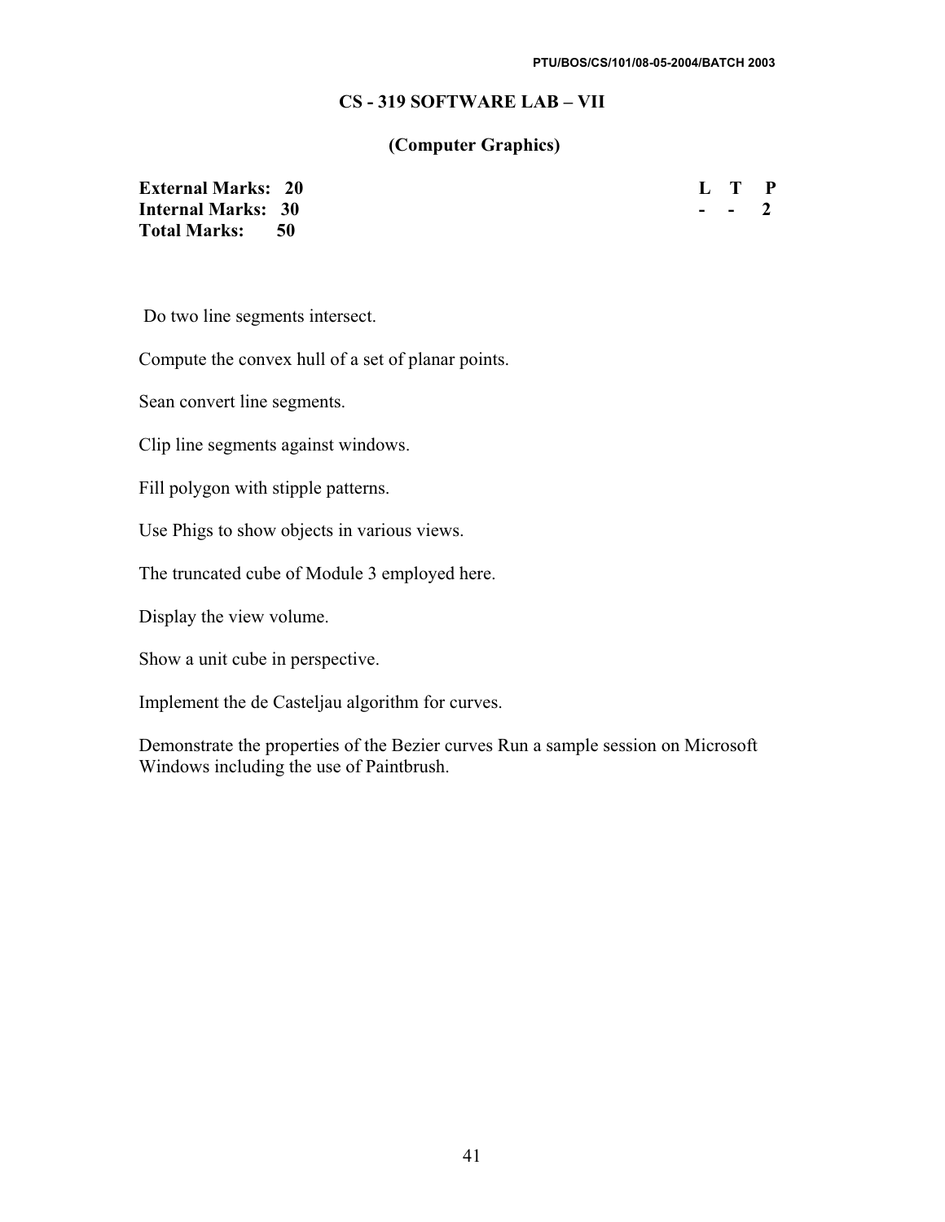## CS - 319 SOFTWARE LAB – VII

### (Computer Graphics)

| | |
|---|---|
| **External Marks: 20** | **L T P** |
| **Internal Marks: 30** | **- - 2** |
| **Total Marks: 50** | |

Do two line segments intersect.

Compute the convex hull of a set of planar points.

Sean convert line segments.

Clip line segments against windows.

Fill polygon with stipple patterns.

Use Phigs to show objects in various views.

The truncated cube of Module 3 employed here.

Display the view volume.

Show a unit cube in perspective.

Implement the de Casteljau algorithm for curves.

Demonstrate the properties of the Bezier curves Run a sample session on Microsoft Windows including the use of Paintbrush.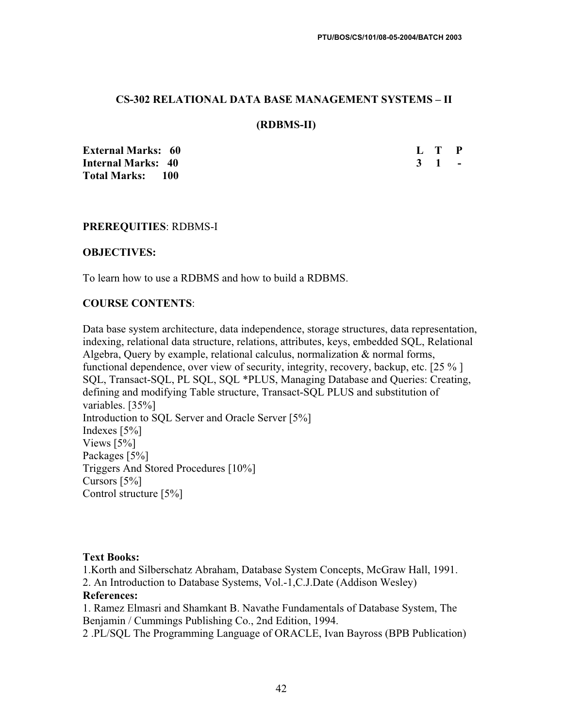## CS-302 RELATIONAL DATA BASE MANAGEMENT SYSTEMS – II

## (RDBMS-II)

| | | L | T | P |
|---|---|---|---|---|
| **External Marks:** | **60** | **3** | **1** | **-** |
| **Internal Marks:** | **40** | | | |
| **Total Marks:** | **100** | | | |

**PREREQUITIES**: RDBMS-I

**OBJECTIVES:**

To learn how to use a RDBMS and how to build a RDBMS.

**COURSE CONTENTS**:

Data base system architecture, data independence, storage structures, data representation, indexing, relational data structure, relations, attributes, keys, embedded SQL, Relational Algebra, Query by example, relational calculus, normalization & normal forms, functional dependence, over view of security, integrity, recovery, backup, etc. [25 % ]
SQL, Transact-SQL, PL SQL, SQL *PLUS, Managing Database and Queries: Creating, defining and modifying Table structure, Transact-SQL PLUS and substitution of variables. [35%]
Introduction to SQL Server and Oracle Server [5%]
Indexes [5%]
Views [5%]
Packages [5%]
Triggers And Stored Procedures [10%]
Cursors [5%]
Control structure [5%]

**Text Books:**

1.Korth and Silberschatz Abraham, Database System Concepts, McGraw Hall, 1991.
2. An Introduction to Database Systems, Vol.-1,C.J.Date (Addison Wesley)

**References:**

1. Ramez Elmasri and Shamkant B. Navathe Fundamentals of Database System, The Benjamin / Cummings Publishing Co., 2nd Edition, 1994.
2 .PL/SQL The Programming Language of ORACLE, Ivan Bayross (BPB Publication)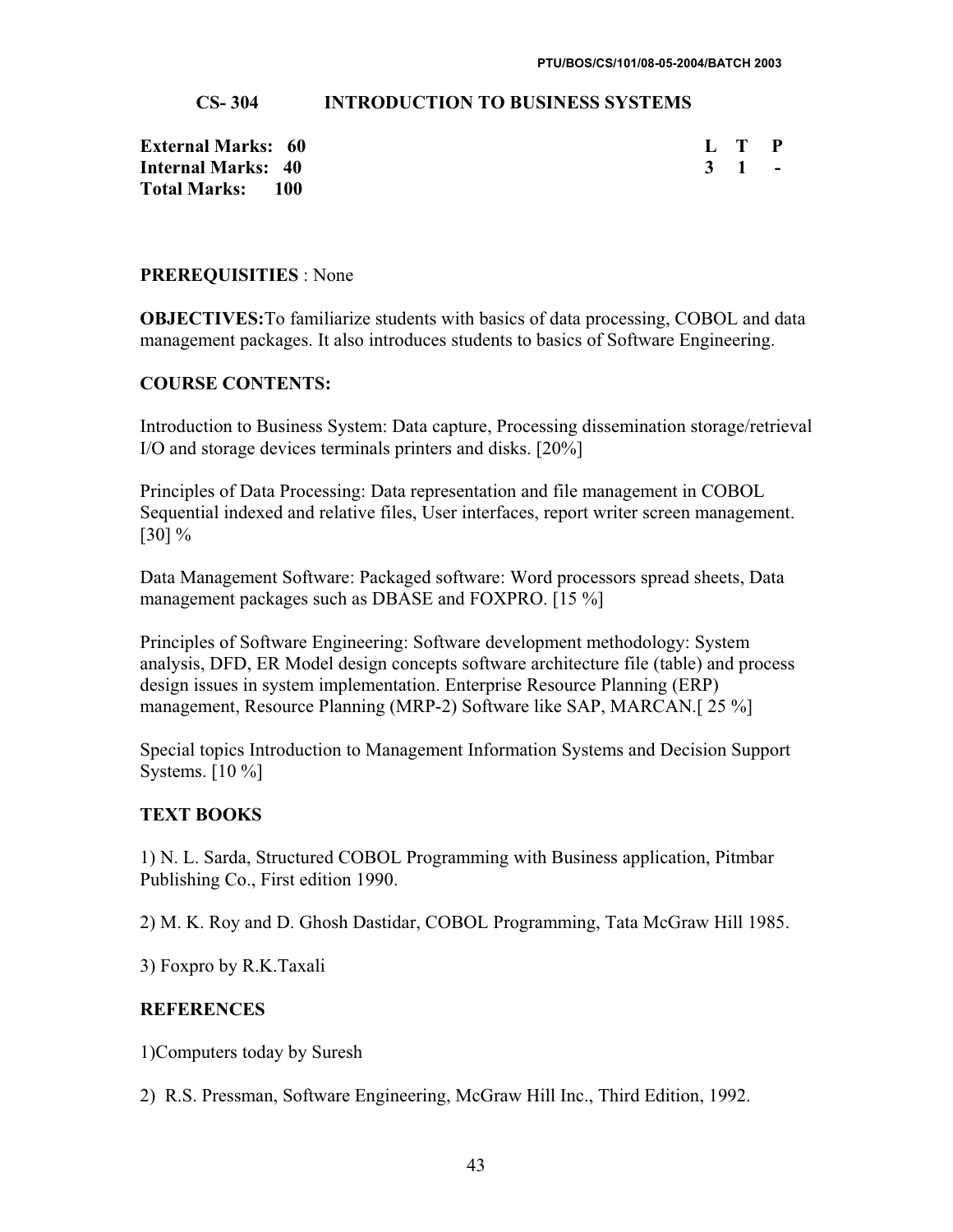## CS- 304 INTRODUCTION TO BUSINESS SYSTEMS

**External Marks: 60**
**Internal Marks: 40**
**Total Marks: 100**

| L | T | P |
|---|---|---|
| 3 | 1 | - |

**PREREQUISITIES** : None

**OBJECTIVES:**To familiarize students with basics of data processing, COBOL and data management packages. It also introduces students to basics of Software Engineering.

**COURSE CONTENTS:**

Introduction to Business System: Data capture, Processing dissemination storage/retrieval I/O and storage devices terminals printers and disks. [20%]

Principles of Data Processing: Data representation and file management in COBOL Sequential indexed and relative files, User interfaces, report writer screen management. [30] %

Data Management Software: Packaged software: Word processors spread sheets, Data management packages such as DBASE and FOXPRO. [15 %]

Principles of Software Engineering: Software development methodology: System analysis, DFD, ER Model design concepts software architecture file (table) and process design issues in system implementation. Enterprise Resource Planning (ERP) management, Resource Planning (MRP-2) Software like SAP, MARCAN.[ 25 %]

Special topics Introduction to Management Information Systems and Decision Support Systems. [10 %]

**TEXT BOOKS**

1) N. L. Sarda, Structured COBOL Programming with Business application, Pitmbar Publishing Co., First edition 1990.

2) M. K. Roy and D. Ghosh Dastidar, COBOL Programming, Tata McGraw Hill 1985.

3) Foxpro by R.K.Taxali

**REFERENCES**

1)Computers today by Suresh

2) R.S. Pressman, Software Engineering, McGraw Hill Inc., Third Edition, 1992.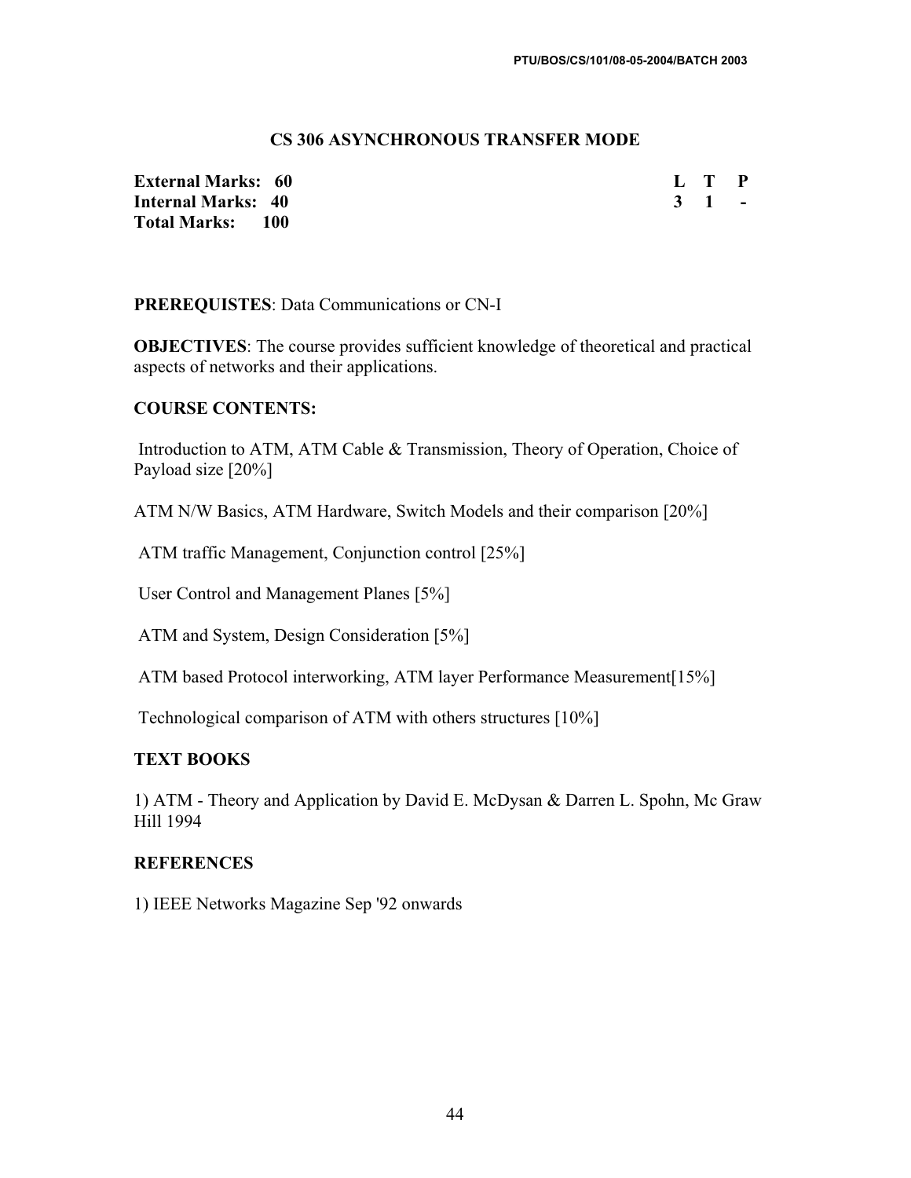## CS 306 ASYNCHRONOUS TRANSFER MODE

| | L | T | P |
|---|---|---|---|
| **External Marks: 60** | **3** | **1** | **-** |
| **Internal Marks: 40** | | | |
| **Total Marks: 100** | | | |

**PREREQUISTES**: Data Communications or CN-I

**OBJECTIVES**: The course provides sufficient knowledge of theoretical and practical aspects of networks and their applications.

### COURSE CONTENTS:

Introduction to ATM, ATM Cable & Transmission, Theory of Operation, Choice of Payload size [20%]

ATM N/W Basics, ATM Hardware, Switch Models and their comparison [20%]

ATM traffic Management, Conjunction control [25%]

User Control and Management Planes [5%]

ATM and System, Design Consideration [5%]

ATM based Protocol interworking, ATM layer Performance Measurement[15%]

Technological comparison of ATM with others structures [10%]

### TEXT BOOKS

1) ATM - Theory and Application by David E. McDysan & Darren L. Spohn, Mc Graw Hill 1994

### REFERENCES

1) IEEE Networks Magazine Sep '92 onwards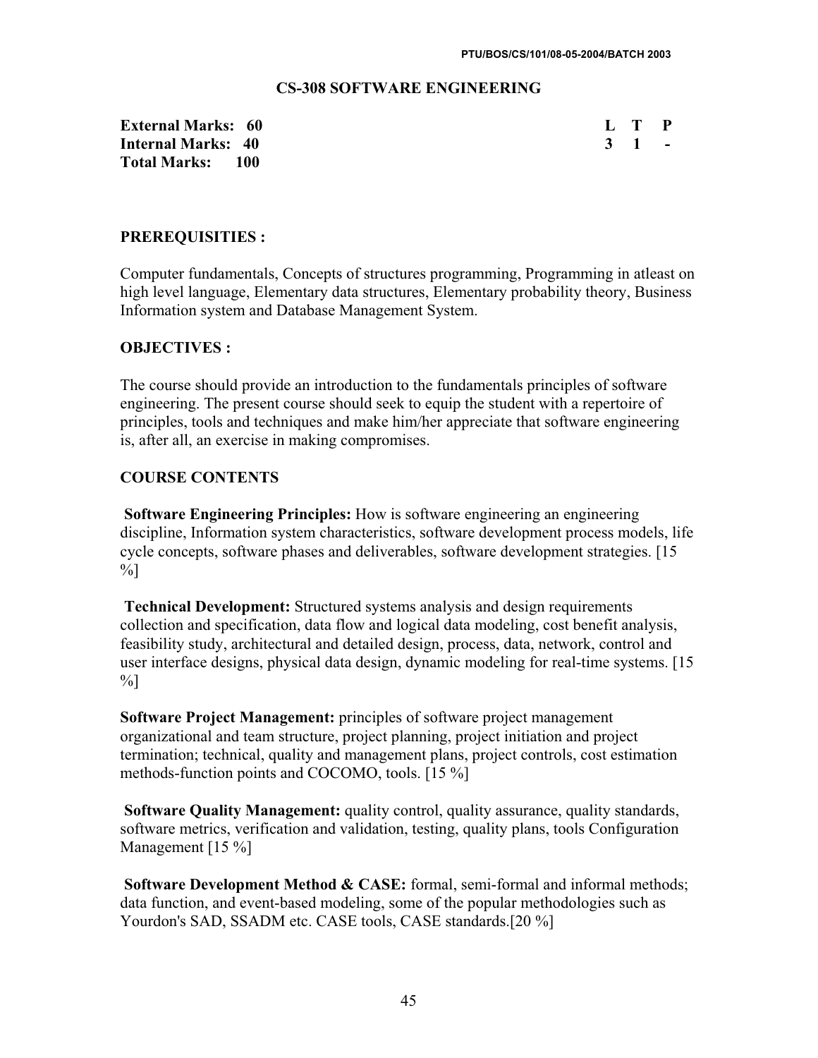## CS-308 SOFTWARE ENGINEERING

| | | L | T | P |
|---|---|---|---|---|
| **External Marks:** | **60** | **3** | **1** | **-** |
| **Internal Marks:** | **40** | | | |
| **Total Marks:** | **100** | | | |

### PREREQUISITIES :

Computer fundamentals, Concepts of structures programming, Programming in atleast on high level language, Elementary data structures, Elementary probability theory, Business Information system and Database Management System.

### OBJECTIVES :

The course should provide an introduction to the fundamentals principles of software engineering. The present course should seek to equip the student with a repertoire of principles, tools and techniques and make him/her appreciate that software engineering is, after all, an exercise in making compromises.

### COURSE CONTENTS

**Software Engineering Principles:** How is software engineering an engineering discipline, Information system characteristics, software development process models, life cycle concepts, software phases and deliverables, software development strategies. [15 %]

**Technical Development:** Structured systems analysis and design requirements collection and specification, data flow and logical data modeling, cost benefit analysis, feasibility study, architectural and detailed design, process, data, network, control and user interface designs, physical data design, dynamic modeling for real-time systems. [15 %]

**Software Project Management:** principles of software project management organizational and team structure, project planning, project initiation and project termination; technical, quality and management plans, project controls, cost estimation methods-function points and COCOMO, tools. [15 %]

**Software Quality Management:** quality control, quality assurance, quality standards, software metrics, verification and validation, testing, quality plans, tools Configuration Management [15 %]

**Software Development Method & CASE:** formal, semi-formal and informal methods; data function, and event-based modeling, some of the popular methodologies such as Yourdon's SAD, SSADM etc. CASE tools, CASE standards.[20 %]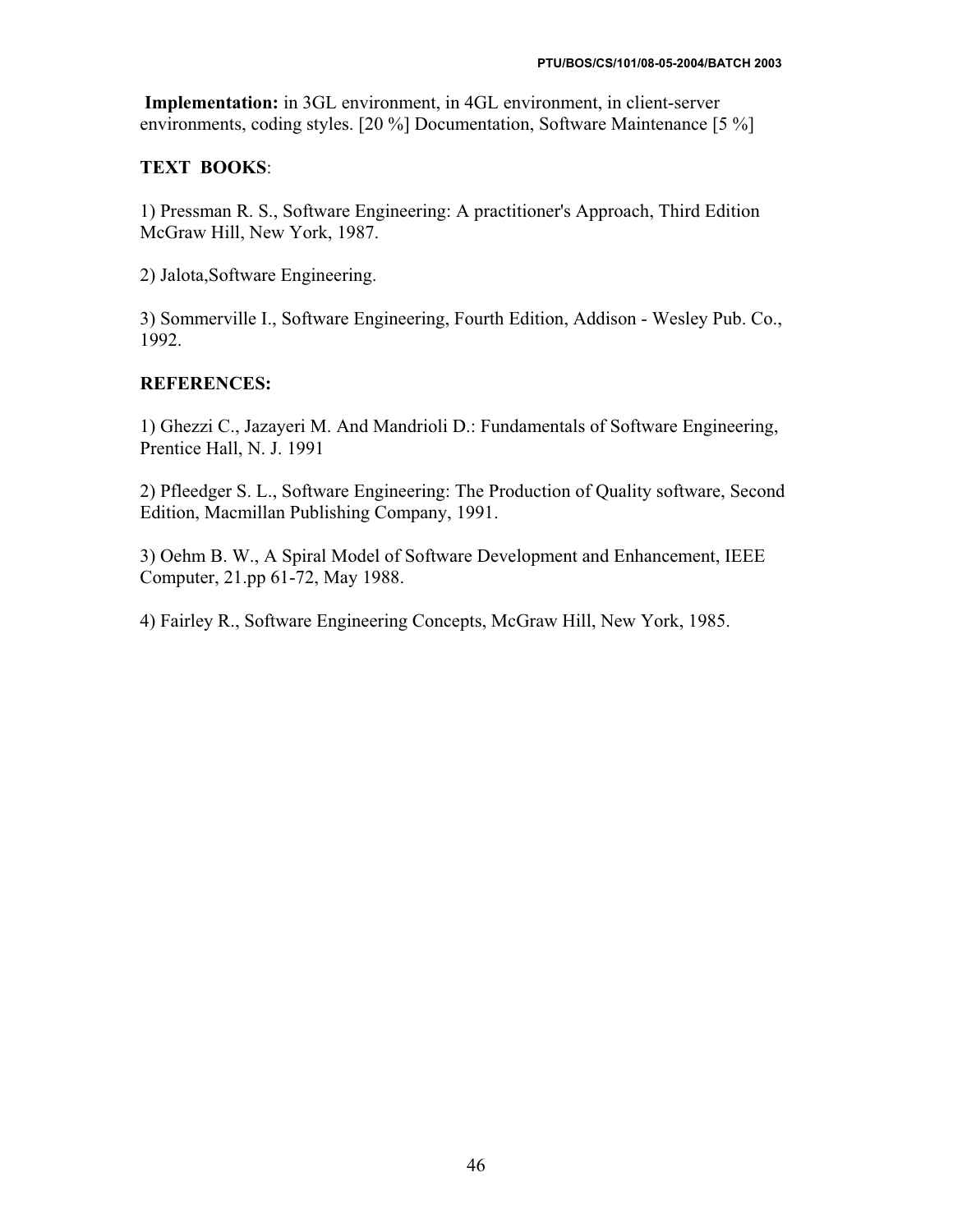**Implementation:** in 3GL environment, in 4GL environment, in client-server environments, coding styles. [20 %] Documentation, Software Maintenance [5 %]

**TEXT BOOKS**:

1) Pressman R. S., Software Engineering: A practitioner's Approach, Third Edition McGraw Hill, New York, 1987.

2) Jalota,Software Engineering.

3) Sommerville I., Software Engineering, Fourth Edition, Addison - Wesley Pub. Co., 1992.

**REFERENCES:**

1) Ghezzi C., Jazayeri M. And Mandrioli D.: Fundamentals of Software Engineering, Prentice Hall, N. J. 1991

2) Pfleedger S. L., Software Engineering: The Production of Quality software, Second Edition, Macmillan Publishing Company, 1991.

3) Oehm B. W., A Spiral Model of Software Development and Enhancement, IEEE Computer, 21.pp 61-72, May 1988.

4) Fairley R., Software Engineering Concepts, McGraw Hill, New York, 1985.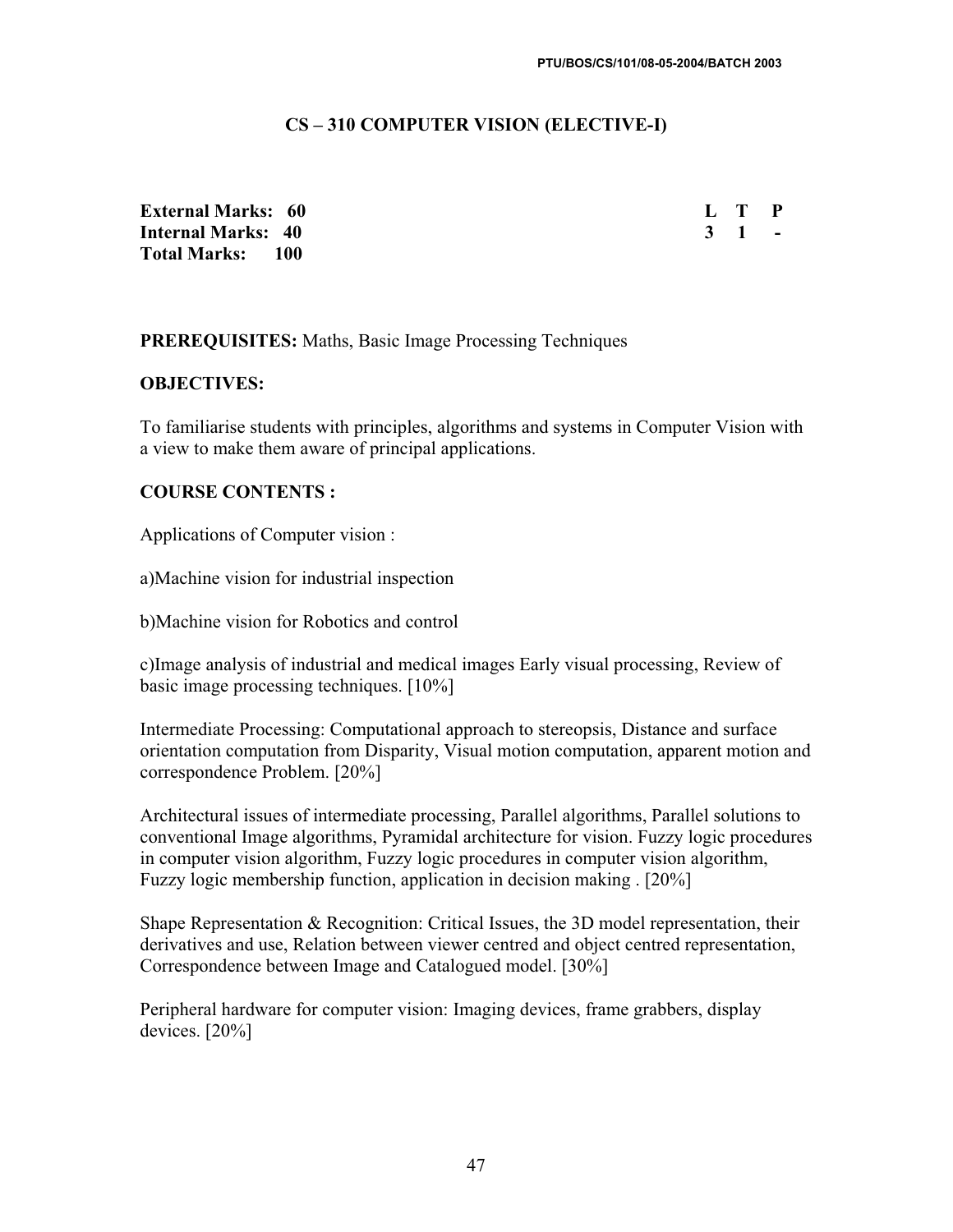## CS – 310 COMPUTER VISION (ELECTIVE-I)

| | | L | T | P |
|---|---|---|---|---|
| **External Marks:** | **60** | **3** | **1** | **-** |
| **Internal Marks:** | **40** | | | |
| **Total Marks:** | **100** | | | |

**PREREQUISITES:** Maths, Basic Image Processing Techniques

**OBJECTIVES:**

To familiarise students with principles, algorithms and systems in Computer Vision with a view to make them aware of principal applications.

**COURSE CONTENTS :**

Applications of Computer vision :

a)Machine vision for industrial inspection

b)Machine vision for Robotics and control

c)Image analysis of industrial and medical images Early visual processing, Review of basic image processing techniques. [10%]

Intermediate Processing: Computational approach to stereopsis, Distance and surface orientation computation from Disparity, Visual motion computation, apparent motion and correspondence Problem. [20%]

Architectural issues of intermediate processing, Parallel algorithms, Parallel solutions to conventional Image algorithms, Pyramidal architecture for vision. Fuzzy logic procedures in computer vision algorithm, Fuzzy logic procedures in computer vision algorithm, Fuzzy logic membership function, application in decision making . [20%]

Shape Representation & Recognition: Critical Issues, the 3D model representation, their derivatives and use, Relation between viewer centred and object centred representation, Correspondence between Image and Catalogued model. [30%]

Peripheral hardware for computer vision: Imaging devices, frame grabbers, display devices. [20%]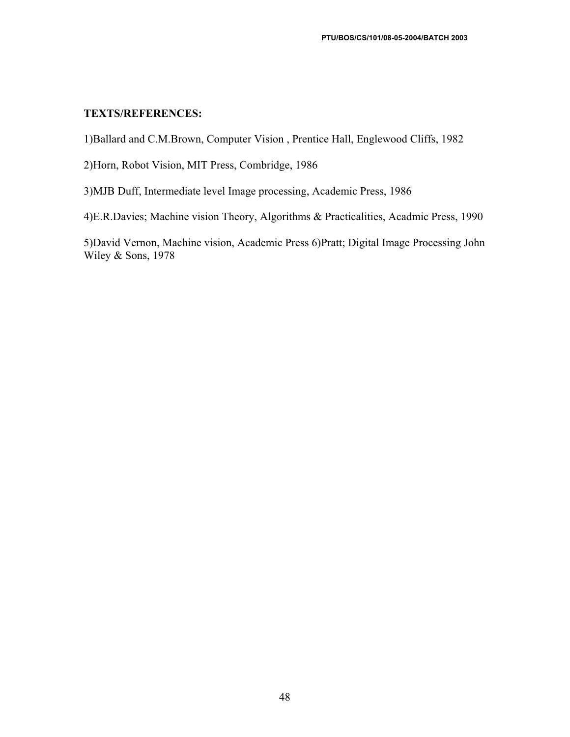**TEXTS/REFERENCES:**

1)Ballard and C.M.Brown, Computer Vision , Prentice Hall, Englewood Cliffs, 1982

2)Horn, Robot Vision, MIT Press, Combridge, 1986

3)MJB Duff, Intermediate level Image processing, Academic Press, 1986

4)E.R.Davies; Machine vision Theory, Algorithms & Practicalities, Acadmic Press, 1990

5)David Vernon, Machine vision, Academic Press 6)Pratt; Digital Image Processing John Wiley & Sons, 1978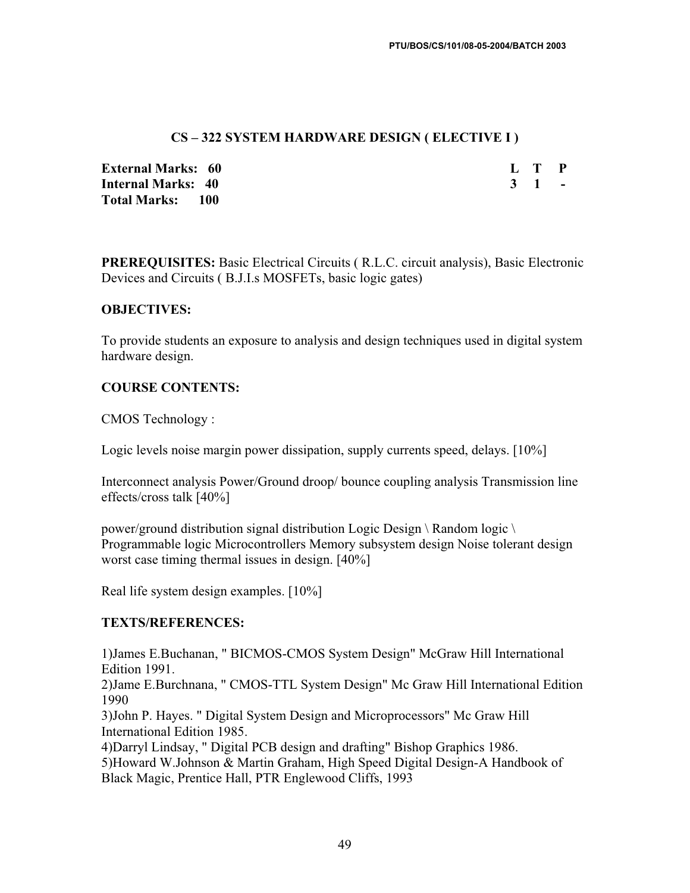## CS – 322 SYSTEM HARDWARE DESIGN ( ELECTIVE I )

| | L | T | P |
|---|---|---|---|
| **External Marks: 60** | **3** | **1** | **-** |
| **Internal Marks: 40** | | | |
| **Total Marks: 100** | | | |

**PREREQUISITES:** Basic Electrical Circuits ( R.L.C. circuit analysis), Basic Electronic Devices and Circuits ( B.J.I.s MOSFETs, basic logic gates)

**OBJECTIVES:**

To provide students an exposure to analysis and design techniques used in digital system hardware design.

**COURSE CONTENTS:**

CMOS Technology :

Logic levels noise margin power dissipation, supply currents speed, delays. [10%]

Interconnect analysis Power/Ground droop/ bounce coupling analysis Transmission line effects/cross talk [40%]

power/ground distribution signal distribution Logic Design \ Random logic \ Programmable logic Microcontrollers Memory subsystem design Noise tolerant design worst case timing thermal issues in design. [40%]

Real life system design examples. [10%]

**TEXTS/REFERENCES:**

1)James E.Buchanan, " BICMOS-CMOS System Design" McGraw Hill International Edition 1991.
2)Jame E.Burchnana, " CMOS-TTL System Design" Mc Graw Hill International Edition 1990
3)John P. Hayes. " Digital System Design and Microprocessors" Mc Graw Hill International Edition 1985.
4)Darryl Lindsay, " Digital PCB design and drafting" Bishop Graphics 1986.
5)Howard W.Johnson & Martin Graham, High Speed Digital Design-A Handbook of Black Magic, Prentice Hall, PTR Englewood Cliffs, 1993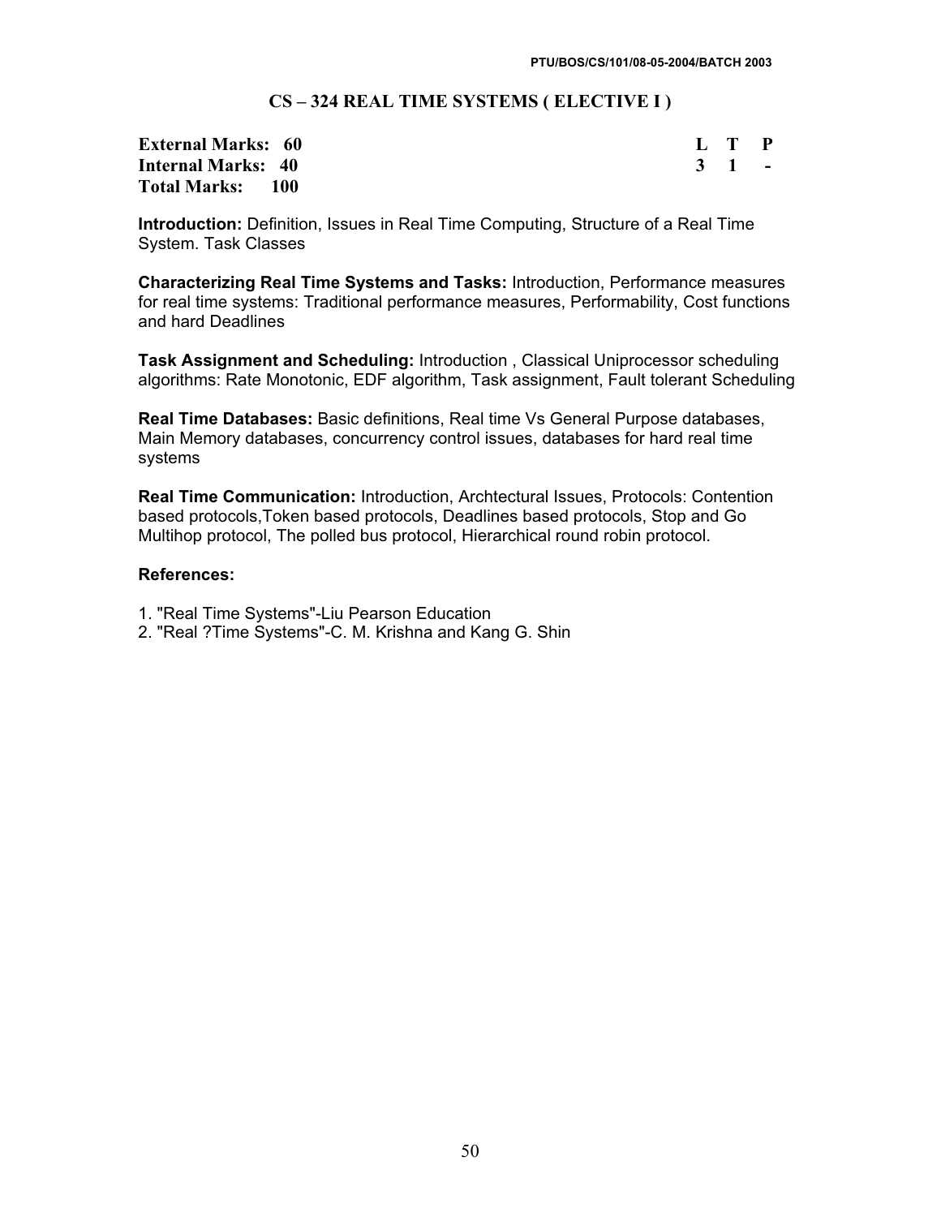## CS – 324 REAL TIME SYSTEMS ( ELECTIVE I )

| | L | T | P |
|---|---|---|---|
| **External Marks: 60** | **3** | **1** | **-** |
| **Internal Marks: 40** | | | |
| **Total Marks: 100** | | | |

**Introduction:** Definition, Issues in Real Time Computing, Structure of a Real Time System. Task Classes

**Characterizing Real Time Systems and Tasks:** Introduction, Performance measures for real time systems: Traditional performance measures, Performability, Cost functions and hard Deadlines

**Task Assignment and Scheduling:** Introduction , Classical Uniprocessor scheduling algorithms: Rate Monotonic, EDF algorithm, Task assignment, Fault tolerant Scheduling

**Real Time Databases:** Basic definitions, Real time Vs General Purpose databases, Main Memory databases, concurrency control issues, databases for hard real time systems

**Real Time Communication:** Introduction, Archtectural Issues, Protocols: Contention based protocols,Token based protocols, Deadlines based protocols, Stop and Go Multihop protocol, The polled bus protocol, Hierarchical round robin protocol.

**References:**

1. "Real Time Systems"-Liu Pearson Education
2. "Real ?Time Systems"-C. M. Krishna and Kang G. Shin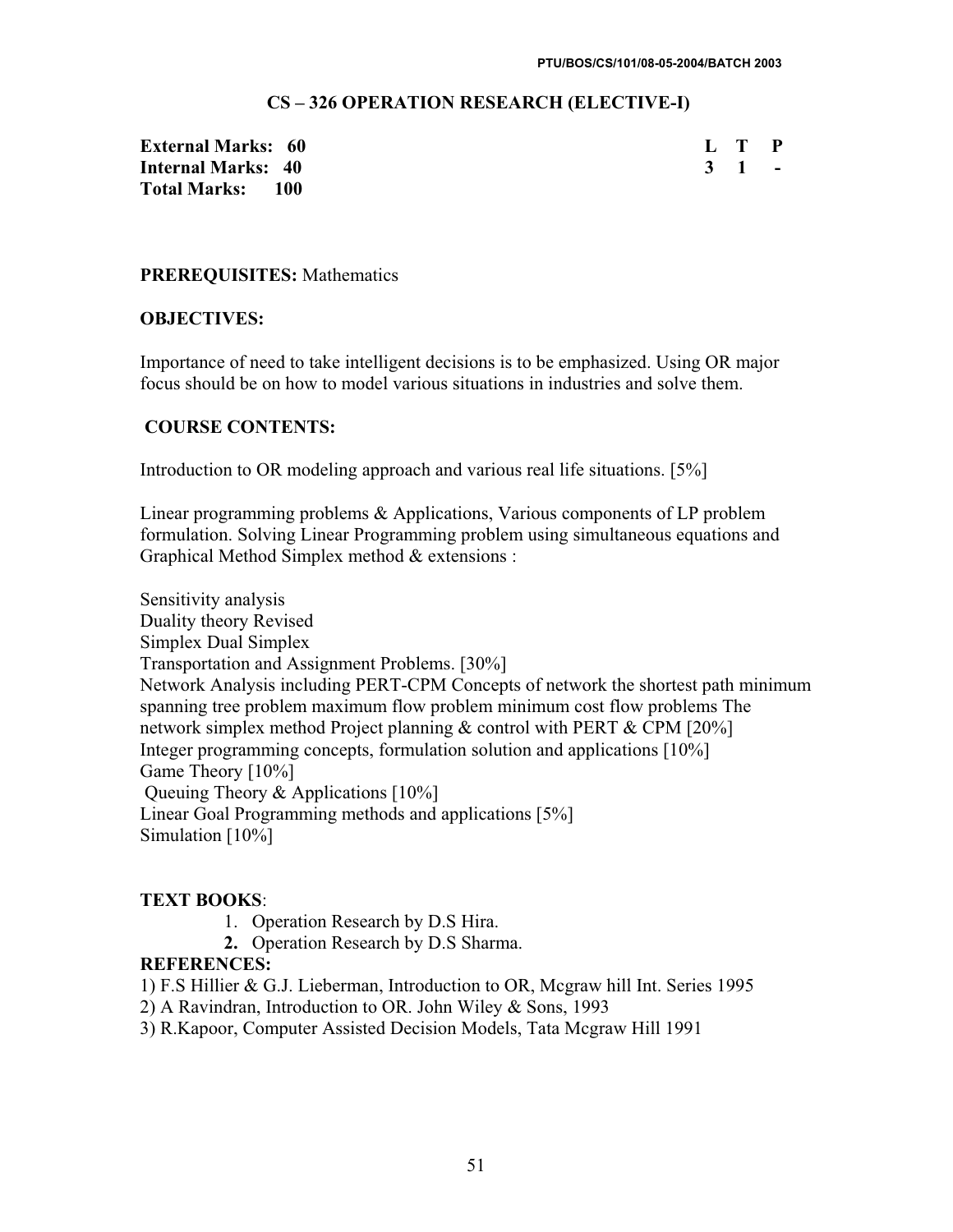## CS – 326 OPERATION RESEARCH (ELECTIVE-I)

| | L | T | P |
|---|---|---|---|
| **External Marks: 60** | **L** | **T** | **P** |
| **Internal Marks: 40** | **3** | **1** | **-** |
| **Total Marks: 100** | | | |

**PREREQUISITES:** Mathematics

**OBJECTIVES:**

Importance of need to take intelligent decisions is to be emphasized. Using OR major focus should be on how to model various situations in industries and solve them.

**COURSE CONTENTS:**

Introduction to OR modeling approach and various real life situations. [5%]

Linear programming problems & Applications, Various components of LP problem formulation. Solving Linear Programming problem using simultaneous equations and Graphical Method Simplex method & extensions :

Sensitivity analysis
Duality theory Revised
Simplex Dual Simplex
Transportation and Assignment Problems. [30%]
Network Analysis including PERT-CPM Concepts of network the shortest path minimum spanning tree problem maximum flow problem minimum cost flow problems The network simplex method Project planning & control with PERT & CPM [20%]
Integer programming concepts, formulation solution and applications [10%]
Game Theory [10%]
Queuing Theory & Applications [10%]
Linear Goal Programming methods and applications [5%]
Simulation [10%]

**TEXT BOOKS**:

1. Operation Research by D.S Hira.
2. Operation Research by D.S Sharma.

**REFERENCES:**

1) F.S Hillier & G.J. Lieberman, Introduction to OR, Mcgraw hill Int. Series 1995
2) A Ravindran, Introduction to OR. John Wiley & Sons, 1993
3) R.Kapoor, Computer Assisted Decision Models, Tata Mcgraw Hill 1991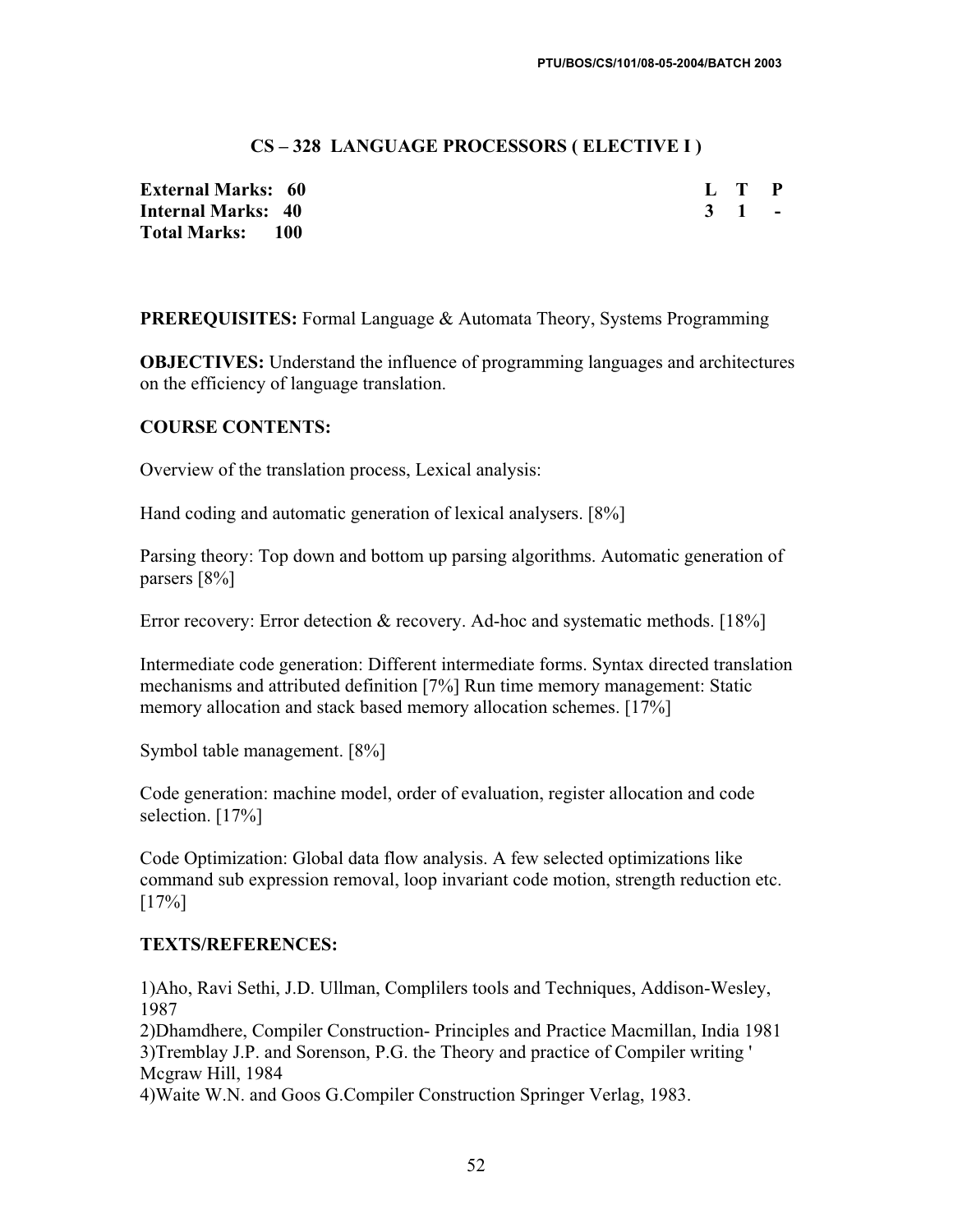## CS – 328 LANGUAGE PROCESSORS ( ELECTIVE I )

| | | L | T | P |
|---|---|---|---|---|
| **External Marks:** | **60** | **3** | **1** | **-** |
| **Internal Marks:** | **40** | | | |
| **Total Marks:** | **100** | | | |

**PREREQUISITES:** Formal Language & Automata Theory, Systems Programming

**OBJECTIVES:** Understand the influence of programming languages and architectures on the efficiency of language translation.

**COURSE CONTENTS:**

Overview of the translation process, Lexical analysis:

Hand coding and automatic generation of lexical analysers. [8%]

Parsing theory: Top down and bottom up parsing algorithms. Automatic generation of parsers [8%]

Error recovery: Error detection & recovery. Ad-hoc and systematic methods. [18%]

Intermediate code generation: Different intermediate forms. Syntax directed translation mechanisms and attributed definition [7%] Run time memory management: Static memory allocation and stack based memory allocation schemes. [17%]

Symbol table management. [8%]

Code generation: machine model, order of evaluation, register allocation and code selection. [17%]

Code Optimization: Global data flow analysis. A few selected optimizations like command sub expression removal, loop invariant code motion, strength reduction etc. [17%]

**TEXTS/REFERENCES:**

1)Aho, Ravi Sethi, J.D. Ullman, Compliers tools and Techniques, Addison-Wesley, 1987
2)Dhamdhere, Compiler Construction- Principles and Practice Macmillan, India 1981
3)Tremblay J.P. and Sorenson, P.G. the Theory and practice of Compiler writing ' Mcgraw Hill, 1984
4)Waite W.N. and Goos G.Compiler Construction Springer Verlag, 1983.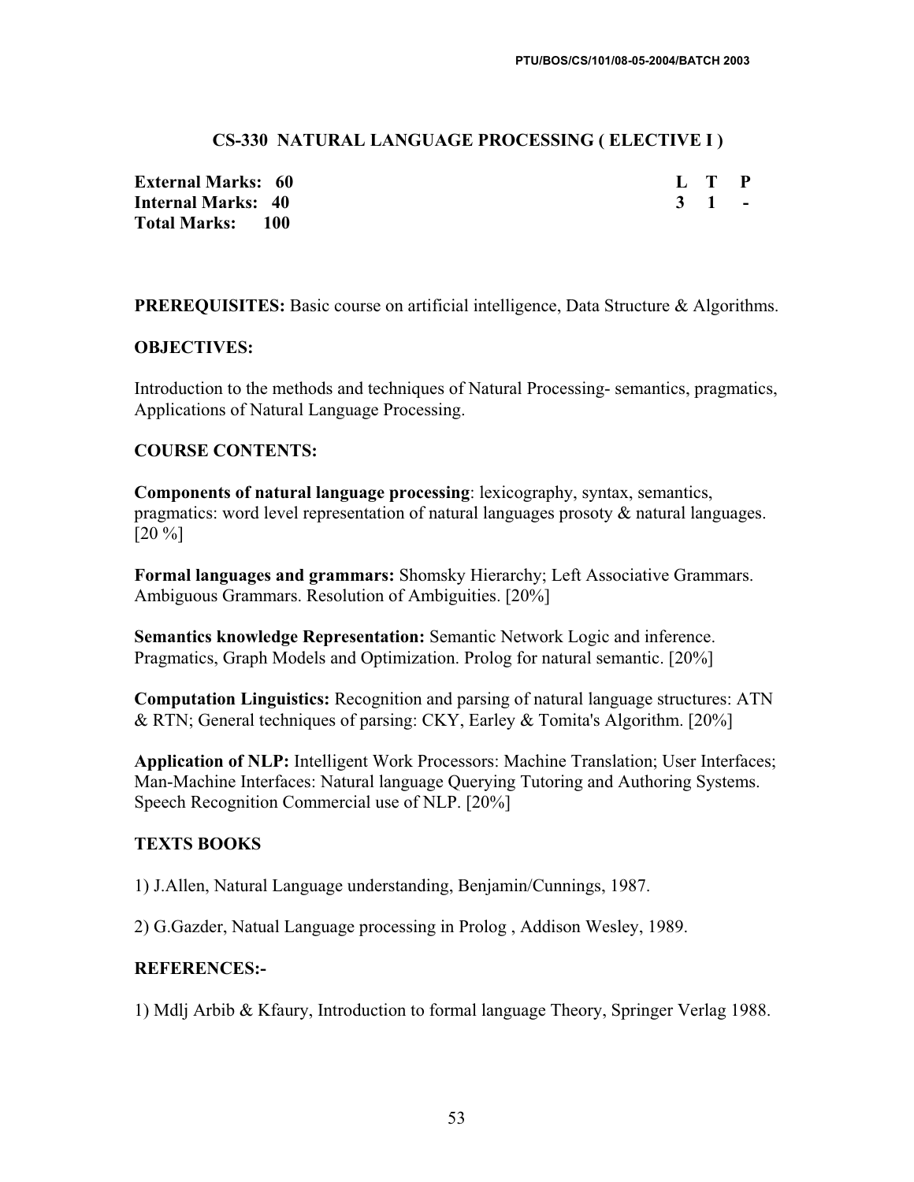## CS-330 NATURAL LANGUAGE PROCESSING ( ELECTIVE I )

| | | | |
|---|---|---|---|
| **External Marks: 60** | **L** | **T** | **P** |
| **Internal Marks: 40** | **3** | **1** | **-** |
| **Total Marks: 100** | | | |

**PREREQUISITES:** Basic course on artificial intelligence, Data Structure & Algorithms.

**OBJECTIVES:**

Introduction to the methods and techniques of Natural Processing- semantics, pragmatics, Applications of Natural Language Processing.

**COURSE CONTENTS:**

**Components of natural language processing**: lexicography, syntax, semantics, pragmatics: word level representation of natural languages prosoty & natural languages. [20 %]

**Formal languages and grammars:** Shomsky Hierarchy; Left Associative Grammars. Ambiguous Grammars. Resolution of Ambiguities. [20%]

**Semantics knowledge Representation:** Semantic Network Logic and inference. Pragmatics, Graph Models and Optimization. Prolog for natural semantic. [20%]

**Computation Linguistics:** Recognition and parsing of natural language structures: ATN & RTN; General techniques of parsing: CKY, Earley & Tomita's Algorithm. [20%]

**Application of NLP:** Intelligent Work Processors: Machine Translation; User Interfaces; Man-Machine Interfaces: Natural language Querying Tutoring and Authoring Systems. Speech Recognition Commercial use of NLP. [20%]

**TEXTS BOOKS**

1) J.Allen, Natural Language understanding, Benjamin/Cunnings, 1987.

2) G.Gazder, Natual Language processing in Prolog , Addison Wesley, 1989.

**REFERENCES:-**

1) Mdlj Arbib & Kfaury, Introduction to formal language Theory, Springer Verlag 1988.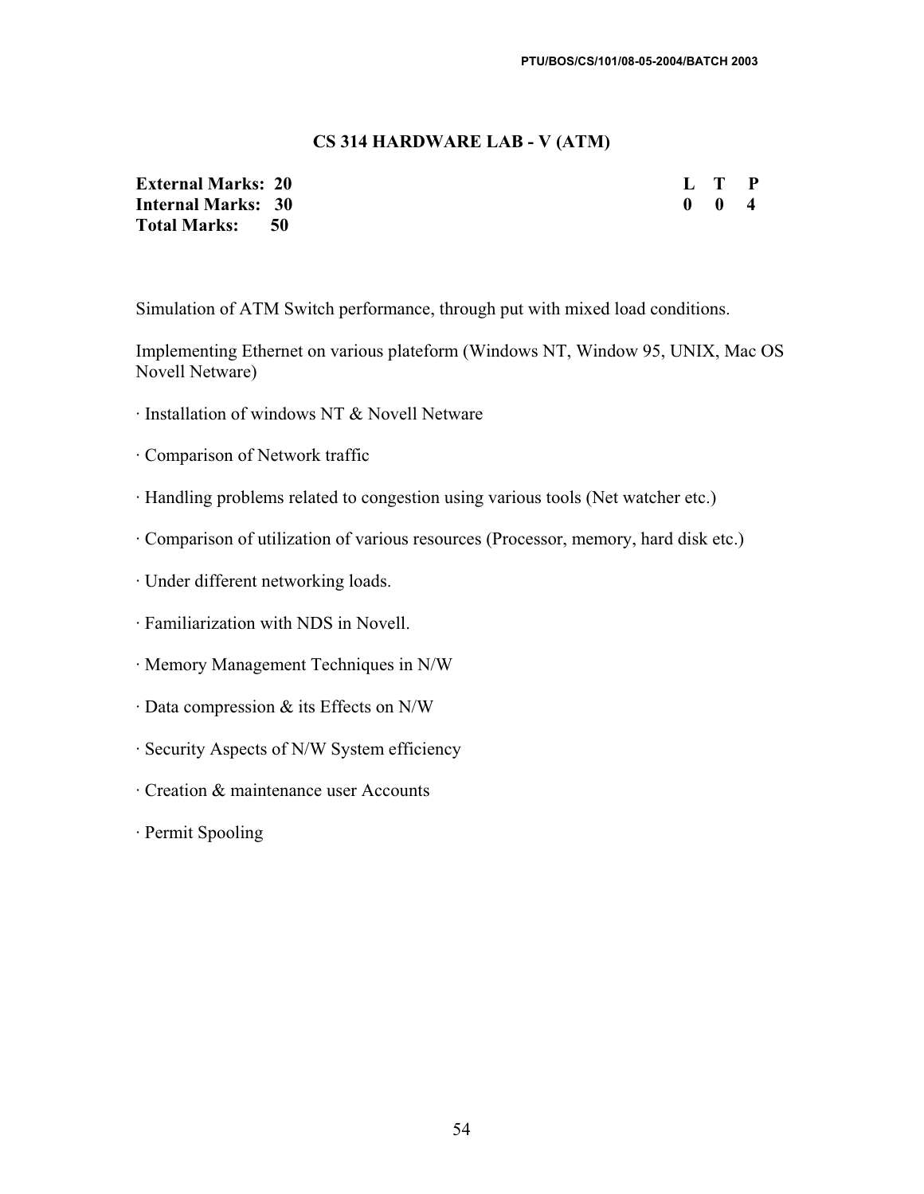## CS 314 HARDWARE LAB - V (ATM)

| | L | T | P |
|---|---|---|---|
| **External Marks: 20** | **0** | **0** | **4** |
| **Internal Marks: 30** | | | |
| **Total Marks: 50** | | | |

Simulation of ATM Switch performance, through put with mixed load conditions.

Implementing Ethernet on various plateform (Windows NT, Window 95, UNIX, Mac OS Novell Netware)

· Installation of windows NT & Novell Netware

· Comparison of Network traffic

· Handling problems related to congestion using various tools (Net watcher etc.)

· Comparison of utilization of various resources (Processor, memory, hard disk etc.)

· Under different networking loads.

· Familiarization with NDS in Novell.

· Memory Management Techniques in N/W

· Data compression & its Effects on N/W

· Security Aspects of N/W System efficiency

· Creation & maintenance user Accounts

· Permit Spooling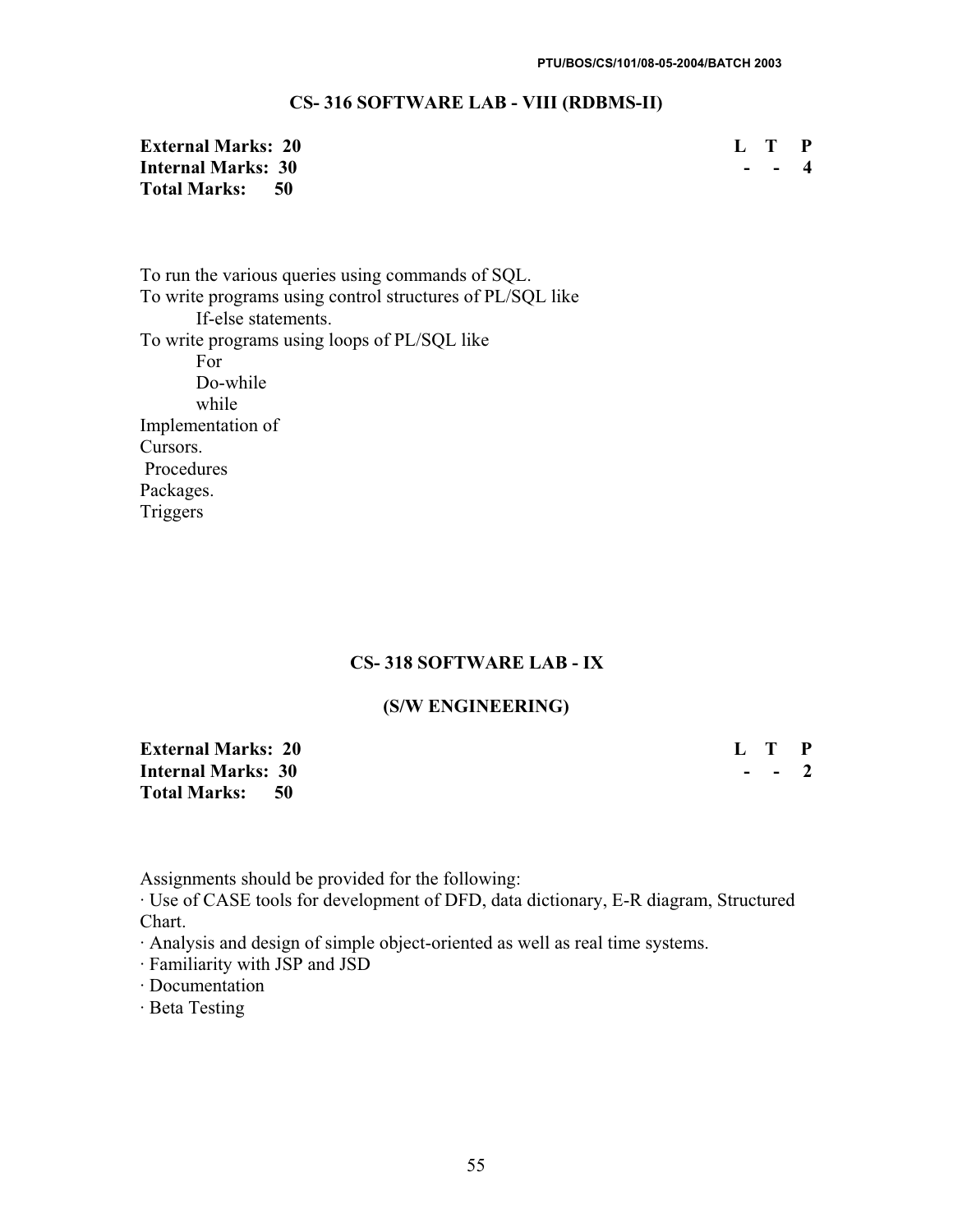## CS- 316 SOFTWARE LAB - VIII (RDBMS-II)

| | L | T | P |
|---|---|---|---|
| **External Marks: 20** | | | |
| **Internal Marks: 30** | - | - | 4 |
| **Total Marks: 50** | | | |

To run the various queries using commands of SQL.
To write programs using control structures of PL/SQL like
  If-else statements.
To write programs using loops of PL/SQL like
  For
  Do-while
  while
Implementation of
Cursors.
Procedures
Packages.
Triggers

## CS- 318 SOFTWARE LAB - IX

## (S/W ENGINEERING)

| | L | T | P |
|---|---|---|---|
| **External Marks: 20** | | | |
| **Internal Marks: 30** | - | - | 2 |
| **Total Marks: 50** | | | |

Assignments should be provided for the following:

- Use of CASE tools for development of DFD, data dictionary, E-R diagram, Structured Chart.
- Analysis and design of simple object-oriented as well as real time systems.
- Familiarity with JSP and JSD
- Documentation
- Beta Testing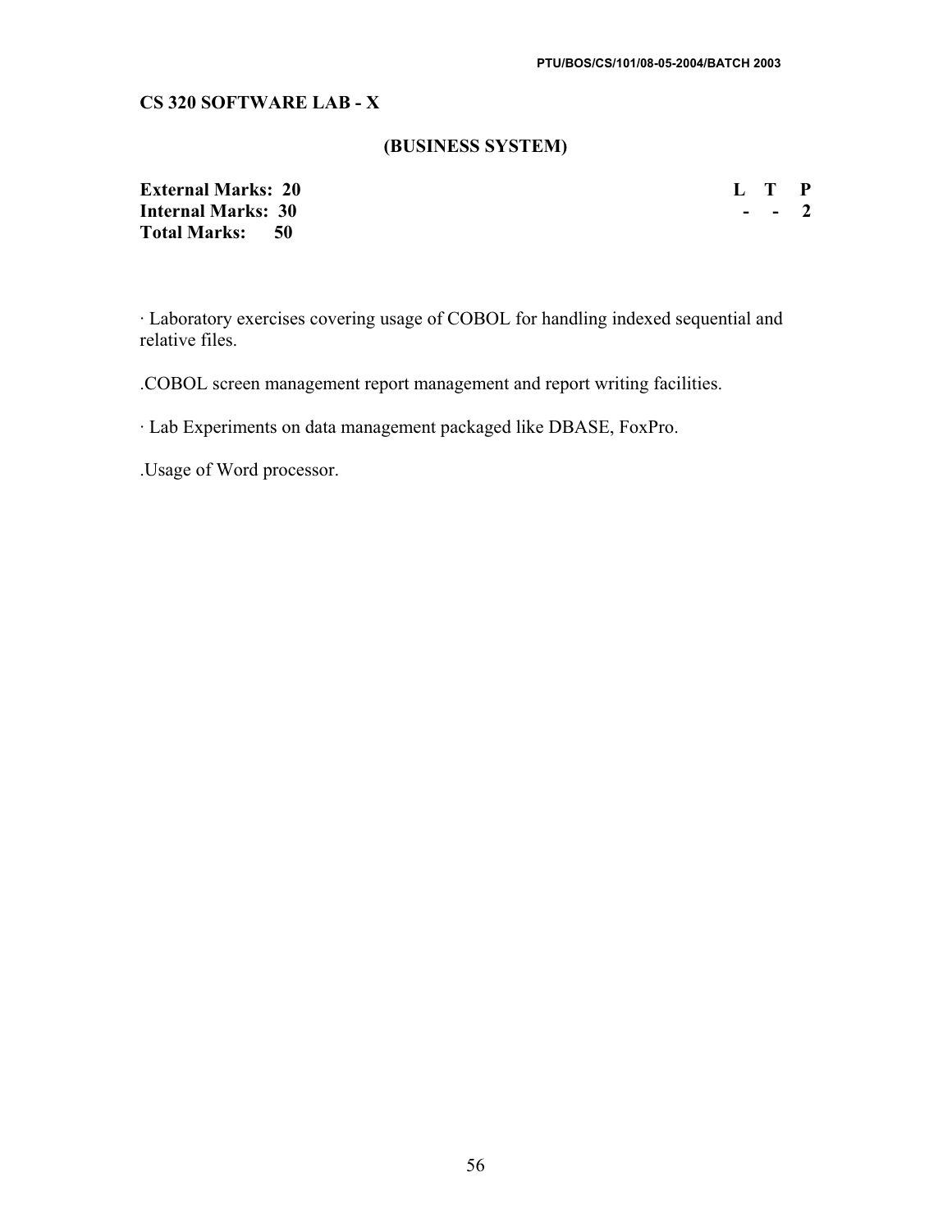**CS 320 SOFTWARE LAB - X**

**(BUSINESS SYSTEM)**

| | L | T | P |
|---|---|---|---|
| **External Marks: 20** | | | |
| **Internal Marks: 30** | - | - | 2 |
| **Total Marks: 50** | | | |

· Laboratory exercises covering usage of COBOL for handling indexed sequential and relative files.

.COBOL screen management report management and report writing facilities.

· Lab Experiments on data management packaged like DBASE, FoxPro.

.Usage of Word processor.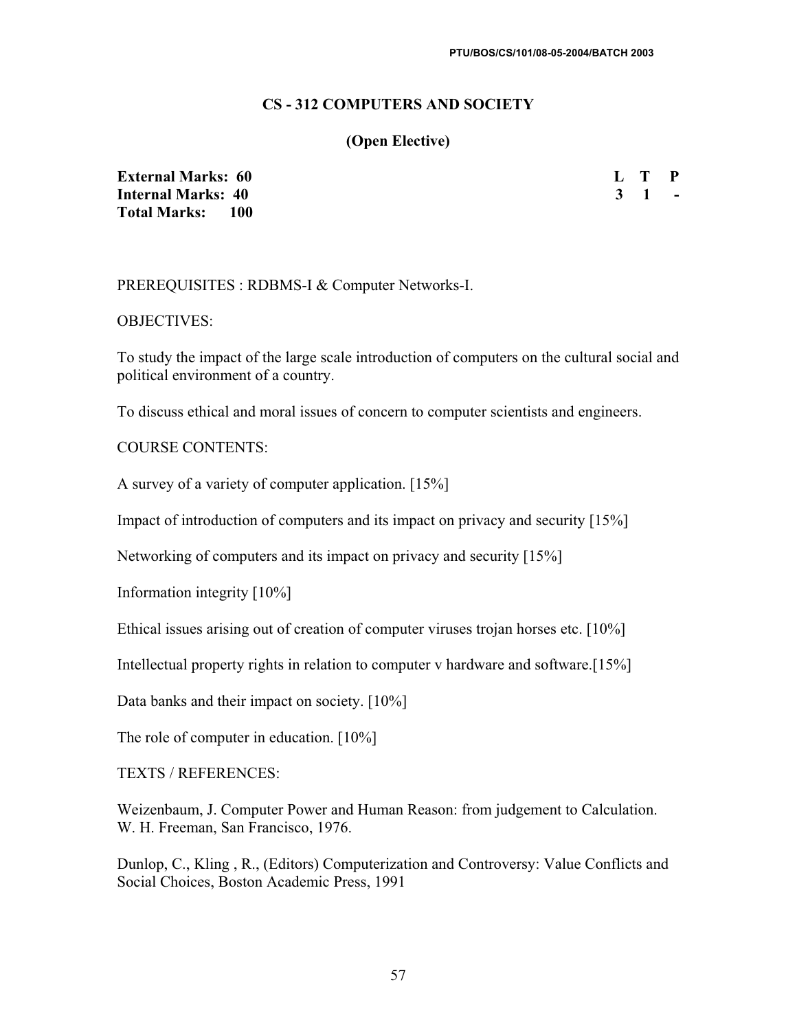## CS - 312 COMPUTERS AND SOCIETY

### (Open Elective)

**External Marks: 60**
**Internal Marks: 40**
**Total Marks: 100**

| L | T | P |
|---|---|---|
| 3 | 1 | - |

PREREQUISITES : RDBMS-I & Computer Networks-I.

OBJECTIVES:

To study the impact of the large scale introduction of computers on the cultural social and political environment of a country.

To discuss ethical and moral issues of concern to computer scientists and engineers.

COURSE CONTENTS:

A survey of a variety of computer application. [15%]

Impact of introduction of computers and its impact on privacy and security [15%]

Networking of computers and its impact on privacy and security [15%]

Information integrity [10%]

Ethical issues arising out of creation of computer viruses trojan horses etc. [10%]

Intellectual property rights in relation to computer v hardware and software.[15%]

Data banks and their impact on society. [10%]

The role of computer in education. [10%]

TEXTS / REFERENCES:

Weizenbaum, J. Computer Power and Human Reason: from judgement to Calculation. W. H. Freeman, San Francisco, 1976.

Dunlop, C., Kling , R., (Editors) Computerization and Controversy: Value Conflicts and Social Choices, Boston Academic Press, 1991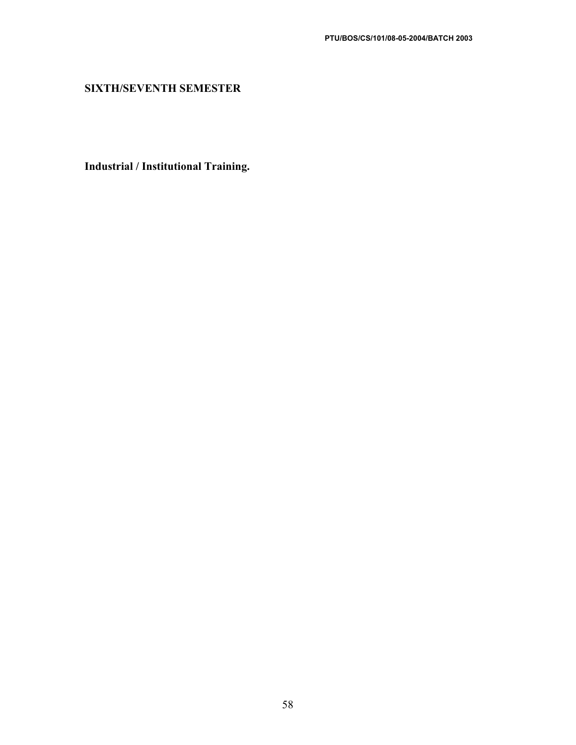## SIXTH/SEVENTH SEMESTER

**Industrial / Institutional Training.**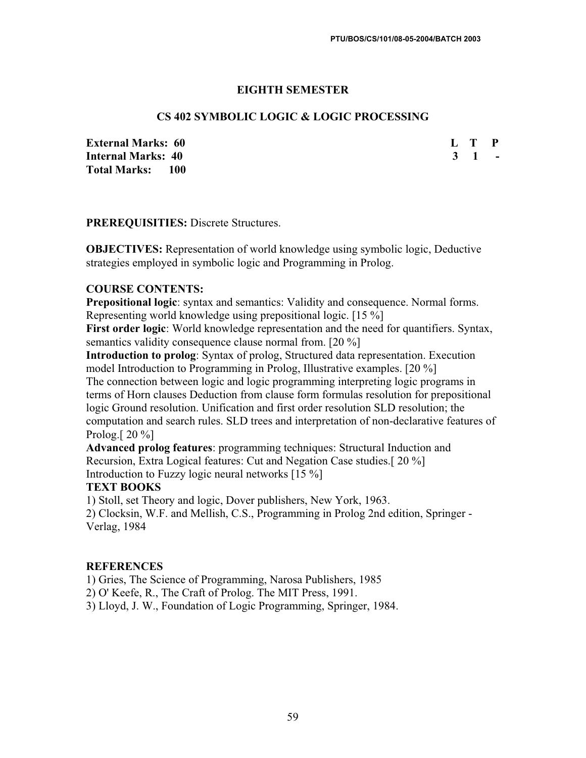## EIGHTH SEMESTER

### CS 402 SYMBOLIC LOGIC & LOGIC PROCESSING

| | | | |
|---|---|---|---|
| **External Marks: 60** | **L** | **T** | **P** |
| **Internal Marks: 40** | **3** | **1** | **-** |
| **Total Marks: 100** | | | |

**PREREQUISITIES:** Discrete Structures.

**OBJECTIVES:** Representation of world knowledge using symbolic logic, Deductive strategies employed in symbolic logic and Programming in Prolog.

**COURSE CONTENTS:**

**Prepositional logic**: syntax and semantics: Validity and consequence. Normal forms. Representing world knowledge using prepositional logic. [15 %]

**First order logic**: World knowledge representation and the need for quantifiers. Syntax, semantics validity consequence clause normal from. [20 %]

**Introduction to prolog**: Syntax of prolog, Structured data representation. Execution model Introduction to Programming in Prolog, Illustrative examples. [20 %]

The connection between logic and logic programming interpreting logic programs in terms of Horn clauses Deduction from clause form formulas resolution for prepositional logic Ground resolution. Unification and first order resolution SLD resolution; the computation and search rules. SLD trees and interpretation of non-declarative features of Prolog.[ 20 %]

**Advanced prolog features**: programming techniques: Structural Induction and Recursion, Extra Logical features: Cut and Negation Case studies.[ 20 %]

Introduction to Fuzzy logic neural networks [15 %]

**TEXT BOOKS**

1) Stoll, set Theory and logic, Dover publishers, New York, 1963.
2) Clocksin, W.F. and Mellish, C.S., Programming in Prolog 2nd edition, Springer - Verlag, 1984

**REFERENCES**

1) Gries, The Science of Programming, Narosa Publishers, 1985
2) O' Keefe, R., The Craft of Prolog. The MIT Press, 1991.
3) Lloyd, J. W., Foundation of Logic Programming, Springer, 1984.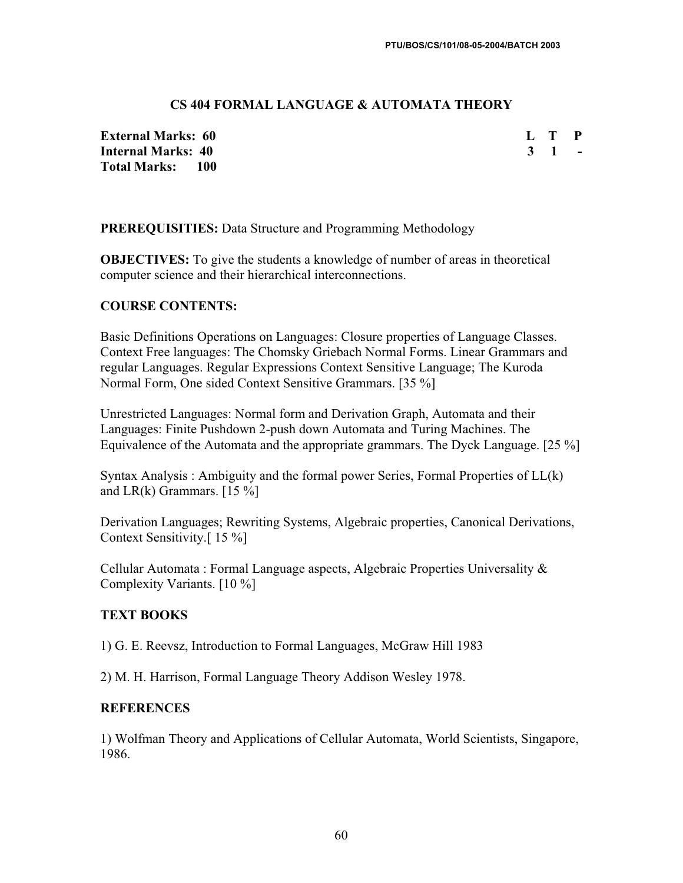## CS 404 FORMAL LANGUAGE & AUTOMATA THEORY

| | L | T | P |
|---|---|---|---|
| **External Marks: 60** | 3 | 1 | - |
| **Internal Marks: 40** | | | |
| **Total Marks: 100** | | | |

**PREREQUISITIES:** Data Structure and Programming Methodology

**OBJECTIVES:** To give the students a knowledge of number of areas in theoretical computer science and their hierarchical interconnections.

### COURSE CONTENTS:

Basic Definitions Operations on Languages: Closure properties of Language Classes. Context Free languages: The Chomsky Griebach Normal Forms. Linear Grammars and regular Languages. Regular Expressions Context Sensitive Language; The Kuroda Normal Form, One sided Context Sensitive Grammars. [35 %]

Unrestricted Languages: Normal form and Derivation Graph, Automata and their Languages: Finite Pushdown 2-push down Automata and Turing Machines. The Equivalence of the Automata and the appropriate grammars. The Dyck Language. [25 %]

Syntax Analysis : Ambiguity and the formal power Series, Formal Properties of LL(k) and LR(k) Grammars. [15 %]

Derivation Languages; Rewriting Systems, Algebraic properties, Canonical Derivations, Context Sensitivity.[ 15 %]

Cellular Automata : Formal Language aspects, Algebraic Properties Universality & Complexity Variants. [10 %]

### TEXT BOOKS

1) G. E. Reevsz, Introduction to Formal Languages, McGraw Hill 1983

2) M. H. Harrison, Formal Language Theory Addison Wesley 1978.

### REFERENCES

1) Wolfman Theory and Applications of Cellular Automata, World Scientists, Singapore, 1986.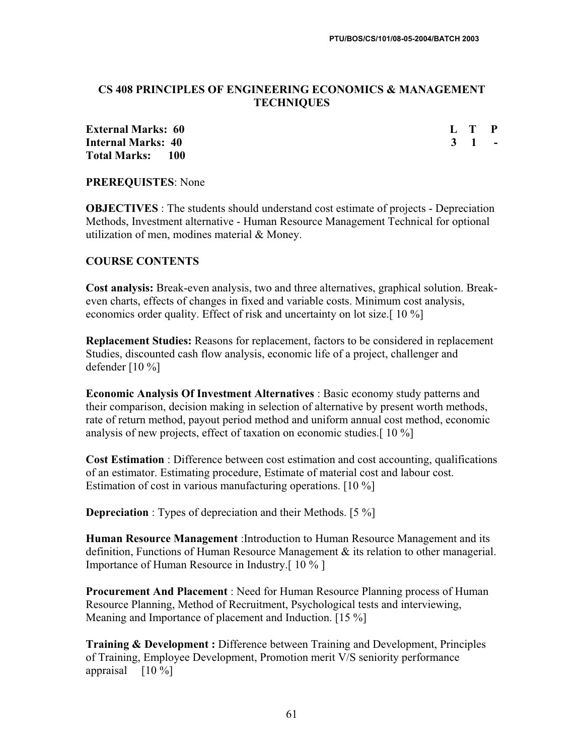## CS 408 PRINCIPLES OF ENGINEERING ECONOMICS & MANAGEMENT TECHNIQUES

**External Marks: 60**
**Internal Marks: 40**
**Total Marks: 100**

| L | T | P |
|---|---|---|
| 3 | 1 | - |

**PREREQUISTES**: None

**OBJECTIVES** : The students should understand cost estimate of projects - Depreciation Methods, Investment alternative - Human Resource Management Technical for optional utilization of men, modines material & Money.

**COURSE CONTENTS**

**Cost analysis:** Break-even analysis, two and three alternatives, graphical solution. Break-even charts, effects of changes in fixed and variable costs. Minimum cost analysis, economics order quality. Effect of risk and uncertainty on lot size.[ 10 %]

**Replacement Studies:** Reasons for replacement, factors to be considered in replacement Studies, discounted cash flow analysis, economic life of a project, challenger and defender [10 %]

**Economic Analysis Of Investment Alternatives** : Basic economy study patterns and their comparison, decision making in selection of alternative by present worth methods, rate of return method, payout period method and uniform annual cost method, economic analysis of new projects, effect of taxation on economic studies.[ 10 %]

**Cost Estimation** : Difference between cost estimation and cost accounting, qualifications of an estimator. Estimating procedure, Estimate of material cost and labour cost. Estimation of cost in various manufacturing operations. [10 %]

**Depreciation** : Types of depreciation and their Methods. [5 %]

**Human Resource Management** :Introduction to Human Resource Management and its definition, Functions of Human Resource Management & its relation to other managerial. Importance of Human Resource in Industry.[ 10 % ]

**Procurement And Placement** : Need for Human Resource Planning process of Human Resource Planning, Method of Recruitment, Psychological tests and interviewing, Meaning and Importance of placement and Induction. [15 %]

**Training & Development :** Difference between Training and Development, Principles of Training, Employee Development, Promotion merit V/S seniority performance appraisal [10 %]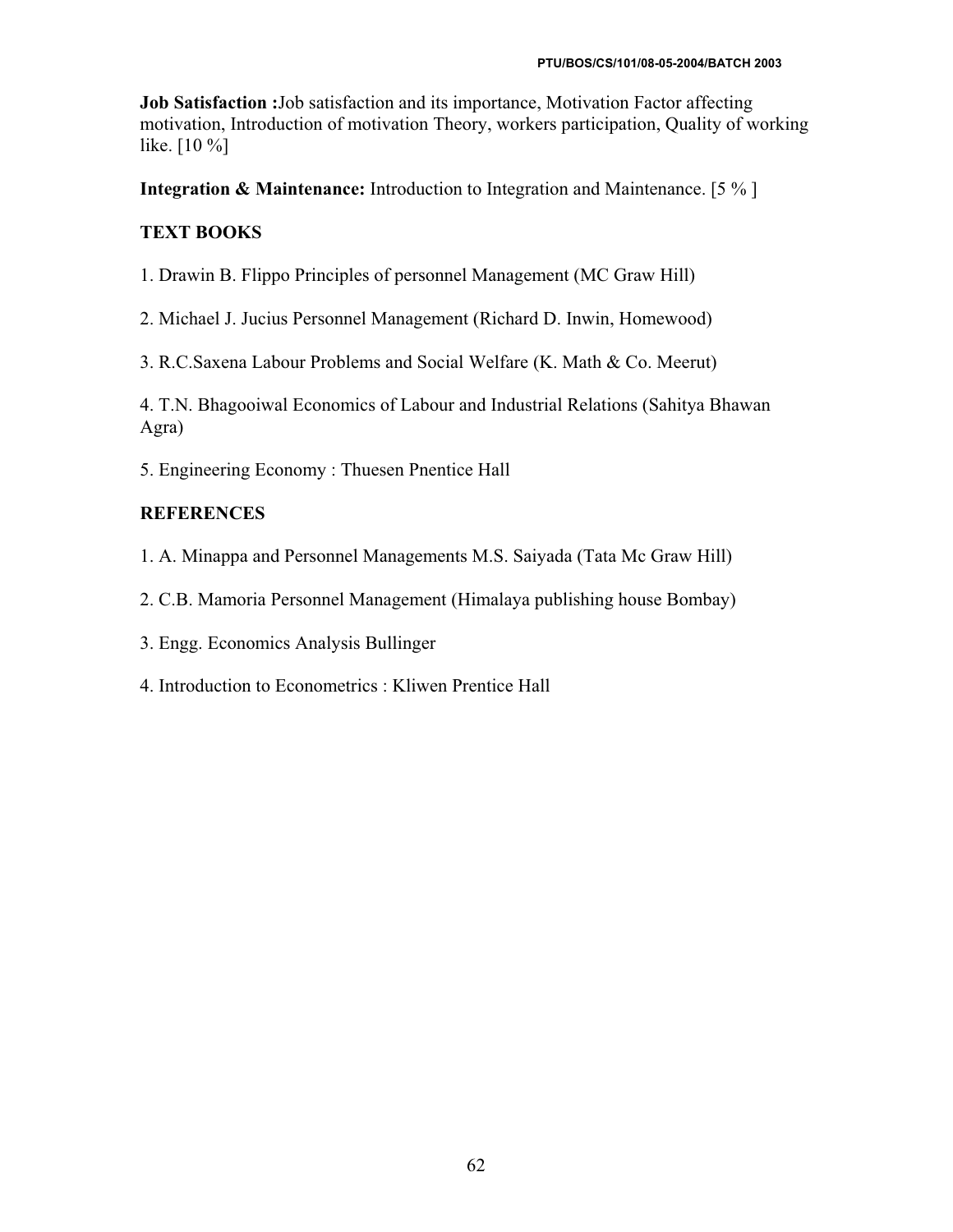**Job Satisfaction :**Job satisfaction and its importance, Motivation Factor affecting motivation, Introduction of motivation Theory, workers participation, Quality of working like. [10 %]

**Integration & Maintenance:** Introduction to Integration and Maintenance. [5 % ]

## TEXT BOOKS

1. Drawin B. Flippo Principles of personnel Management (MC Graw Hill)

2. Michael J. Jucius Personnel Management (Richard D. Inwin, Homewood)

3. R.C.Saxena Labour Problems and Social Welfare (K. Math & Co. Meerut)

4. T.N. Bhagooiwal Economics of Labour and Industrial Relations (Sahitya Bhawan Agra)

5. Engineering Economy : Thuesen Pnentice Hall

## REFERENCES

1. A. Minappa and Personnel Managements M.S. Saiyada (Tata Mc Graw Hill)

2. C.B. Mamoria Personnel Management (Himalaya publishing house Bombay)

3. Engg. Economics Analysis Bullinger

4. Introduction to Econometrics : Kliwen Prentice Hall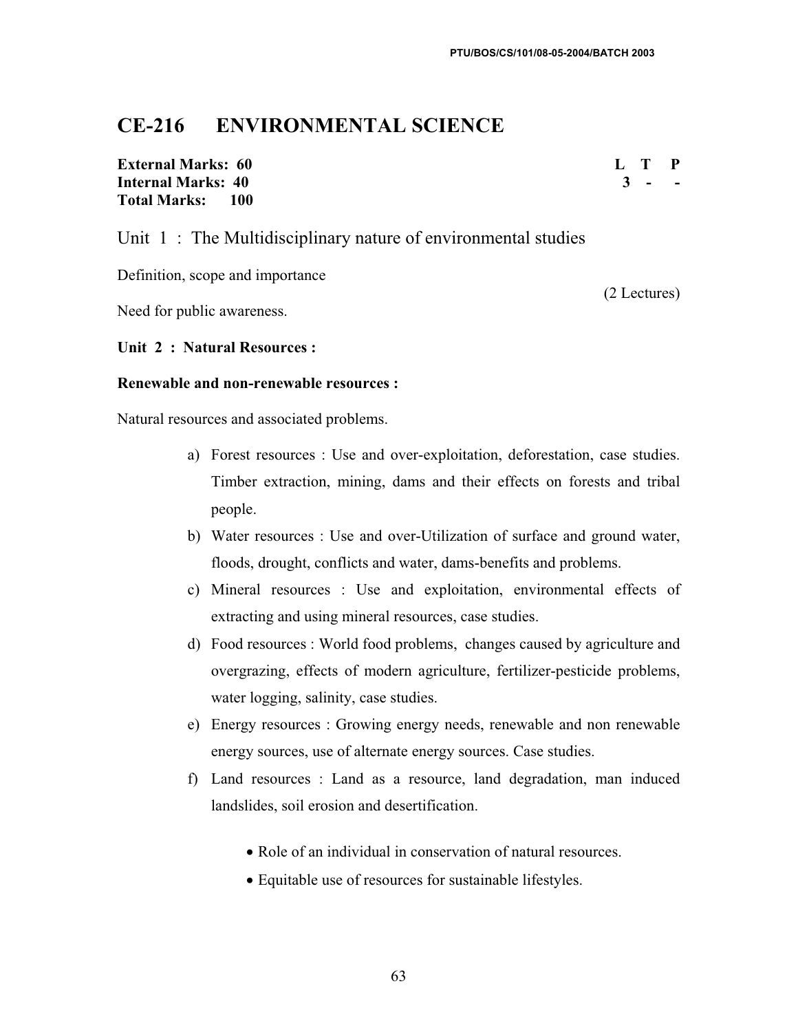# CE-216 ENVIRONMENTAL SCIENCE

**External Marks: 60**
**Internal Marks: 40**
**Total Marks: 100**

| L | T | P |
|---|---|---|
| 3 | - | - |

## Unit 1 : The Multidisciplinary nature of environmental studies

Definition, scope and importance

(2 Lectures)

Need for public awareness.

**Unit 2 : Natural Resources :**

**Renewable and non-renewable resources :**

Natural resources and associated problems.

a) Forest resources : Use and over-exploitation, deforestation, case studies. Timber extraction, mining, dams and their effects on forests and tribal people.
b) Water resources : Use and over-Utilization of surface and ground water, floods, drought, conflicts and water, dams-benefits and problems.
c) Mineral resources : Use and exploitation, environmental effects of extracting and using mineral resources, case studies.
d) Food resources : World food problems, changes caused by agriculture and overgrazing, effects of modern agriculture, fertilizer-pesticide problems, water logging, salinity, case studies.
e) Energy resources : Growing energy needs, renewable and non renewable energy sources, use of alternate energy sources. Case studies.
f) Land resources : Land as a resource, land degradation, man induced landslides, soil erosion and desertification.

- Role of an individual in conservation of natural resources.
- Equitable use of resources for sustainable lifestyles.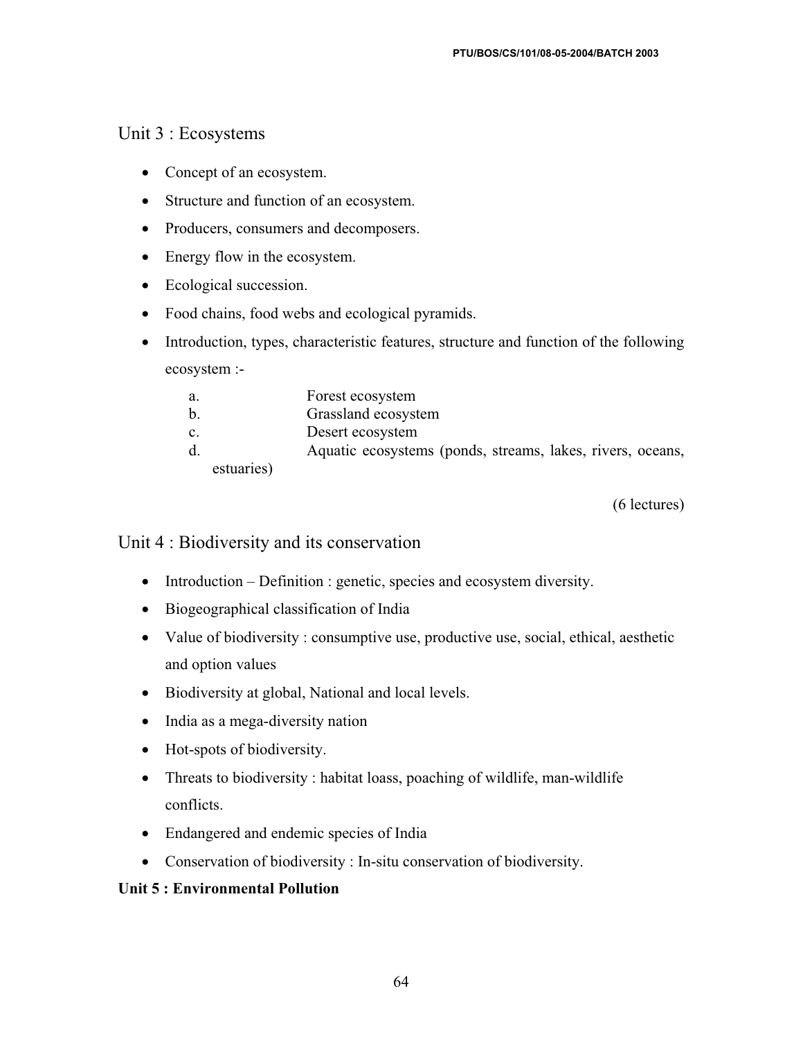## Unit 3 : Ecosystems

- Concept of an ecosystem.
- Structure and function of an ecosystem.
- Producers, consumers and decomposers.
- Energy flow in the ecosystem.
- Ecological succession.
- Food chains, food webs and ecological pyramids.
- Introduction, types, characteristic features, structure and function of the following ecosystem :-
  - a. Forest ecosystem
  - b. Grassland ecosystem
  - c. Desert ecosystem
  - d. Aquatic ecosystems (ponds, streams, lakes, rivers, oceans, estuaries)

(6 lectures)

## Unit 4 : Biodiversity and its conservation

- Introduction – Definition : genetic, species and ecosystem diversity.
- Biogeographical classification of India
- Value of biodiversity : consumptive use, productive use, social, ethical, aesthetic and option values
- Biodiversity at global, National and local levels.
- India as a mega-diversity nation
- Hot-spots of biodiversity.
- Threats to biodiversity : habitat loass, poaching of wildlife, man-wildlife conflicts.
- Endangered and endemic species of India
- Conservation of biodiversity : In-situ conservation of biodiversity.

**Unit 5 : Environmental Pollution**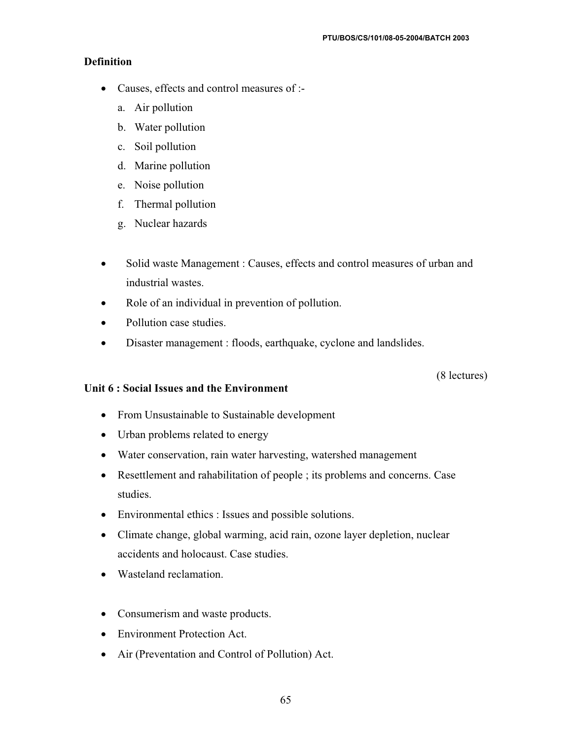**Definition**

- Causes, effects and control measures of :-
  a. Air pollution
  b. Water pollution
  c. Soil pollution
  d. Marine pollution
  e. Noise pollution
  f. Thermal pollution
  g. Nuclear hazards

- Solid waste Management : Causes, effects and control measures of urban and industrial wastes.
- Role of an individual in prevention of pollution.
- Pollution case studies.
- Disaster management : floods, earthquake, cyclone and landslides.

(8 lectures)

**Unit 6 : Social Issues and the Environment**

- From Unsustainable to Sustainable development
- Urban problems related to energy
- Water conservation, rain water harvesting, watershed management
- Resettlement and rahabilitation of people ; its problems and concerns. Case studies.
- Environmental ethics : Issues and possible solutions.
- Climate change, global warming, acid rain, ozone layer depletion, nuclear accidents and holocaust. Case studies.
- Wasteland reclamation.

- Consumerism and waste products.
- Environment Protection Act.
- Air (Preventation and Control of Pollution) Act.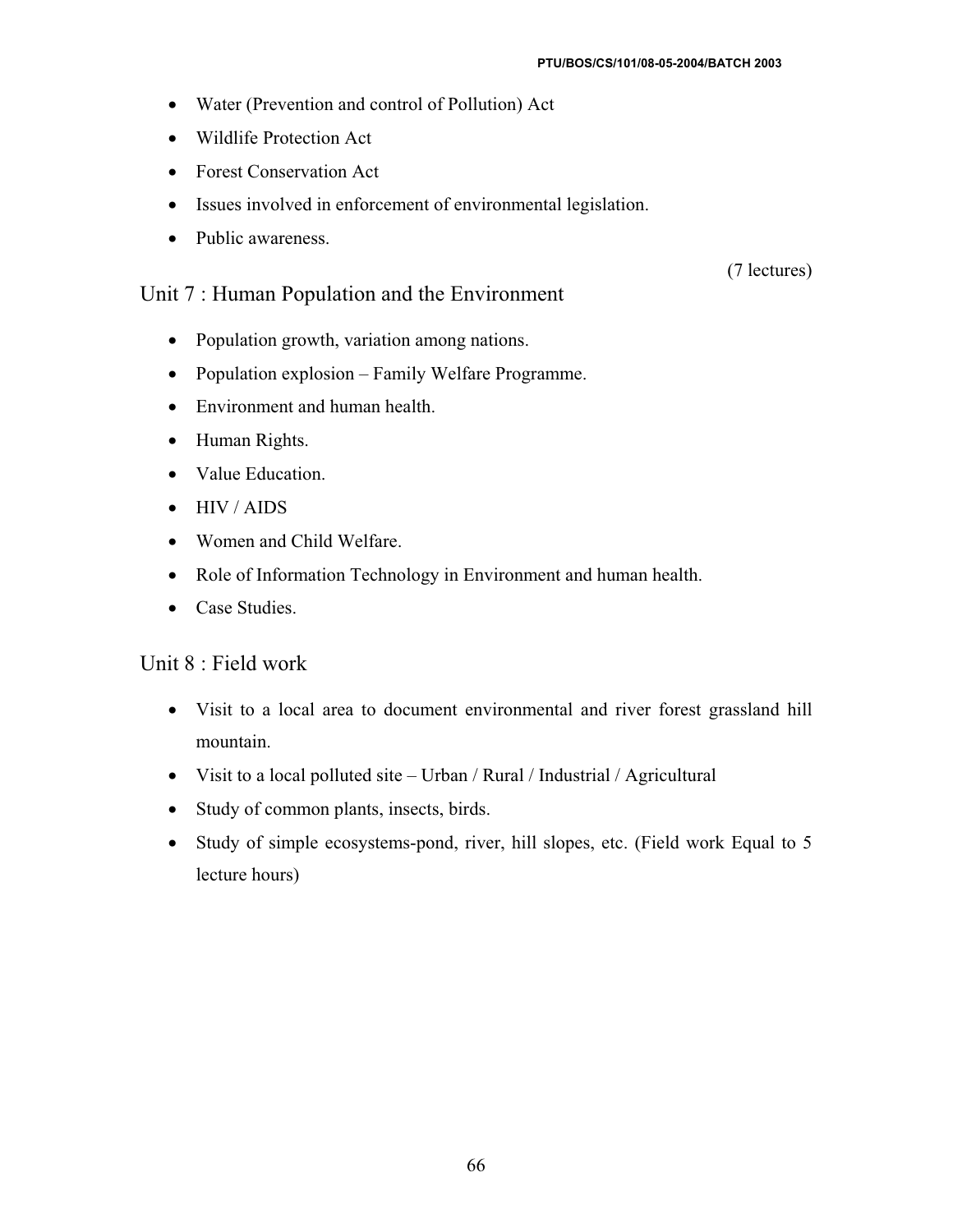- Water (Prevention and control of Pollution) Act
- Wildlife Protection Act
- Forest Conservation Act
- Issues involved in enforcement of environmental legislation.
- Public awareness.

(7 lectures)

## Unit 7 : Human Population and the Environment

- Population growth, variation among nations.
- Population explosion – Family Welfare Programme.
- Environment and human health.
- Human Rights.
- Value Education.
- HIV / AIDS
- Women and Child Welfare.
- Role of Information Technology in Environment and human health.
- Case Studies.

## Unit 8 : Field work

- Visit to a local area to document environmental and river forest grassland hill mountain.
- Visit to a local polluted site – Urban / Rural / Industrial / Agricultural
- Study of common plants, insects, birds.
- Study of simple ecosystems-pond, river, hill slopes, etc. (Field work Equal to 5 lecture hours)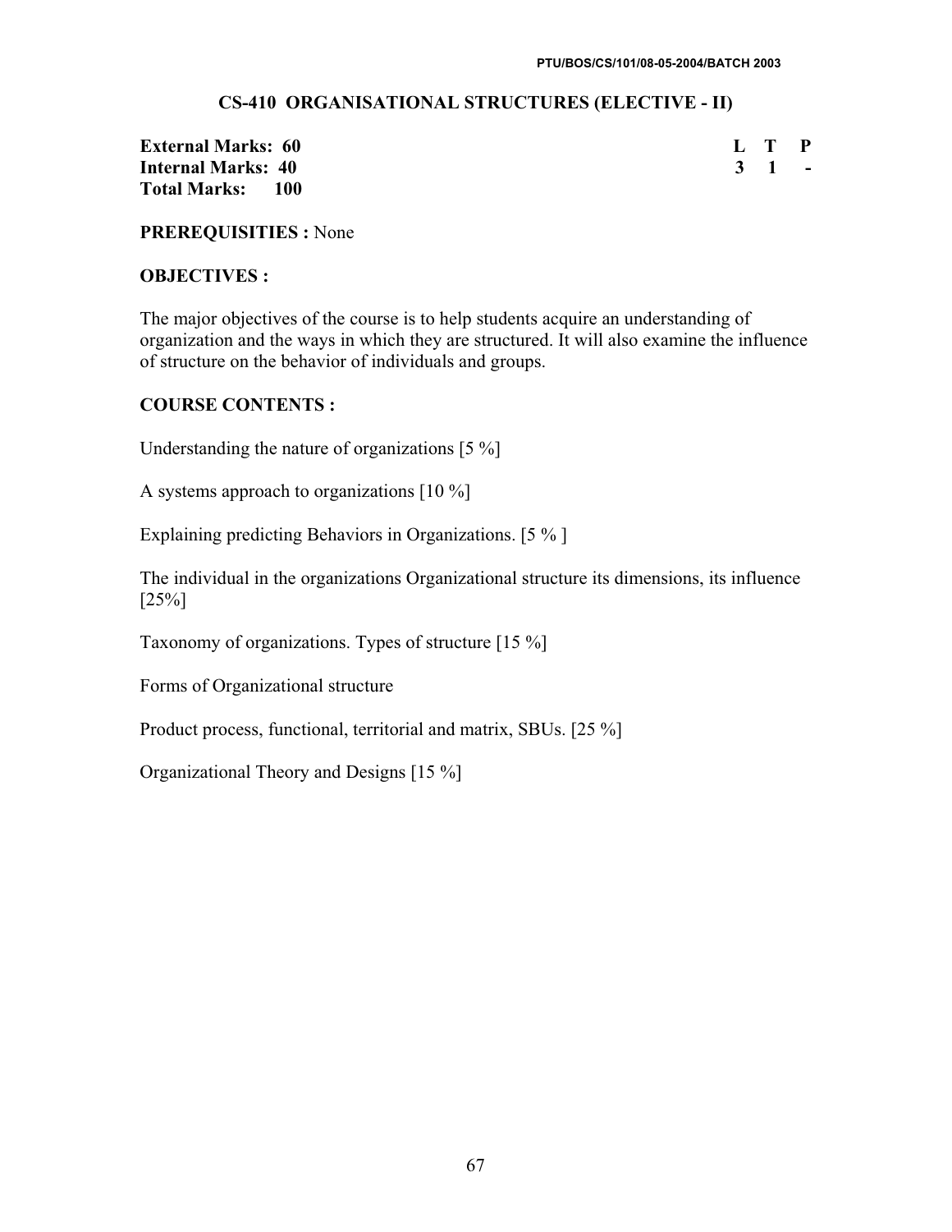## CS-410 ORGANISATIONAL STRUCTURES (ELECTIVE - II)

| | L | T | P |
|---|---|---|---|
| **External Marks: 60** | **3** | **1** | **-** |
| **Internal Marks: 40** | | | |
| **Total Marks: 100** | | | |

**PREREQUISITIES :** None

**OBJECTIVES :**

The major objectives of the course is to help students acquire an understanding of organization and the ways in which they are structured. It will also examine the influence of structure on the behavior of individuals and groups.

**COURSE CONTENTS :**

Understanding the nature of organizations [5 %]

A systems approach to organizations [10 %]

Explaining predicting Behaviors in Organizations. [5 % ]

The individual in the organizations Organizational structure its dimensions, its influence [25%]

Taxonomy of organizations. Types of structure [15 %]

Forms of Organizational structure

Product process, functional, territorial and matrix, SBUs. [25 %]

Organizational Theory and Designs [15 %]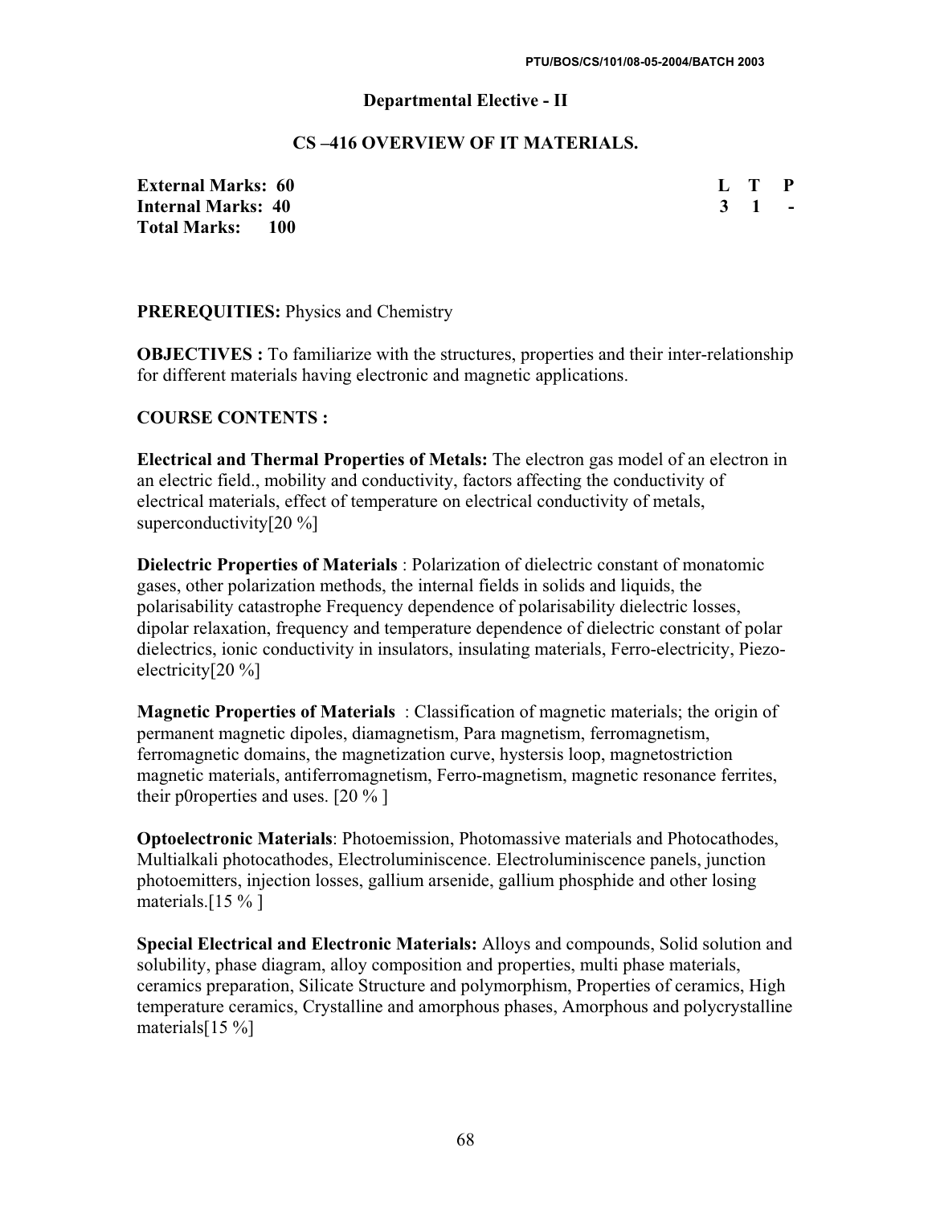PTU/BOS/CS/101/08-05-2004/BATCH 2003

## Departmental Elective - II

## CS –416 OVERVIEW OF IT MATERIALS.

**External Marks: 60**
**Internal Marks: 40**
**Total Marks: 100**

| L | T | P |
|---|---|---|
| 3 | 1 | - |

**PREREQUITIES:** Physics and Chemistry

**OBJECTIVES :** To familiarize with the structures, properties and their inter-relationship for different materials having electronic and magnetic applications.

**COURSE CONTENTS :**

**Electrical and Thermal Properties of Metals:** The electron gas model of an electron in an electric field., mobility and conductivity, factors affecting the conductivity of electrical materials, effect of temperature on electrical conductivity of metals, superconductivity[20 %]

**Dielectric Properties of Materials** : Polarization of dielectric constant of monatomic gases, other polarization methods, the internal fields in solids and liquids, the polarisability catastrophe Frequency dependence of polarisability dielectric losses, dipolar relaxation, frequency and temperature dependence of dielectric constant of polar dielectrics, ionic conductivity in insulators, insulating materials, Ferro-electricity, Piezo-electricity[20 %]

**Magnetic Properties of Materials** : Classification of magnetic materials; the origin of permanent magnetic dipoles, diamagnetism, Para magnetism, ferromagnetism, ferromagnetic domains, the magnetization curve, hystersis loop, magnetostriction magnetic materials, antiferromagnetism, Ferro-magnetism, magnetic resonance ferrites, their p0roperties and uses. [20 % ]

**Optoelectronic Materials**: Photoemission, Photomassive materials and Photocathodes, Multialkali photocathodes, Electroluminiscence. Electroluminiscence panels, junction photoemitters, injection losses, gallium arsenide, gallium phosphide and other losing materials.[15 % ]

**Special Electrical and Electronic Materials:** Alloys and compounds, Solid solution and solubility, phase diagram, alloy composition and properties, multi phase materials, ceramics preparation, Silicate Structure and polymorphism, Properties of ceramics, High temperature ceramics, Crystalline and amorphous phases, Amorphous and polycrystalline materials[15 %]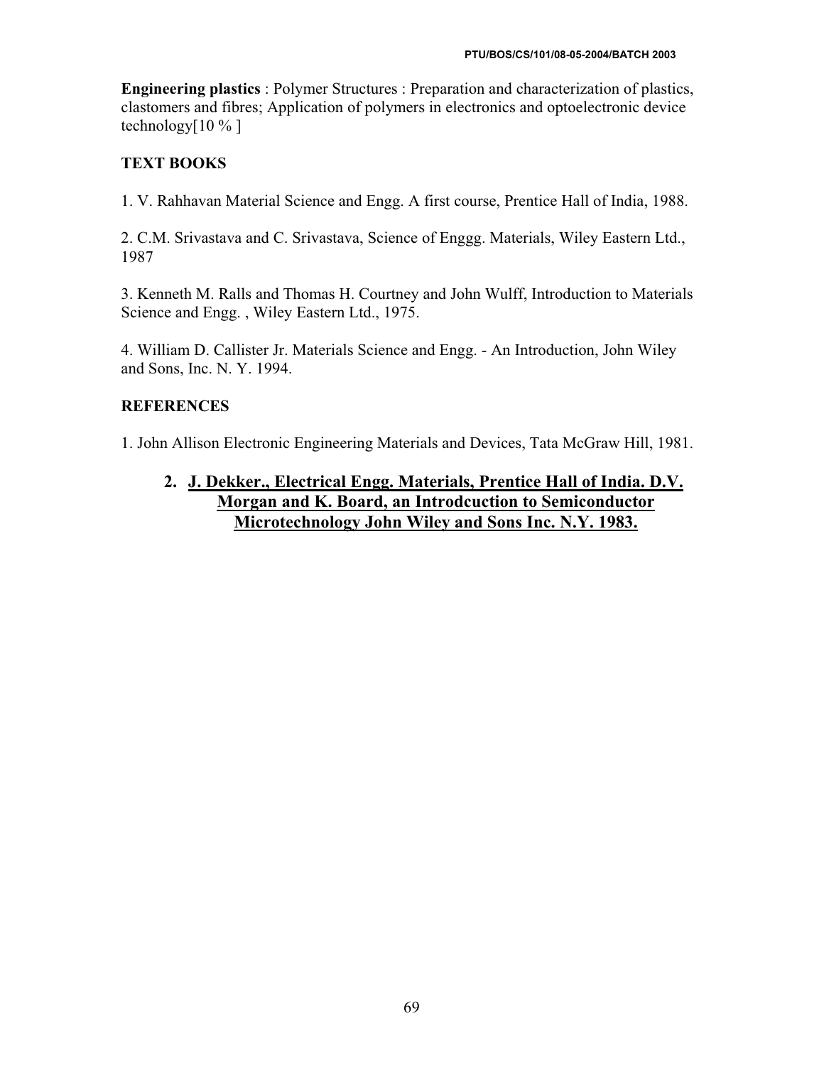**Engineering plastics** : Polymer Structures : Preparation and characterization of plastics, clastomers and fibres; Application of polymers in electronics and optoelectronic device technology[10 % ]

**TEXT BOOKS**

1. V. Rahhavan Material Science and Engg. A first course, Prentice Hall of India, 1988.

2. C.M. Srivastava and C. Srivastava, Science of Enggg. Materials, Wiley Eastern Ltd., 1987

3. Kenneth M. Ralls and Thomas H. Courtney and John Wulff, Introduction to Materials Science and Engg. , Wiley Eastern Ltd., 1975.

4. William D. Callister Jr. Materials Science and Engg. - An Introduction, John Wiley and Sons, Inc. N. Y. 1994.

**REFERENCES**

1. John Allison Electronic Engineering Materials and Devices, Tata McGraw Hill, 1981.

2. **J. Dekker., Electrical Engg. Materials, Prentice Hall of India. D.V. Morgan and K. Board, an Introdcuction to Semiconductor Microtechnology John Wiley and Sons Inc. N.Y. 1983.**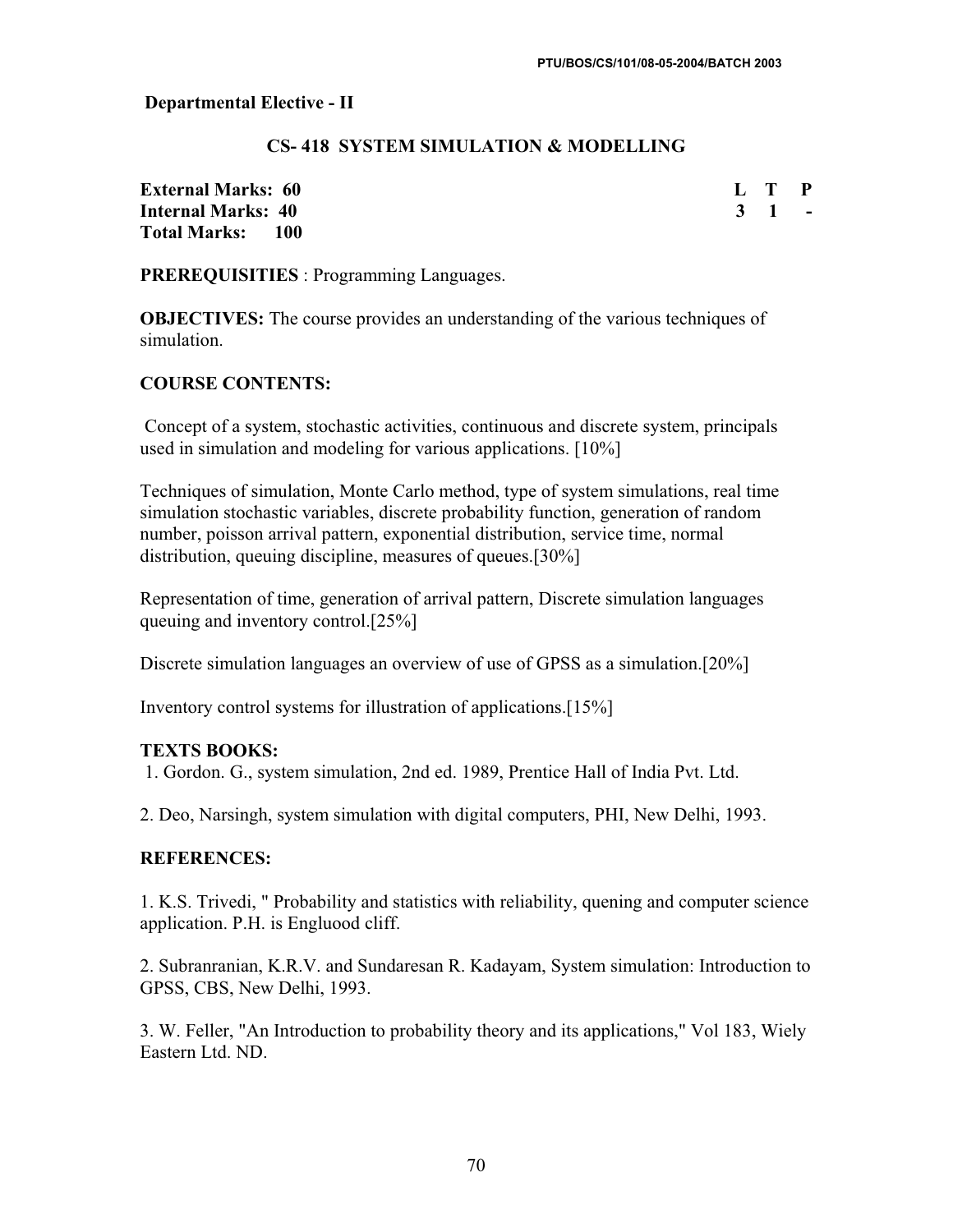**Departmental Elective - II**

## CS- 418 SYSTEM SIMULATION & MODELLING

| | |
|---|---|
| **External Marks: 60** | **L T P** |
| **Internal Marks: 40** | **3 1 -** |
| **Total Marks: 100** | |

**PREREQUISITIES** : Programming Languages.

**OBJECTIVES:** The course provides an understanding of the various techniques of simulation.

### COURSE CONTENTS:

Concept of a system, stochastic activities, continuous and discrete system, principals used in simulation and modeling for various applications. [10%]

Techniques of simulation, Monte Carlo method, type of system simulations, real time simulation stochastic variables, discrete probability function, generation of random number, poisson arrival pattern, exponential distribution, service time, normal distribution, queuing discipline, measures of queues.[30%]

Representation of time, generation of arrival pattern, Discrete simulation languages queuing and inventory control.[25%]

Discrete simulation languages an overview of use of GPSS as a simulation.[20%]

Inventory control systems for illustration of applications.[15%]

### TEXTS BOOKS:

1. Gordon. G., system simulation, 2nd ed. 1989, Prentice Hall of India Pvt. Ltd.

2. Deo, Narsingh, system simulation with digital computers, PHI, New Delhi, 1993.

### REFERENCES:

1. K.S. Trivedi, " Probability and statistics with reliability, quening and computer science application. P.H. is Engluood cliff.

2. Subranranian, K.R.V. and Sundaresan R. Kadayam, System simulation: Introduction to GPSS, CBS, New Delhi, 1993.

3. W. Feller, "An Introduction to probability theory and its applications," Vol 183, Wiely Eastern Ltd. ND.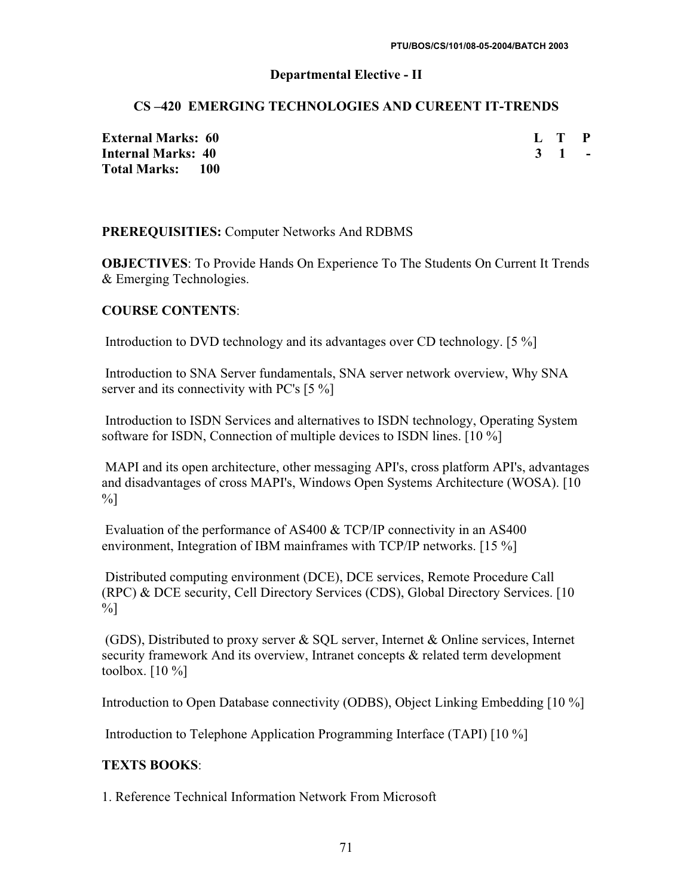## Departmental Elective - II

### CS –420 EMERGING TECHNOLOGIES AND CUREENT IT-TRENDS

| | |
|---|---|
| **External Marks: 60** | **L T P** |
| **Internal Marks: 40** | **3 1 -** |
| **Total Marks: 100** | |

**PREREQUISITIES:** Computer Networks And RDBMS

**OBJECTIVES**: To Provide Hands On Experience To The Students On Current It Trends & Emerging Technologies.

**COURSE CONTENTS**:

Introduction to DVD technology and its advantages over CD technology. [5 %]

Introduction to SNA Server fundamentals, SNA server network overview, Why SNA server and its connectivity with PC's [5 %]

Introduction to ISDN Services and alternatives to ISDN technology, Operating System software for ISDN, Connection of multiple devices to ISDN lines. [10 %]

MAPI and its open architecture, other messaging API's, cross platform API's, advantages and disadvantages of cross MAPI's, Windows Open Systems Architecture (WOSA). [10 %]

Evaluation of the performance of AS400 & TCP/IP connectivity in an AS400 environment, Integration of IBM mainframes with TCP/IP networks. [15 %]

Distributed computing environment (DCE), DCE services, Remote Procedure Call (RPC) & DCE security, Cell Directory Services (CDS), Global Directory Services. [10 %]

(GDS), Distributed to proxy server & SQL server, Internet & Online services, Internet security framework And its overview, Intranet concepts & related term development toolbox. [10 %]

Introduction to Open Database connectivity (ODBS), Object Linking Embedding [10 %]

Introduction to Telephone Application Programming Interface (TAPI) [10 %]

**TEXTS BOOKS**:

1. Reference Technical Information Network From Microsoft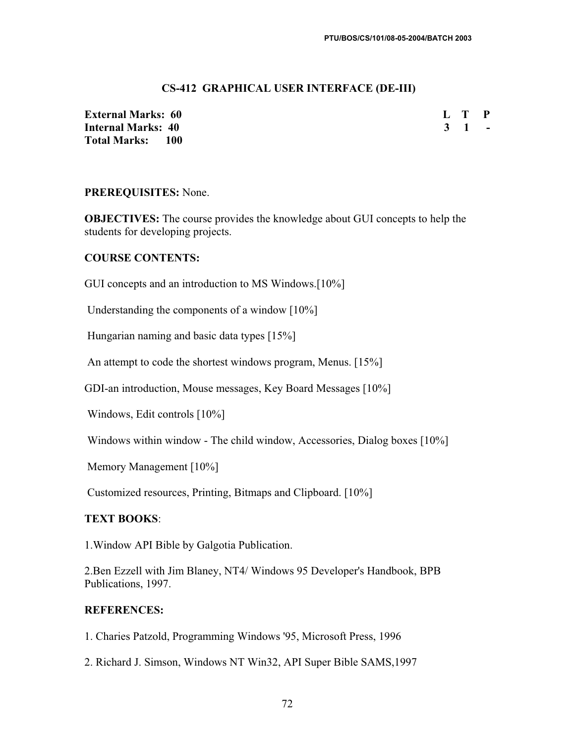## CS-412 GRAPHICAL USER INTERFACE (DE-III)

| | L | T | P |
|---|---|---|---|
| **External Marks: 60** | 3 | 1 | - |
| **Internal Marks: 40** | | | |
| **Total Marks: 100** | | | |

**PREREQUISITES:** None.

**OBJECTIVES:** The course provides the knowledge about GUI concepts to help the students for developing projects.

**COURSE CONTENTS:**

GUI concepts and an introduction to MS Windows.[10%]

Understanding the components of a window [10%]

Hungarian naming and basic data types [15%]

An attempt to code the shortest windows program, Menus. [15%]

GDI-an introduction, Mouse messages, Key Board Messages [10%]

Windows, Edit controls [10%]

Windows within window - The child window, Accessories, Dialog boxes [10%]

Memory Management [10%]

Customized resources, Printing, Bitmaps and Clipboard. [10%]

**TEXT BOOKS**:

1.Window API Bible by Galgotia Publication.

2.Ben Ezzell with Jim Blaney, NT4/ Windows 95 Developer's Handbook, BPB Publications, 1997.

**REFERENCES:**

1. Charies Patzold, Programming Windows '95, Microsoft Press, 1996

2. Richard J. Simson, Windows NT Win32, API Super Bible SAMS,1997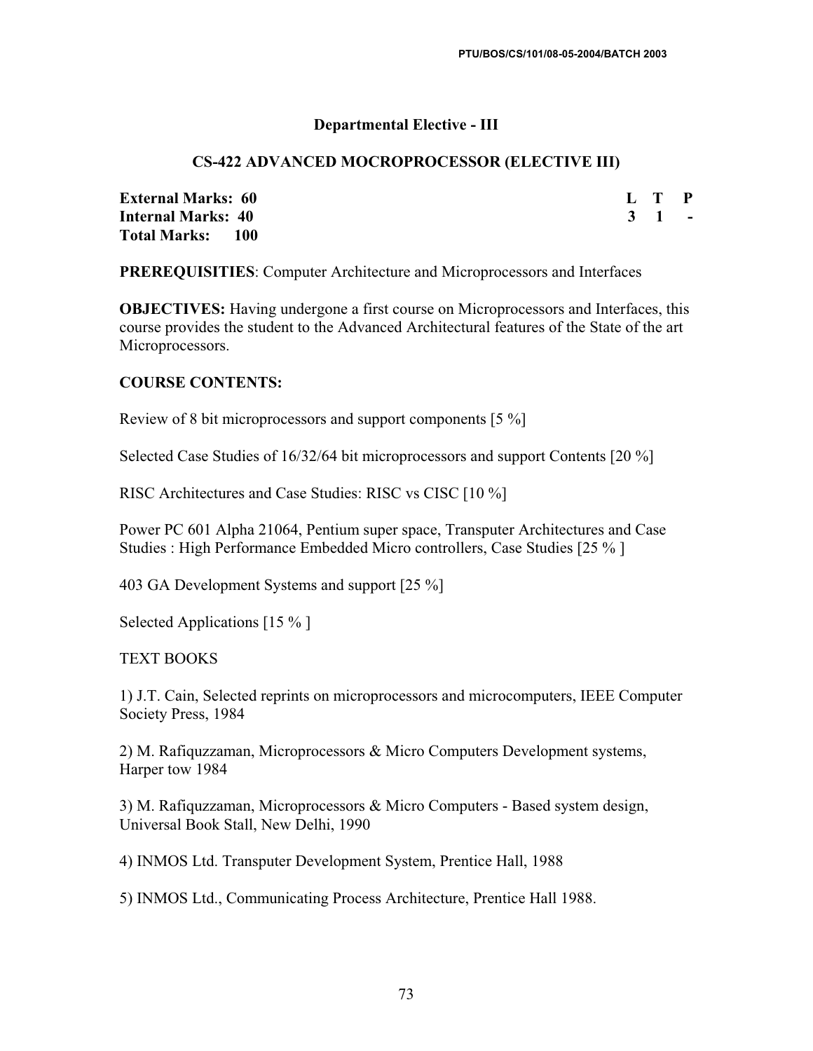## Departmental Elective - III

### CS-422 ADVANCED MOCROPROCESSOR (ELECTIVE III)

| | L | T | P |
|---|---|---|---|
| **External Marks: 60** | **3** | **1** | **-** |
| **Internal Marks: 40** | | | |
| **Total Marks: 100** | | | |

**PREREQUISITIES**: Computer Architecture and Microprocessors and Interfaces

**OBJECTIVES:** Having undergone a first course on Microprocessors and Interfaces, this course provides the student to the Advanced Architectural features of the State of the art Microprocessors.

**COURSE CONTENTS:**

Review of 8 bit microprocessors and support components [5 %]

Selected Case Studies of 16/32/64 bit microprocessors and support Contents [20 %]

RISC Architectures and Case Studies: RISC vs CISC [10 %]

Power PC 601 Alpha 21064, Pentium super space, Transputer Architectures and Case Studies : High Performance Embedded Micro controllers, Case Studies [25 % ]

403 GA Development Systems and support [25 %]

Selected Applications [15 % ]

TEXT BOOKS

1) J.T. Cain, Selected reprints on microprocessors and microcomputers, IEEE Computer Society Press, 1984

2) M. Rafiquzzaman, Microprocessors & Micro Computers Development systems, Harper tow 1984

3) M. Rafiquzzaman, Microprocessors & Micro Computers - Based system design, Universal Book Stall, New Delhi, 1990

4) INMOS Ltd. Transputer Development System, Prentice Hall, 1988

5) INMOS Ltd., Communicating Process Architecture, Prentice Hall 1988.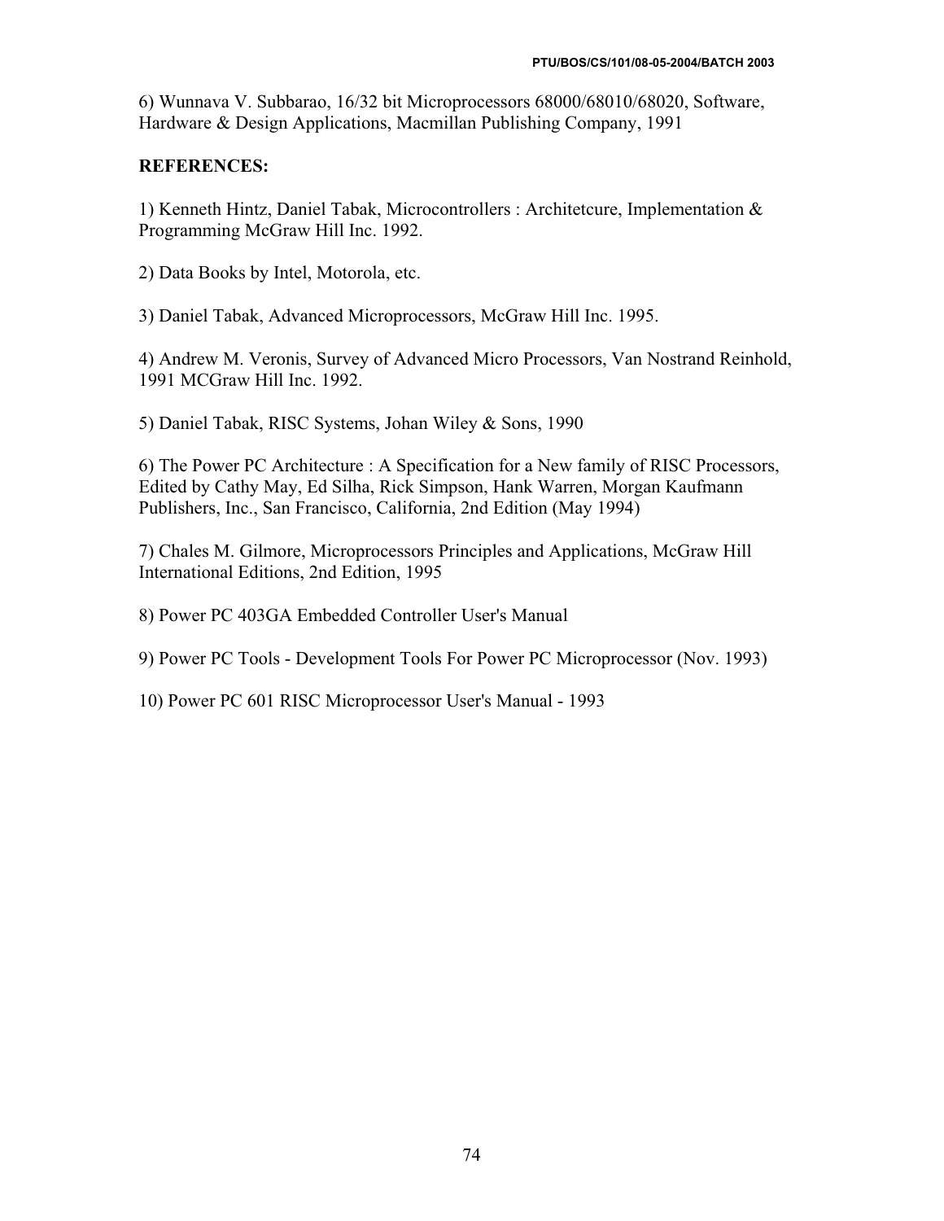6) Wunnava V. Subbarao, 16/32 bit Microprocessors 68000/68010/68020, Software, Hardware & Design Applications, Macmillan Publishing Company, 1991

**REFERENCES:**

1) Kenneth Hintz, Daniel Tabak, Microcontrollers : Architetcure, Implementation & Programming McGraw Hill Inc. 1992.

2) Data Books by Intel, Motorola, etc.

3) Daniel Tabak, Advanced Microprocessors, McGraw Hill Inc. 1995.

4) Andrew M. Veronis, Survey of Advanced Micro Processors, Van Nostrand Reinhold, 1991 MCGraw Hill Inc. 1992.

5) Daniel Tabak, RISC Systems, Johan Wiley & Sons, 1990

6) The Power PC Architecture : A Specification for a New family of RISC Processors, Edited by Cathy May, Ed Silha, Rick Simpson, Hank Warren, Morgan Kaufmann Publishers, Inc., San Francisco, California, 2nd Edition (May 1994)

7) Chales M. Gilmore, Microprocessors Principles and Applications, McGraw Hill International Editions, 2nd Edition, 1995

8) Power PC 403GA Embedded Controller User's Manual

9) Power PC Tools - Development Tools For Power PC Microprocessor (Nov. 1993)

10) Power PC 601 RISC Microprocessor User's Manual - 1993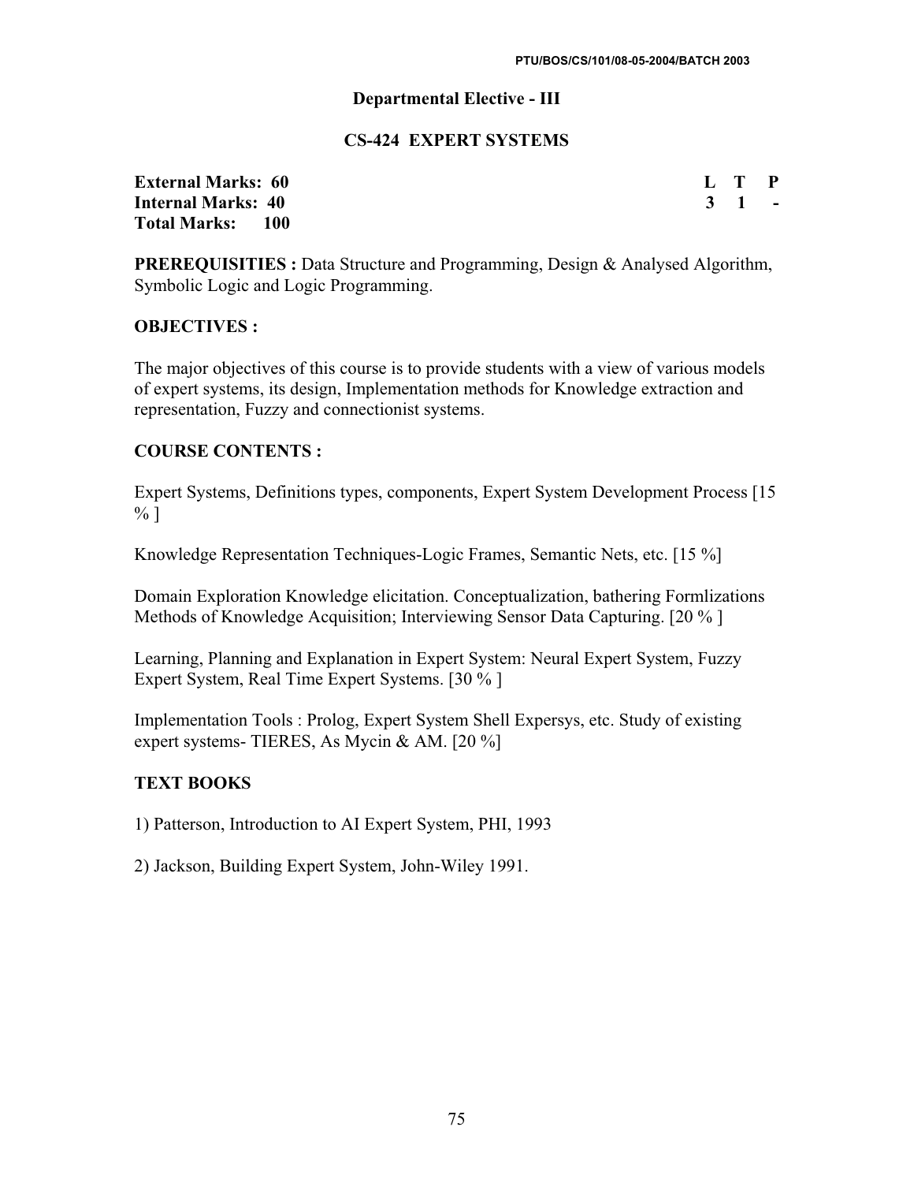## Departmental Elective - III

## CS-424 EXPERT SYSTEMS

| | L | T | P |
|---|---|---|---|
| **External Marks: 60** | **3** | **1** | **-** |
| **Internal Marks: 40** | | | |
| **Total Marks: 100** | | | |

**PREREQUISITIES :** Data Structure and Programming, Design & Analysed Algorithm, Symbolic Logic and Logic Programming.

**OBJECTIVES :**

The major objectives of this course is to provide students with a view of various models of expert systems, its design, Implementation methods for Knowledge extraction and representation, Fuzzy and connectionist systems.

**COURSE CONTENTS :**

Expert Systems, Definitions types, components, Expert System Development Process [15 % ]

Knowledge Representation Techniques-Logic Frames, Semantic Nets, etc. [15 %]

Domain Exploration Knowledge elicitation. Conceptualization, bathering Formlizations Methods of Knowledge Acquisition; Interviewing Sensor Data Capturing. [20 % ]

Learning, Planning and Explanation in Expert System: Neural Expert System, Fuzzy Expert System, Real Time Expert Systems. [30 % ]

Implementation Tools : Prolog, Expert System Shell Expersys, etc. Study of existing expert systems- TIERES, As Mycin & AM. [20 %]

**TEXT BOOKS**

1) Patterson, Introduction to AI Expert System, PHI, 1993

2) Jackson, Building Expert System, John-Wiley 1991.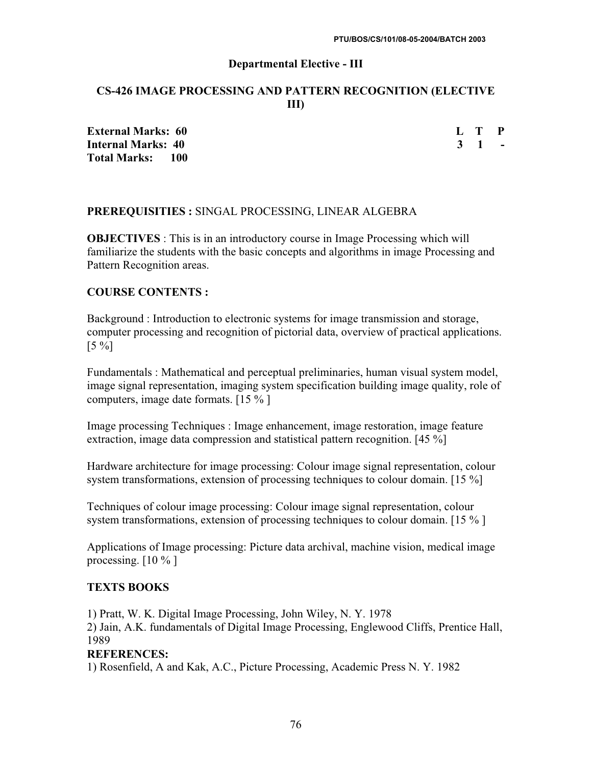## Departmental Elective - III

## CS-426 IMAGE PROCESSING AND PATTERN RECOGNITION (ELECTIVE III)

| | L | T | P |
|---|---|---|---|
| **External Marks: 60** | **3** | **1** | **-** |
| **Internal Marks: 40** | | | |
| **Total Marks: 100** | | | |

**PREREQUISITIES :** SINGAL PROCESSING, LINEAR ALGEBRA

**OBJECTIVES** : This is in an introductory course in Image Processing which will familiarize the students with the basic concepts and algorithms in image Processing and Pattern Recognition areas.

**COURSE CONTENTS :**

Background : Introduction to electronic systems for image transmission and storage, computer processing and recognition of pictorial data, overview of practical applications. [5 %]

Fundamentals : Mathematical and perceptual preliminaries, human visual system model, image signal representation, imaging system specification building image quality, role of computers, image date formats. [15 % ]

Image processing Techniques : Image enhancement, image restoration, image feature extraction, image data compression and statistical pattern recognition. [45 %]

Hardware architecture for image processing: Colour image signal representation, colour system transformations, extension of processing techniques to colour domain. [15 %]

Techniques of colour image processing: Colour image signal representation, colour system transformations, extension of processing techniques to colour domain. [15 % ]

Applications of Image processing: Picture data archival, machine vision, medical image processing. [10 % ]

**TEXTS BOOKS**

1) Pratt, W. K. Digital Image Processing, John Wiley, N. Y. 1978
2) Jain, A.K. fundamentals of Digital Image Processing, Englewood Cliffs, Prentice Hall, 1989

**REFERENCES:**

1) Rosenfield, A and Kak, A.C., Picture Processing, Academic Press N. Y. 1982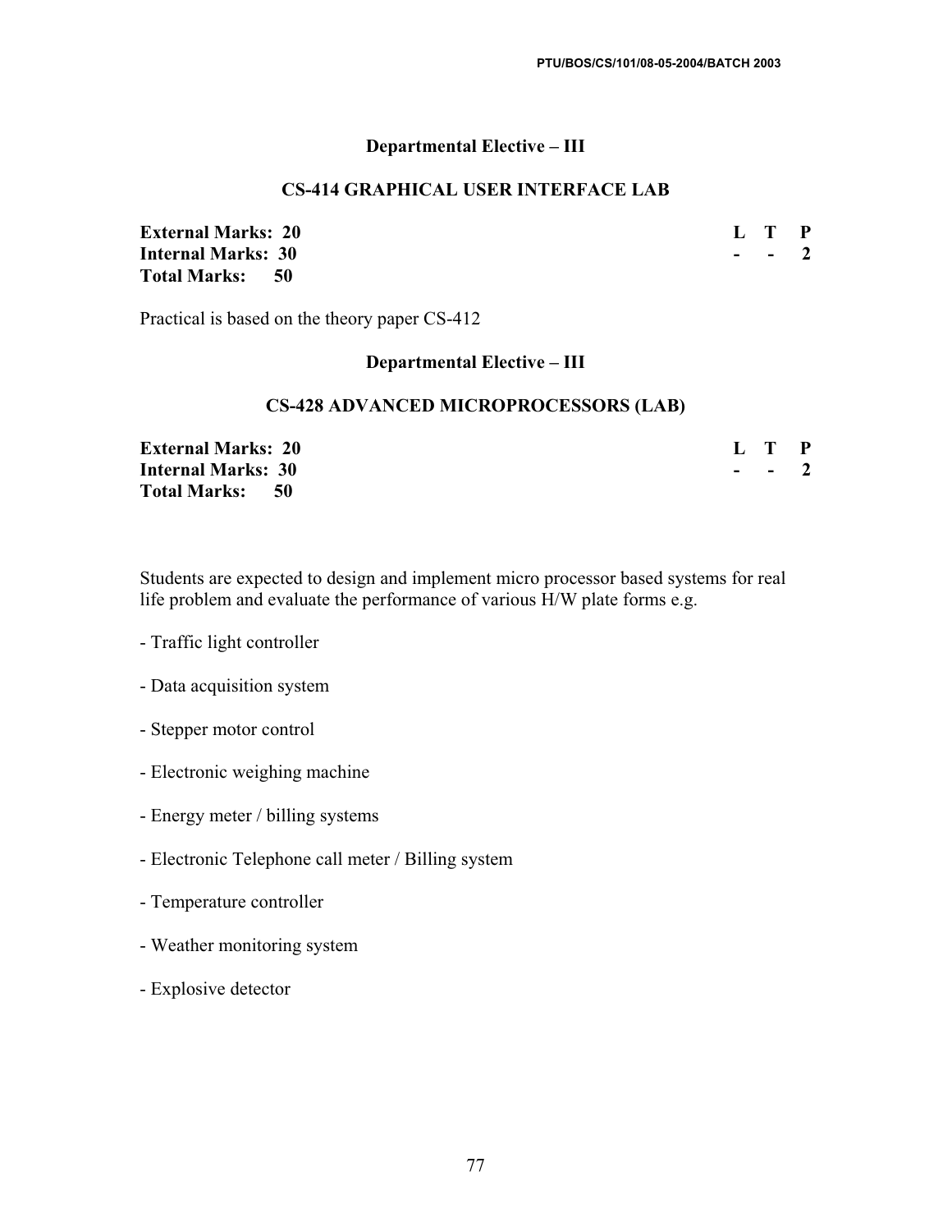## Departmental Elective – III

### CS-414 GRAPHICAL USER INTERFACE LAB

| | L | T | P |
|---|---|---|---|
| **External Marks: 20** | - | - | 2 |
| **Internal Marks: 30** | | | |
| **Total Marks: 50** | | | |

Practical is based on the theory paper CS-412

## Departmental Elective – III

### CS-428 ADVANCED MICROPROCESSORS (LAB)

| | L | T | P |
|---|---|---|---|
| **External Marks: 20** | - | - | 2 |
| **Internal Marks: 30** | | | |
| **Total Marks: 50** | | | |

Students are expected to design and implement micro processor based systems for real life problem and evaluate the performance of various H/W plate forms e.g.

- Traffic light controller
- Data acquisition system
- Stepper motor control
- Electronic weighing machine
- Energy meter / billing systems
- Electronic Telephone call meter / Billing system
- Temperature controller
- Weather monitoring system
- Explosive detector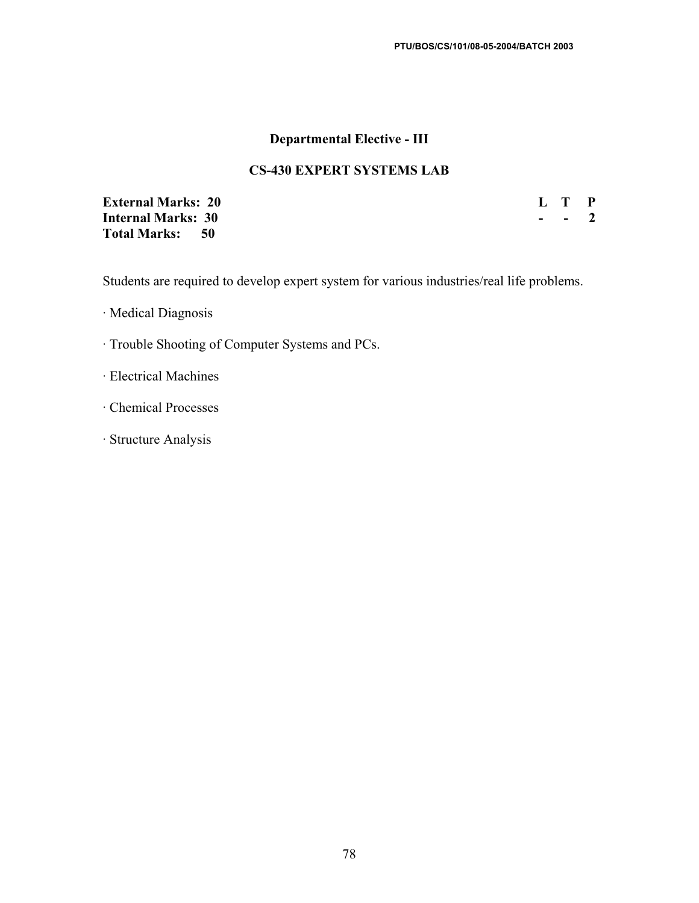## Departmental Elective - III

## CS-430 EXPERT SYSTEMS LAB

| | L | T | P |
|---|---|---|---|
| **External Marks: 20** | | | |
| **Internal Marks: 30** | - | - | 2 |
| **Total Marks: 50** | | | |

Students are required to develop expert system for various industries/real life problems.

- Medical Diagnosis
- Trouble Shooting of Computer Systems and PCs.
- Electrical Machines
- Chemical Processes
- Structure Analysis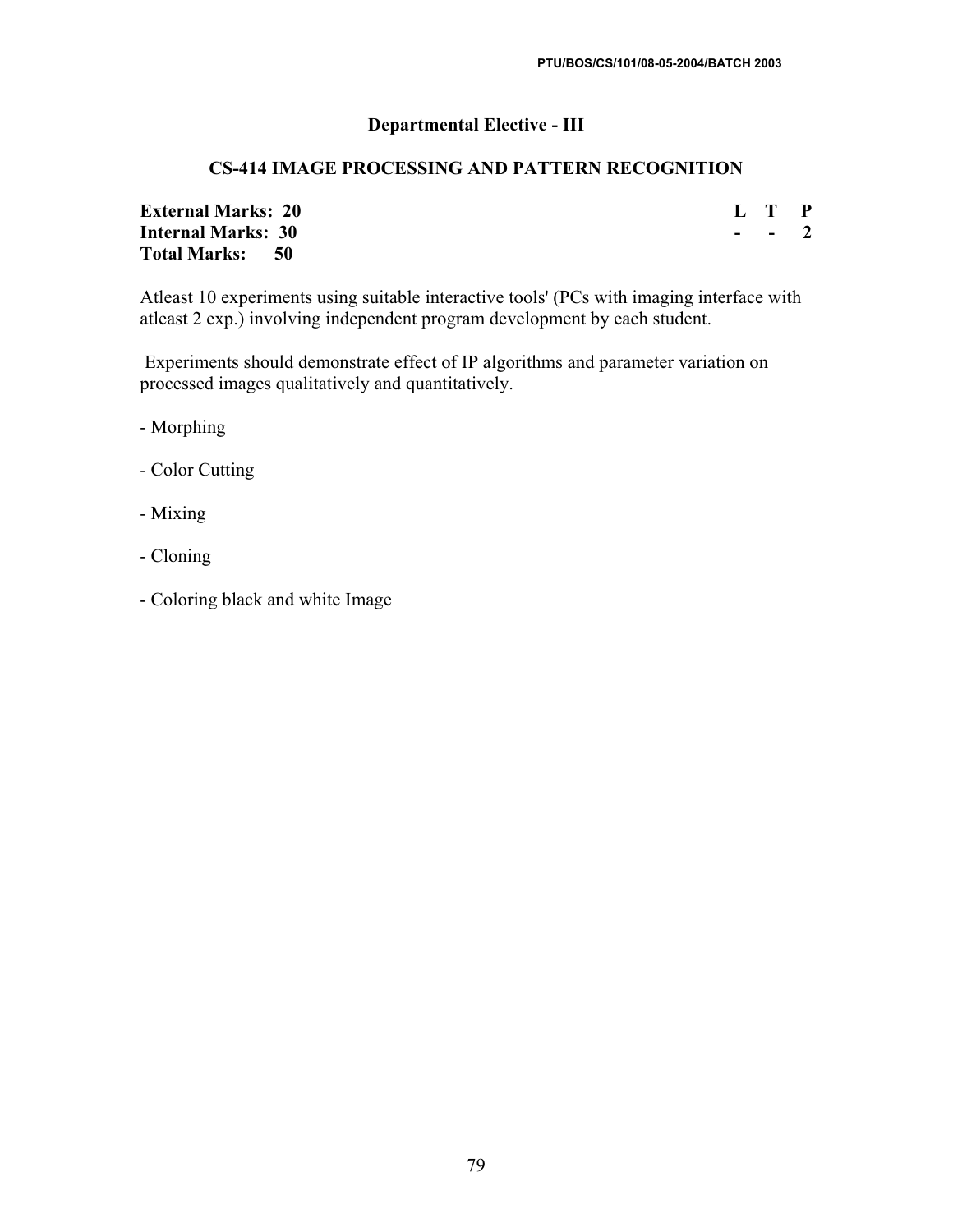## Departmental Elective - III

### CS-414 IMAGE PROCESSING AND PATTERN RECOGNITION

| | L | T | P |
|---|---|---|---|
| **External Marks: 20** | **-** | **-** | **2** |
| **Internal Marks: 30** | | | |
| **Total Marks: 50** | | | |

Atleast 10 experiments using suitable interactive tools' (PCs with imaging interface with atleast 2 exp.) involving independent program development by each student.

Experiments should demonstrate effect of IP algorithms and parameter variation on processed images qualitatively and quantitatively.

- Morphing
- Color Cutting
- Mixing
- Cloning
- Coloring black and white Image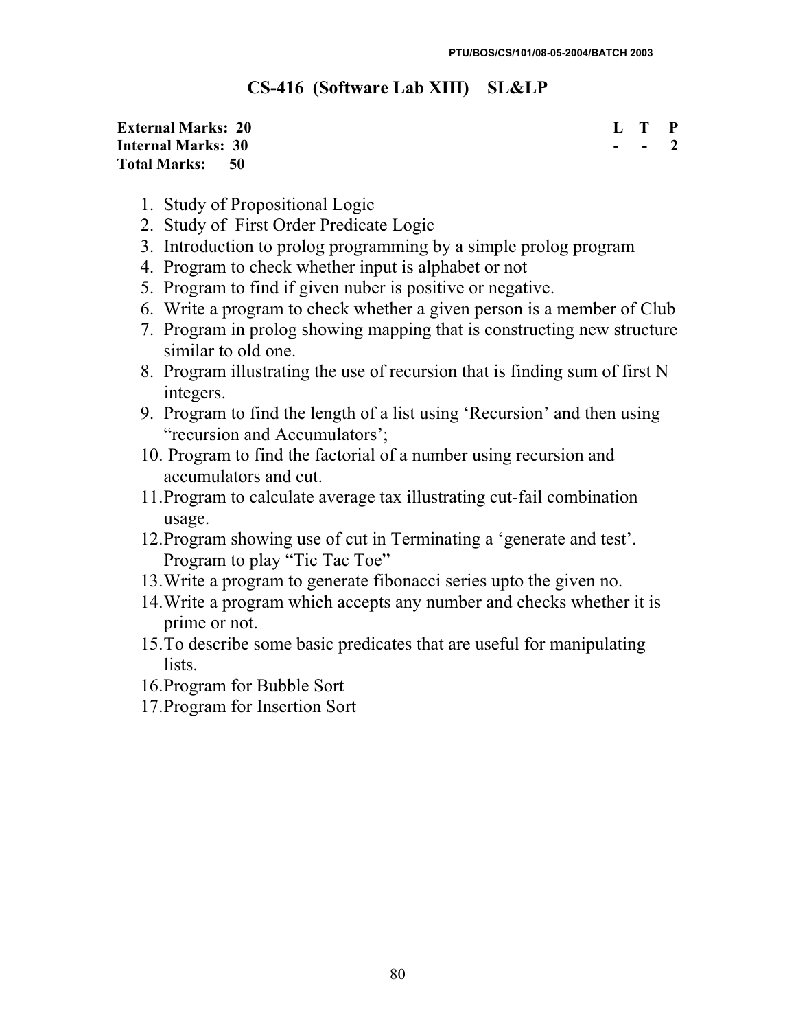## CS-416 (Software Lab XIII) SL&LP

| | |
|---|---|
| **External Marks: 20** | **L T P** |
| **Internal Marks: 30** | **- - 2** |
| **Total Marks: 50** | |

1. Study of Propositional Logic
2. Study of First Order Predicate Logic
3. Introduction to prolog programming by a simple prolog program
4. Program to check whether input is alphabet or not
5. Program to find if given nuber is positive or negative.
6. Write a program to check whether a given person is a member of Club
7. Program in prolog showing mapping that is constructing new structure similar to old one.
8. Program illustrating the use of recursion that is finding sum of first N integers.
9. Program to find the length of a list using 'Recursion' and then using "recursion and Accumulators';
10. Program to find the factorial of a number using recursion and accumulators and cut.
11. Program to calculate average tax illustrating cut-fail combination usage.
12. Program showing use of cut in Terminating a 'generate and test'. Program to play "Tic Tac Toe"
13. Write a program to generate fibonacci series upto the given no.
14. Write a program which accepts any number and checks whether it is prime or not.
15. To describe some basic predicates that are useful for manipulating lists.
16. Program for Bubble Sort
17. Program for Insertion Sort